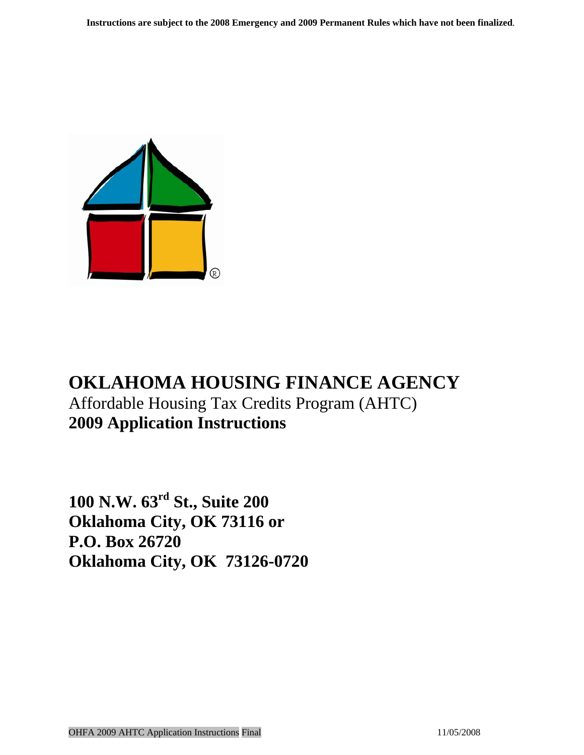**Instructions are subject to the 2008 Emergency and 2009 Permanent Rules which have not been finalized**.

# OKLAHOMA HOUSING FINANCE AGENCY

Affordable Housing Tax Credits Program (AHTC)

**2009 Application Instructions**

**100 N.W. 63rd St., Suite 200**
**Oklahoma City, OK 73116 or**
**P.O. Box 26720**
**Oklahoma City, OK 73126-0720**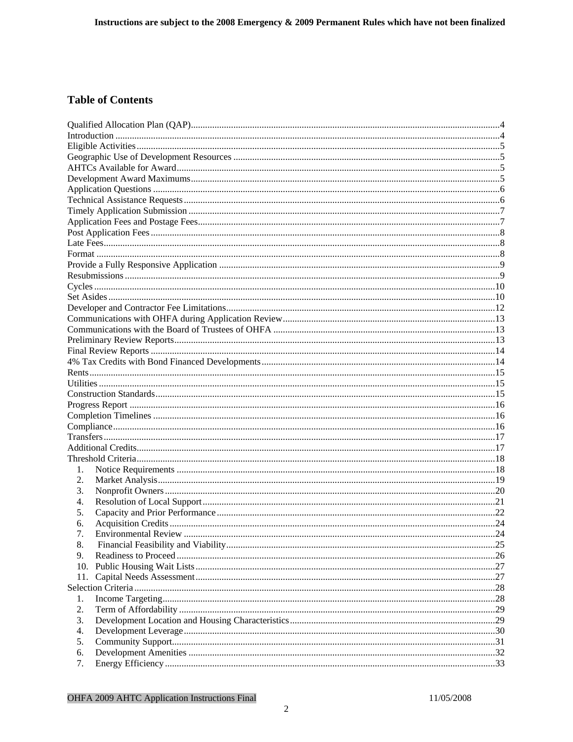## Table of Contents

Qualified Allocation Plan (QAP) ..... 4
Introduction ..... 4
Eligible Activities ..... 5
Geographic Use of Development Resources ..... 5
AHTCs Available for Award ..... 5
Development Award Maximums ..... 5
Application Questions ..... 6
Technical Assistance Requests ..... 6
Timely Application Submission ..... 7
Application Fees and Postage Fees ..... 7
Post Application Fees ..... 8
Late Fees ..... 8
Format ..... 8
Provide a Fully Responsive Application ..... 9
Resubmissions ..... 9
Cycles ..... 10
Set Asides ..... 10
Developer and Contractor Fee Limitations ..... 12
Communications with OHFA during Application Review ..... 13
Communications with the Board of Trustees of OHFA ..... 13
Preliminary Review Reports ..... 13
Final Review Reports ..... 14
4% Tax Credits with Bond Financed Developments ..... 14
Rents ..... 15
Utilities ..... 15
Construction Standards ..... 15
Progress Report ..... 16
Completion Timelines ..... 16
Compliance ..... 16
Transfers ..... 17
Additional Credits ..... 17
Threshold Criteria ..... 18

1. Notice Requirements ..... 18
2. Market Analysis ..... 19
3. Nonprofit Owners ..... 20
4. Resolution of Local Support ..... 21
5. Capacity and Prior Performance ..... 22
6. Acquisition Credits ..... 24
7. Environmental Review ..... 24
8. Financial Feasibility and Viability ..... 25
9. Readiness to Proceed ..... 26
10. Public Housing Wait Lists ..... 27
11. Capital Needs Assessment ..... 27

Selection Criteria ..... 28

1. Income Targeting ..... 28
2. Term of Affordability ..... 29
3. Development Location and Housing Characteristics ..... 29
4. Development Leverage ..... 30
5. Community Support ..... 31
6. Development Amenities ..... 32
7. Energy Efficiency ..... 33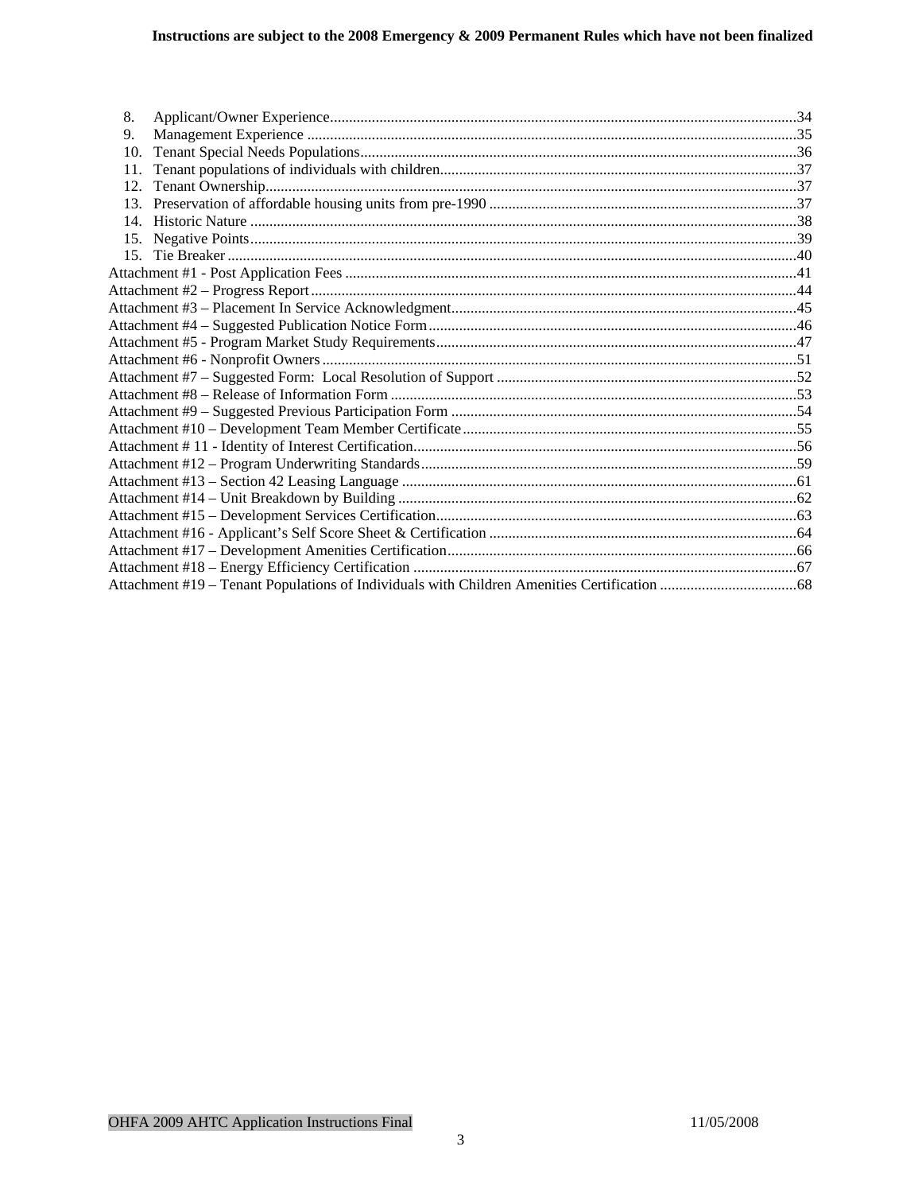8. Applicant/Owner Experience............................................................................................................34
9. Management Experience .................................................................................................................35
10. Tenant Special Needs Populations...................................................................................................36
11. Tenant populations of individuals with children..............................................................................37
12. Tenant Ownership............................................................................................................................37
13. Preservation of affordable housing units from pre-1990 .................................................................37
14. Historic Nature ................................................................................................................................38
15. Negative Points................................................................................................................................39
15. Tie Breaker ......................................................................................................................................40

Attachment #1 - Post Application Fees .......................................................................................................41
Attachment #2 – Progress Report ................................................................................................................44
Attachment #3 – Placement In Service Acknowledgment...........................................................................45
Attachment #4 – Suggested Publication Notice Form .................................................................................46
Attachment #5 - Program Market Study Requirements...............................................................................47
Attachment #6 - Nonprofit Owners .............................................................................................................51
Attachment #7 – Suggested Form: Local Resolution of Support ...............................................................52
Attachment #8 – Release of Information Form ...........................................................................................53
Attachment #9 – Suggested Previous Participation Form ...........................................................................54
Attachment #10 – Development Team Member Certificate ........................................................................55
Attachment # 11 - Identity of Interest Certification.....................................................................................56
Attachment #12 – Program Underwriting Standards...................................................................................59
Attachment #13 – Section 42 Leasing Language ........................................................................................61
Attachment #14 – Unit Breakdown by Building .........................................................................................62
Attachment #15 – Development Services Certification...............................................................................63
Attachment #16 - Applicant's Self Score Sheet & Certification .................................................................64
Attachment #17 – Development Amenities Certification............................................................................66
Attachment #18 – Energy Efficiency Certification .....................................................................................67
Attachment #19 – Tenant Populations of Individuals with Children Amenities Certification ....................68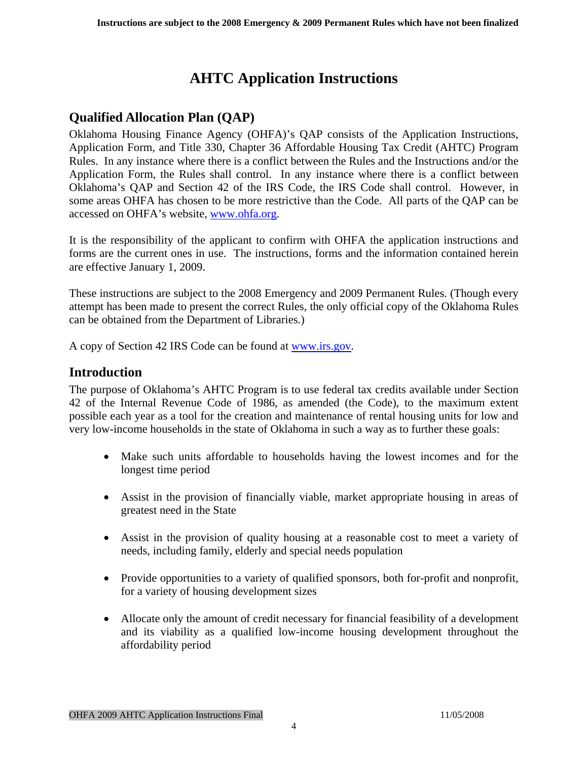# AHTC Application Instructions

## Qualified Allocation Plan (QAP)

Oklahoma Housing Finance Agency (OHFA)'s QAP consists of the Application Instructions, Application Form, and Title 330, Chapter 36 Affordable Housing Tax Credit (AHTC) Program Rules. In any instance where there is a conflict between the Rules and the Instructions and/or the Application Form, the Rules shall control. In any instance where there is a conflict between Oklahoma's QAP and Section 42 of the IRS Code, the IRS Code shall control. However, in some areas OHFA has chosen to be more restrictive than the Code. All parts of the QAP can be accessed on OHFA's website, www.ohfa.org.

It is the responsibility of the applicant to confirm with OHFA the application instructions and forms are the current ones in use. The instructions, forms and the information contained herein are effective January 1, 2009.

These instructions are subject to the 2008 Emergency and 2009 Permanent Rules. (Though every attempt has been made to present the correct Rules, the only official copy of the Oklahoma Rules can be obtained from the Department of Libraries.)

A copy of Section 42 IRS Code can be found at www.irs.gov.

## Introduction

The purpose of Oklahoma's AHTC Program is to use federal tax credits available under Section 42 of the Internal Revenue Code of 1986, as amended (the Code), to the maximum extent possible each year as a tool for the creation and maintenance of rental housing units for low and very low-income households in the state of Oklahoma in such a way as to further these goals:

- Make such units affordable to households having the lowest incomes and for the longest time period
- Assist in the provision of financially viable, market appropriate housing in areas of greatest need in the State
- Assist in the provision of quality housing at a reasonable cost to meet a variety of needs, including family, elderly and special needs population
- Provide opportunities to a variety of qualified sponsors, both for-profit and nonprofit, for a variety of housing development sizes
- Allocate only the amount of credit necessary for financial feasibility of a development and its viability as a qualified low-income housing development throughout the affordability period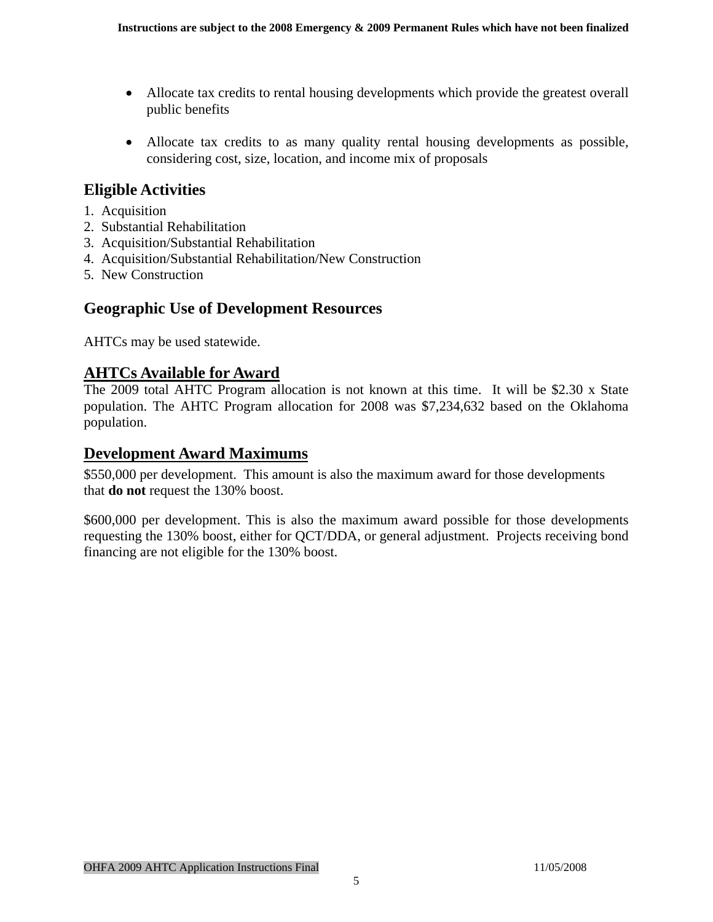- Allocate tax credits to rental housing developments which provide the greatest overall public benefits

- Allocate tax credits to as many quality rental housing developments as possible, considering cost, size, location, and income mix of proposals

## Eligible Activities

1. Acquisition
2. Substantial Rehabilitation
3. Acquisition/Substantial Rehabilitation
4. Acquisition/Substantial Rehabilitation/New Construction
5. New Construction

## Geographic Use of Development Resources

AHTCs may be used statewide.

## AHTCs Available for Award

The 2009 total AHTC Program allocation is not known at this time. It will be $2.30 x State population. The AHTC Program allocation for 2008 was $7,234,632 based on the Oklahoma population.

## Development Award Maximums

$550,000 per development. This amount is also the maximum award for those developments that **do not** request the 130% boost.

$600,000 per development. This is also the maximum award possible for those developments requesting the 130% boost, either for QCT/DDA, or general adjustment. Projects receiving bond financing are not eligible for the 130% boost.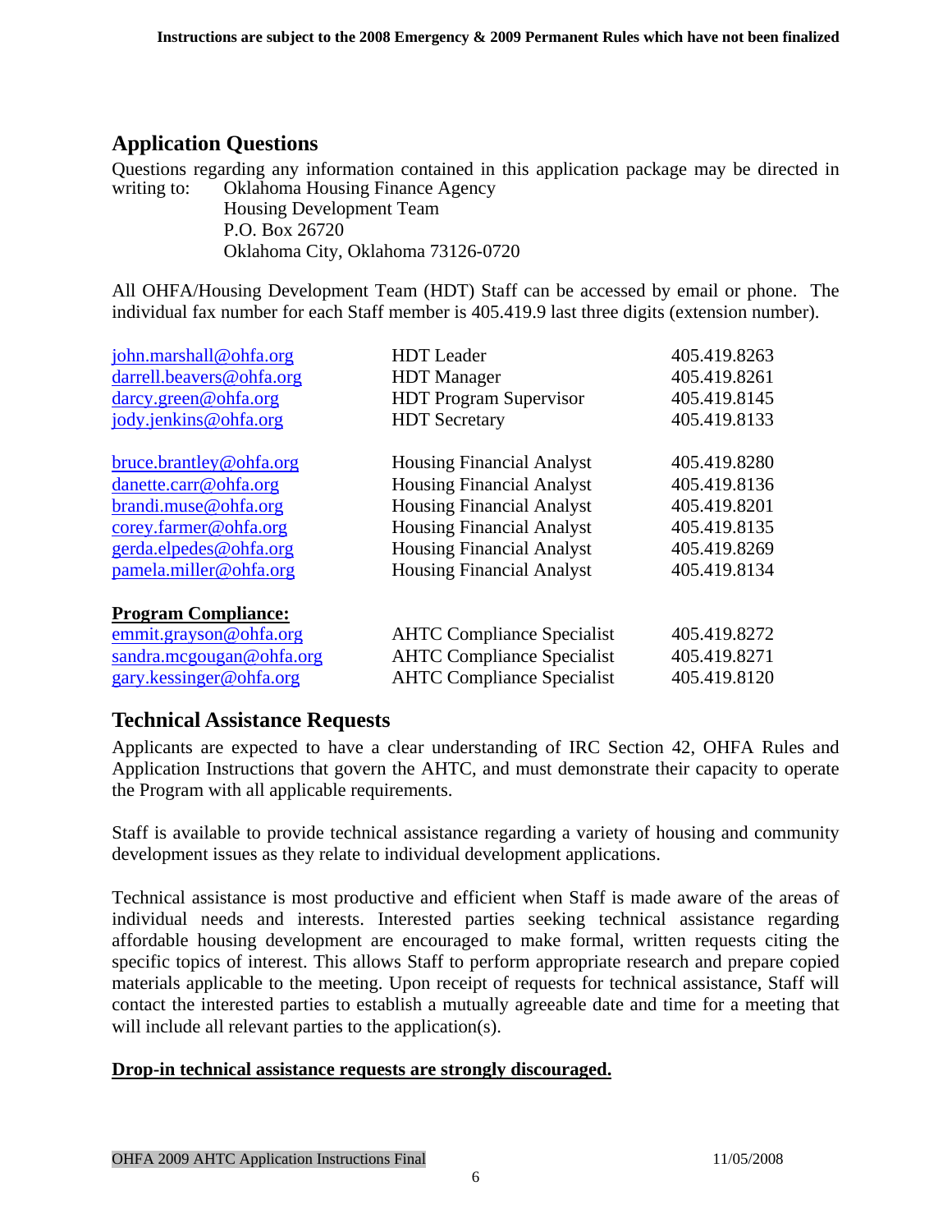## Application Questions

Questions regarding any information contained in this application package may be directed in writing to:

Oklahoma Housing Finance Agency
Housing Development Team
P.O. Box 26720
Oklahoma City, Oklahoma 73126-0720

All OHFA/Housing Development Team (HDT) Staff can be accessed by email or phone. The individual fax number for each Staff member is 405.419.9 last three digits (extension number).

| | | |
|---|---|---|
| john.marshall@ohfa.org | HDT Leader | 405.419.8263 |
| darrell.beavers@ohfa.org | HDT Manager | 405.419.8261 |
| darcy.green@ohfa.org | HDT Program Supervisor | 405.419.8145 |
| jody.jenkins@ohfa.org | HDT Secretary | 405.419.8133 |
| bruce.brantley@ohfa.org | Housing Financial Analyst | 405.419.8280 |
| danette.carr@ohfa.org | Housing Financial Analyst | 405.419.8136 |
| brandi.muse@ohfa.org | Housing Financial Analyst | 405.419.8201 |
| corey.farmer@ohfa.org | Housing Financial Analyst | 405.419.8135 |
| gerda.elpedes@ohfa.org | Housing Financial Analyst | 405.419.8269 |
| pamela.miller@ohfa.org | Housing Financial Analyst | 405.419.8134 |
| **Program Compliance:** | | |
| emmit.grayson@ohfa.org | AHTC Compliance Specialist | 405.419.8272 |
| sandra.mcgougan@ohfa.org | AHTC Compliance Specialist | 405.419.8271 |
| gary.kessinger@ohfa.org | AHTC Compliance Specialist | 405.419.8120 |

## Technical Assistance Requests

Applicants are expected to have a clear understanding of IRC Section 42, OHFA Rules and Application Instructions that govern the AHTC, and must demonstrate their capacity to operate the Program with all applicable requirements.

Staff is available to provide technical assistance regarding a variety of housing and community development issues as they relate to individual development applications.

Technical assistance is most productive and efficient when Staff is made aware of the areas of individual needs and interests. Interested parties seeking technical assistance regarding affordable housing development are encouraged to make formal, written requests citing the specific topics of interest. This allows Staff to perform appropriate research and prepare copied materials applicable to the meeting. Upon receipt of requests for technical assistance, Staff will contact the interested parties to establish a mutually agreeable date and time for a meeting that will include all relevant parties to the application(s).

**Drop-in technical assistance requests are strongly discouraged.**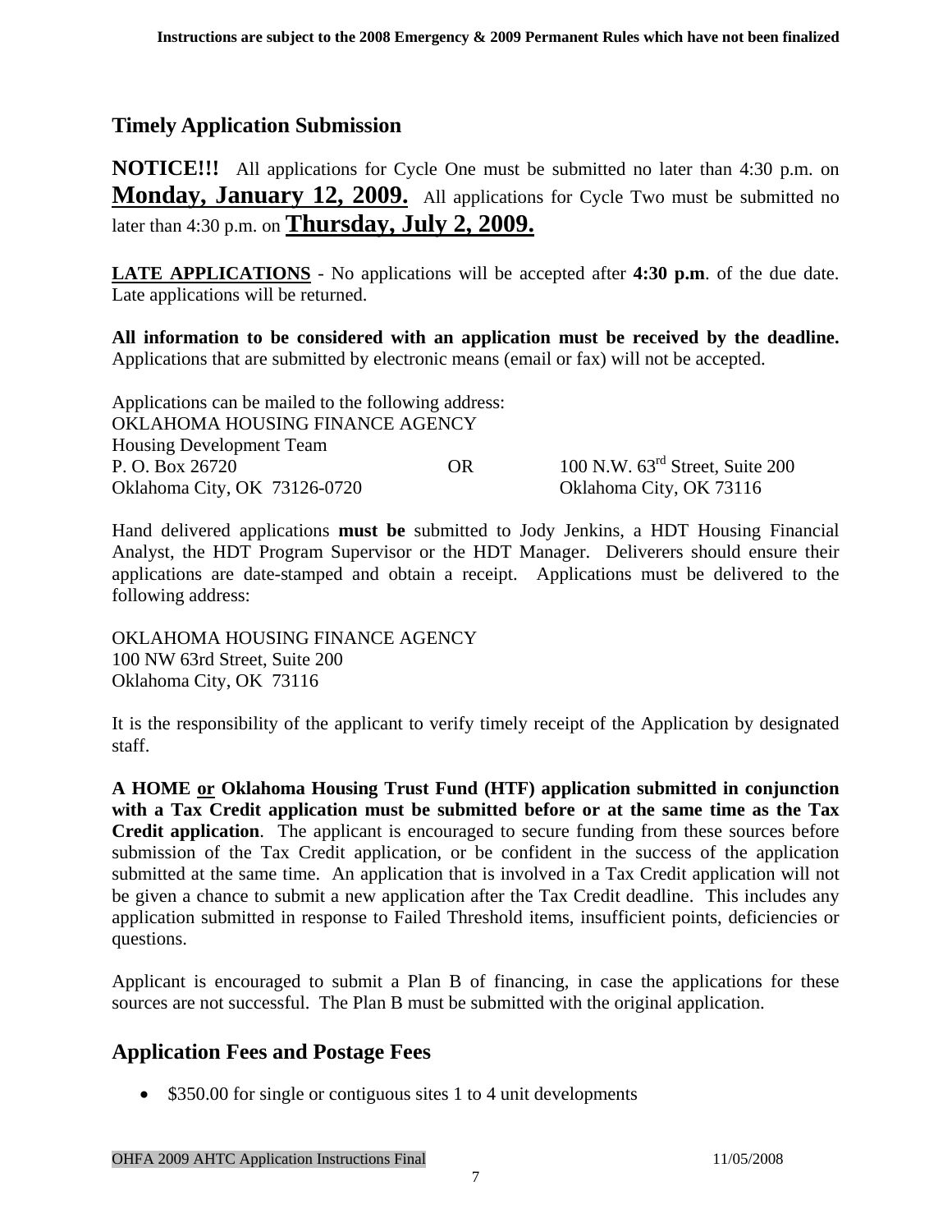## Timely Application Submission

**NOTICE!!!** All applications for Cycle One must be submitted no later than 4:30 p.m. on **Monday, January 12, 2009.** All applications for Cycle Two must be submitted no later than 4:30 p.m. on **Thursday, July 2, 2009.**

**LATE APPLICATIONS** - No applications will be accepted after **4:30 p.m**. of the due date. Late applications will be returned.

**All information to be considered with an application must be received by the deadline.** Applications that are submitted by electronic means (email or fax) will not be accepted.

Applications can be mailed to the following address:
OKLAHOMA HOUSING FINANCE AGENCY
Housing Development Team
P. O. Box 26720 OR 100 N.W. 63rd Street, Suite 200
Oklahoma City, OK 73126-0720 Oklahoma City, OK 73116

Hand delivered applications **must be** submitted to Jody Jenkins, a HDT Housing Financial Analyst, the HDT Program Supervisor or the HDT Manager. Deliverers should ensure their applications are date-stamped and obtain a receipt. Applications must be delivered to the following address:

OKLAHOMA HOUSING FINANCE AGENCY
100 NW 63rd Street, Suite 200
Oklahoma City, OK 73116

It is the responsibility of the applicant to verify timely receipt of the Application by designated staff.

**A HOME or Oklahoma Housing Trust Fund (HTF) application submitted in conjunction with a Tax Credit application must be submitted before or at the same time as the Tax Credit application**. The applicant is encouraged to secure funding from these sources before submission of the Tax Credit application, or be confident in the success of the application submitted at the same time. An application that is involved in a Tax Credit application will not be given a chance to submit a new application after the Tax Credit deadline. This includes any application submitted in response to Failed Threshold items, insufficient points, deficiencies or questions.

Applicant is encouraged to submit a Plan B of financing, in case the applications for these sources are not successful. The Plan B must be submitted with the original application.

## Application Fees and Postage Fees

- $350.00 for single or contiguous sites 1 to 4 unit developments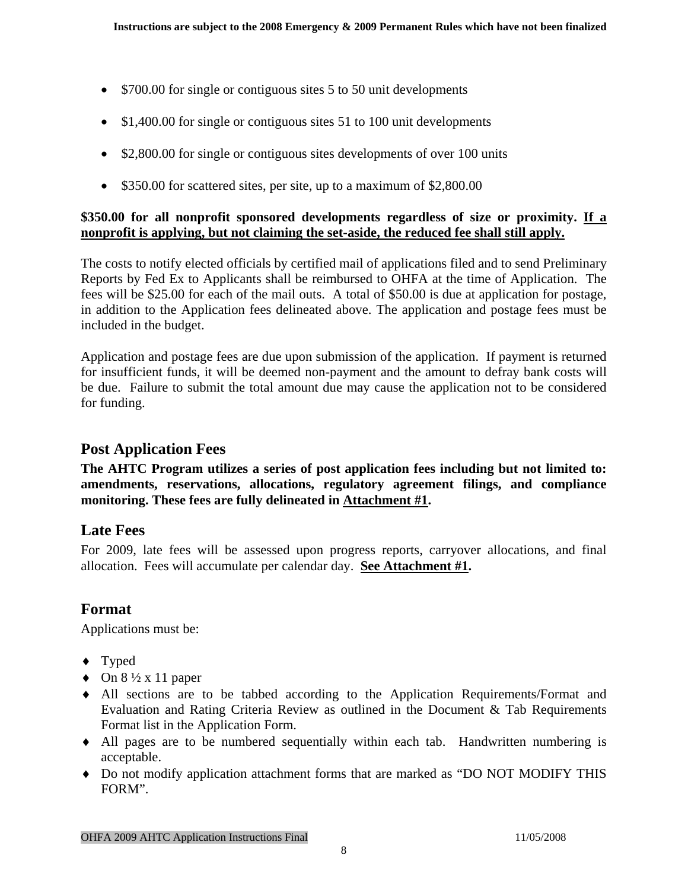- $700.00 for single or contiguous sites 5 to 50 unit developments
- $1,400.00 for single or contiguous sites 51 to 100 unit developments
- $2,800.00 for single or contiguous sites developments of over 100 units
- $350.00 for scattered sites, per site, up to a maximum of $2,800.00

**$350.00 for all nonprofit sponsored developments regardless of size or proximity. <u>If a nonprofit is applying, but not claiming the set-aside, the reduced fee shall still apply.</u>**

The costs to notify elected officials by certified mail of applications filed and to send Preliminary Reports by Fed Ex to Applicants shall be reimbursed to OHFA at the time of Application. The fees will be $25.00 for each of the mail outs. A total of $50.00 is due at application for postage, in addition to the Application fees delineated above. The application and postage fees must be included in the budget.

Application and postage fees are due upon submission of the application. If payment is returned for insufficient funds, it will be deemed non-payment and the amount to defray bank costs will be due. Failure to submit the total amount due may cause the application not to be considered for funding.

## Post Application Fees

**The AHTC Program utilizes a series of post application fees including but not limited to: amendments, reservations, allocations, regulatory agreement filings, and compliance monitoring. These fees are fully delineated in <u>Attachment #1</u>.**

## Late Fees

For 2009, late fees will be assessed upon progress reports, carryover allocations, and final allocation. Fees will accumulate per calendar day. **<u>See Attachment #1</u>.**

## Format

Applications must be:

- Typed
- On 8 ½ x 11 paper
- All sections are to be tabbed according to the Application Requirements/Format and Evaluation and Rating Criteria Review as outlined in the Document & Tab Requirements Format list in the Application Form.
- All pages are to be numbered sequentially within each tab. Handwritten numbering is acceptable.
- Do not modify application attachment forms that are marked as "DO NOT MODIFY THIS FORM".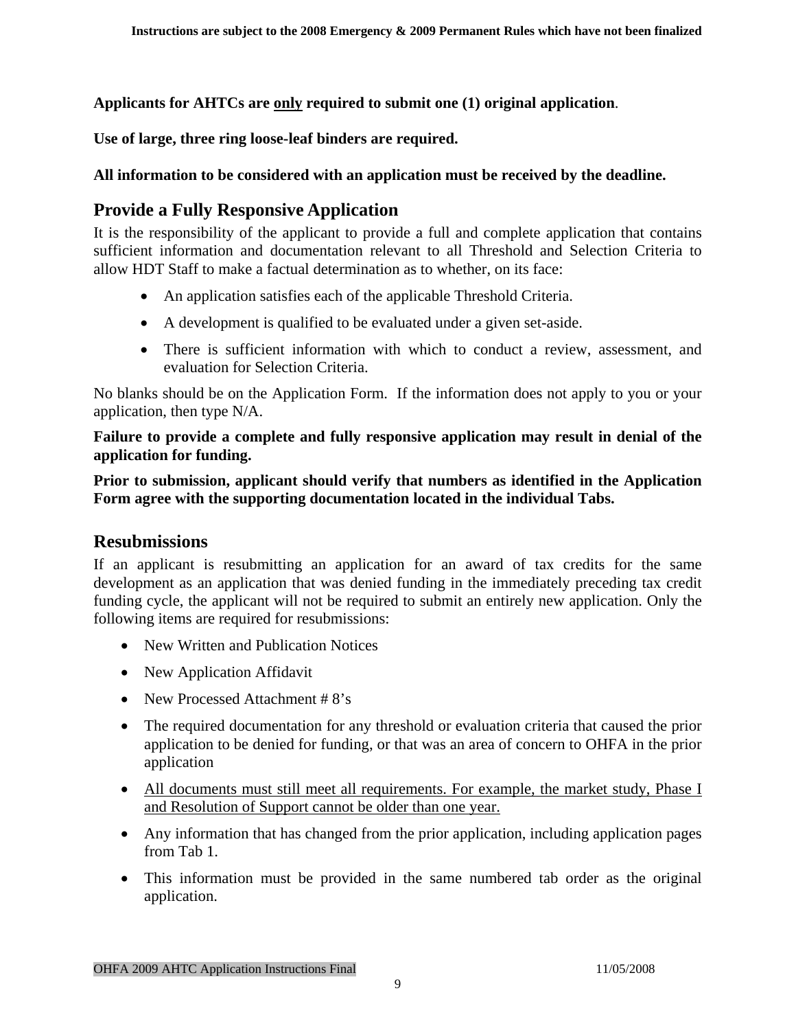**Applicants for AHTCs are <u>only</u> required to submit one (1) original application**.

**Use of large, three ring loose-leaf binders are required.**

**All information to be considered with an application must be received by the deadline.**

## Provide a Fully Responsive Application

It is the responsibility of the applicant to provide a full and complete application that contains sufficient information and documentation relevant to all Threshold and Selection Criteria to allow HDT Staff to make a factual determination as to whether, on its face:

- An application satisfies each of the applicable Threshold Criteria.
- A development is qualified to be evaluated under a given set-aside.
- There is sufficient information with which to conduct a review, assessment, and evaluation for Selection Criteria.

No blanks should be on the Application Form. If the information does not apply to you or your application, then type N/A.

**Failure to provide a complete and fully responsive application may result in denial of the application for funding.**

**Prior to submission, applicant should verify that numbers as identified in the Application Form agree with the supporting documentation located in the individual Tabs.**

## Resubmissions

If an applicant is resubmitting an application for an award of tax credits for the same development as an application that was denied funding in the immediately preceding tax credit funding cycle, the applicant will not be required to submit an entirely new application. Only the following items are required for resubmissions:

- New Written and Publication Notices
- New Application Affidavit
- New Processed Attachment # 8's
- The required documentation for any threshold or evaluation criteria that caused the prior application to be denied for funding, or that was an area of concern to OHFA in the prior application
- <u>All documents must still meet all requirements. For example, the market study, Phase I and Resolution of Support cannot be older than one year.</u>
- Any information that has changed from the prior application, including application pages from Tab 1.
- This information must be provided in the same numbered tab order as the original application.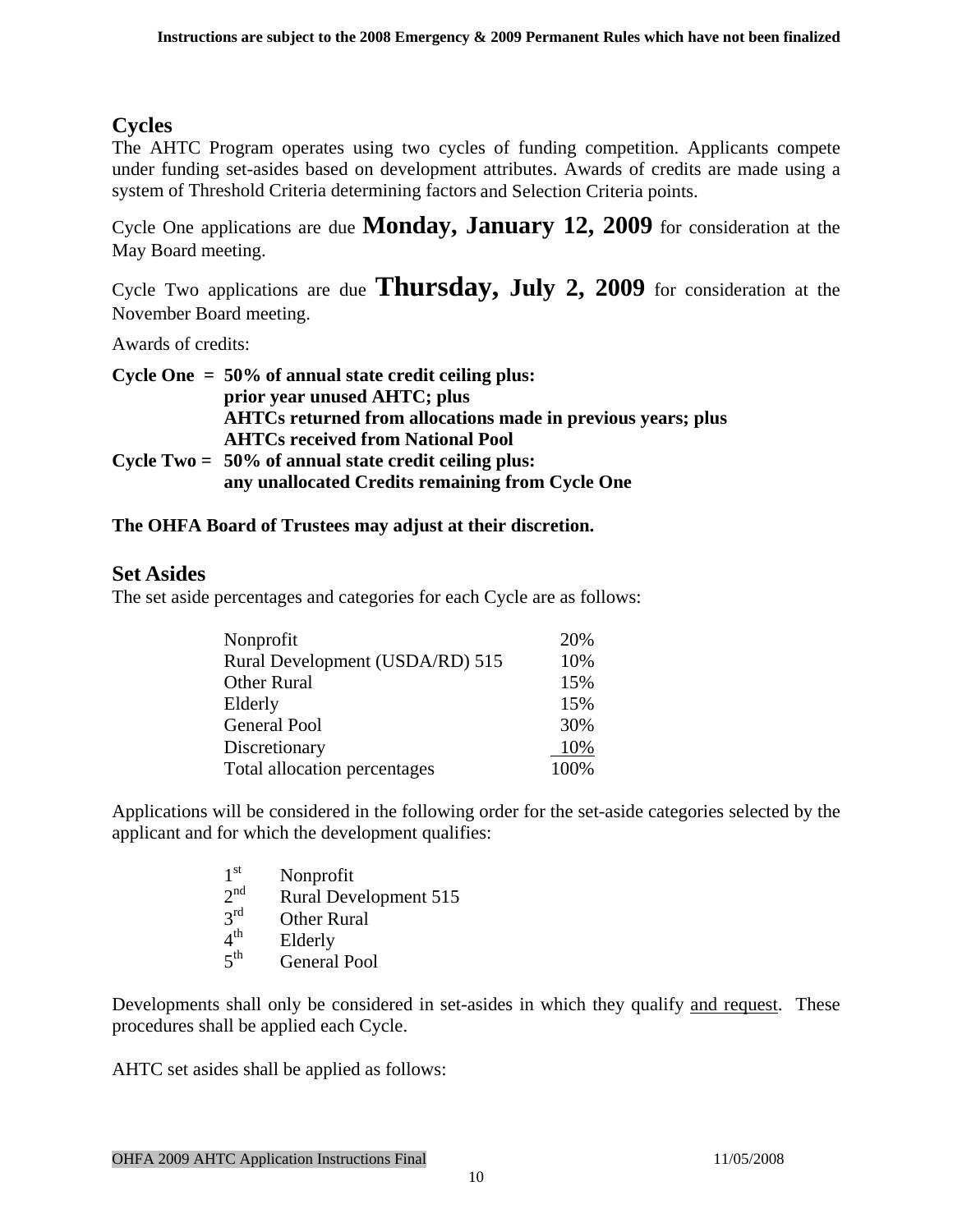## Cycles

The AHTC Program operates using two cycles of funding competition. Applicants compete under funding set-asides based on development attributes. Awards of credits are made using a system of Threshold Criteria determining factors and Selection Criteria points.

Cycle One applications are due **Monday, January 12, 2009** for consideration at the May Board meeting.

Cycle Two applications are due **Thursday, July 2, 2009** for consideration at the November Board meeting.

Awards of credits:

**Cycle One = 50% of annual state credit ceiling plus:**
**prior year unused AHTC; plus**
**AHTCs returned from allocations made in previous years; plus**
**AHTCs received from National Pool**
**Cycle Two = 50% of annual state credit ceiling plus:**
**any unallocated Credits remaining from Cycle One**

**The OHFA Board of Trustees may adjust at their discretion.**

## Set Asides

The set aside percentages and categories for each Cycle are as follows:

| | |
|---|---|
| Nonprofit | 20% |
| Rural Development (USDA/RD) 515 | 10% |
| Other Rural | 15% |
| Elderly | 15% |
| General Pool | 30% |
| Discretionary | 10% |
| Total allocation percentages | 100% |

Applications will be considered in the following order for the set-aside categories selected by the applicant and for which the development qualifies:

1st Nonprofit
2nd Rural Development 515
3rd Other Rural
4th Elderly
5th General Pool

Developments shall only be considered in set-asides in which they qualify and request. These procedures shall be applied each Cycle.

AHTC set asides shall be applied as follows: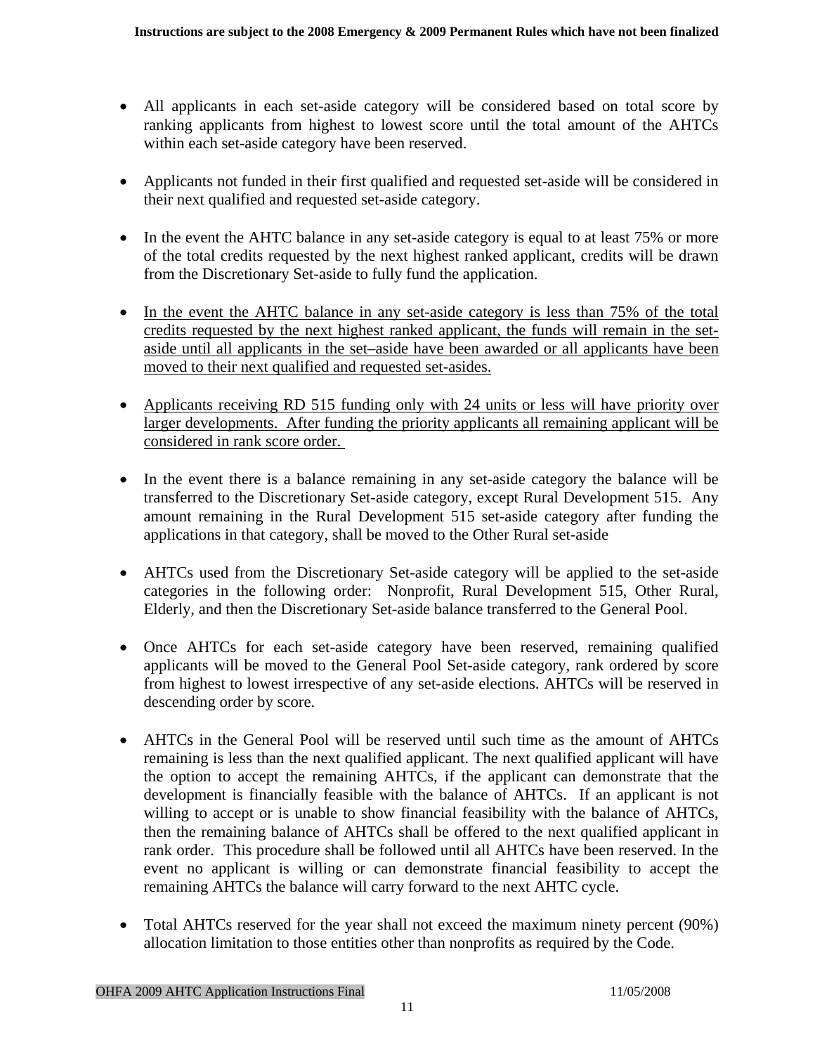- All applicants in each set-aside category will be considered based on total score by ranking applicants from highest to lowest score until the total amount of the AHTCs within each set-aside category have been reserved.

- Applicants not funded in their first qualified and requested set-aside will be considered in their next qualified and requested set-aside category.

- In the event the AHTC balance in any set-aside category is equal to at least 75% or more of the total credits requested by the next highest ranked applicant, credits will be drawn from the Discretionary Set-aside to fully fund the application.

- <u>In the event the AHTC balance in any set-aside category is less than 75% of the total credits requested by the next highest ranked applicant, the funds will remain in the set-aside until all applicants in the set–aside have been awarded or all applicants have been moved to their next qualified and requested set-asides.</u>

- <u>Applicants receiving RD 515 funding only with 24 units or less will have priority over larger developments. After funding the priority applicants all remaining applicant will be considered in rank score order.</u>

- In the event there is a balance remaining in any set-aside category the balance will be transferred to the Discretionary Set-aside category, except Rural Development 515. Any amount remaining in the Rural Development 515 set-aside category after funding the applications in that category, shall be moved to the Other Rural set-aside

- AHTCs used from the Discretionary Set-aside category will be applied to the set-aside categories in the following order: Nonprofit, Rural Development 515, Other Rural, Elderly, and then the Discretionary Set-aside balance transferred to the General Pool.

- Once AHTCs for each set-aside category have been reserved, remaining qualified applicants will be moved to the General Pool Set-aside category, rank ordered by score from highest to lowest irrespective of any set-aside elections. AHTCs will be reserved in descending order by score.

- AHTCs in the General Pool will be reserved until such time as the amount of AHTCs remaining is less than the next qualified applicant. The next qualified applicant will have the option to accept the remaining AHTCs, if the applicant can demonstrate that the development is financially feasible with the balance of AHTCs. If an applicant is not willing to accept or is unable to show financial feasibility with the balance of AHTCs, then the remaining balance of AHTCs shall be offered to the next qualified applicant in rank order. This procedure shall be followed until all AHTCs have been reserved. In the event no applicant is willing or can demonstrate financial feasibility to accept the remaining AHTCs the balance will carry forward to the next AHTC cycle.

- Total AHTCs reserved for the year shall not exceed the maximum ninety percent (90%) allocation limitation to those entities other than nonprofits as required by the Code.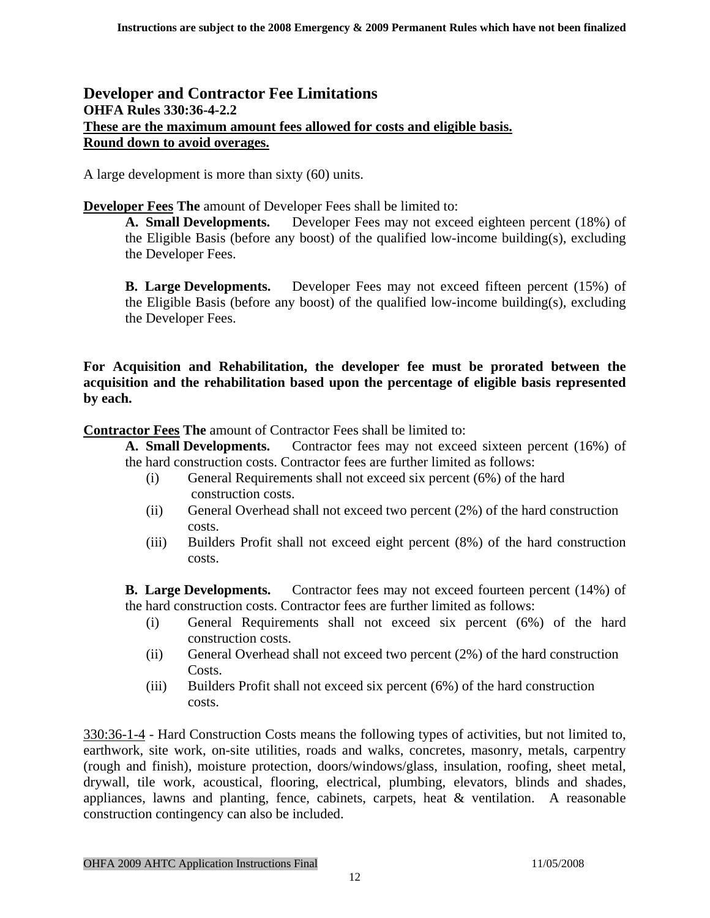## Developer and Contractor Fee Limitations

**OHFA Rules 330:36-4-2.2**

**These are the maximum amount fees allowed for costs and eligible basis.**

**Round down to avoid overages.**

A large development is more than sixty (60) units.

**Developer Fees The** amount of Developer Fees shall be limited to:

**A. Small Developments.** Developer Fees may not exceed eighteen percent (18%) of the Eligible Basis (before any boost) of the qualified low-income building(s), excluding the Developer Fees.

**B. Large Developments.** Developer Fees may not exceed fifteen percent (15%) of the Eligible Basis (before any boost) of the qualified low-income building(s), excluding the Developer Fees.

**For Acquisition and Rehabilitation, the developer fee must be prorated between the acquisition and the rehabilitation based upon the percentage of eligible basis represented by each.**

**Contractor Fees The** amount of Contractor Fees shall be limited to:

**A. Small Developments.** Contractor fees may not exceed sixteen percent (16%) of the hard construction costs. Contractor fees are further limited as follows:

- (i) General Requirements shall not exceed six percent (6%) of the hard construction costs.
- (ii) General Overhead shall not exceed two percent (2%) of the hard construction costs.
- (iii) Builders Profit shall not exceed eight percent (8%) of the hard construction costs.

**B. Large Developments.** Contractor fees may not exceed fourteen percent (14%) of the hard construction costs. Contractor fees are further limited as follows:

- (i) General Requirements shall not exceed six percent (6%) of the hard construction costs.
- (ii) General Overhead shall not exceed two percent (2%) of the hard construction Costs.
- (iii) Builders Profit shall not exceed six percent (6%) of the hard construction costs.

330:36-1-4 - Hard Construction Costs means the following types of activities, but not limited to, earthwork, site work, on-site utilities, roads and walks, concretes, masonry, metals, carpentry (rough and finish), moisture protection, doors/windows/glass, insulation, roofing, sheet metal, drywall, tile work, acoustical, flooring, electrical, plumbing, elevators, blinds and shades, appliances, lawns and planting, fence, cabinets, carpets, heat & ventilation. A reasonable construction contingency can also be included.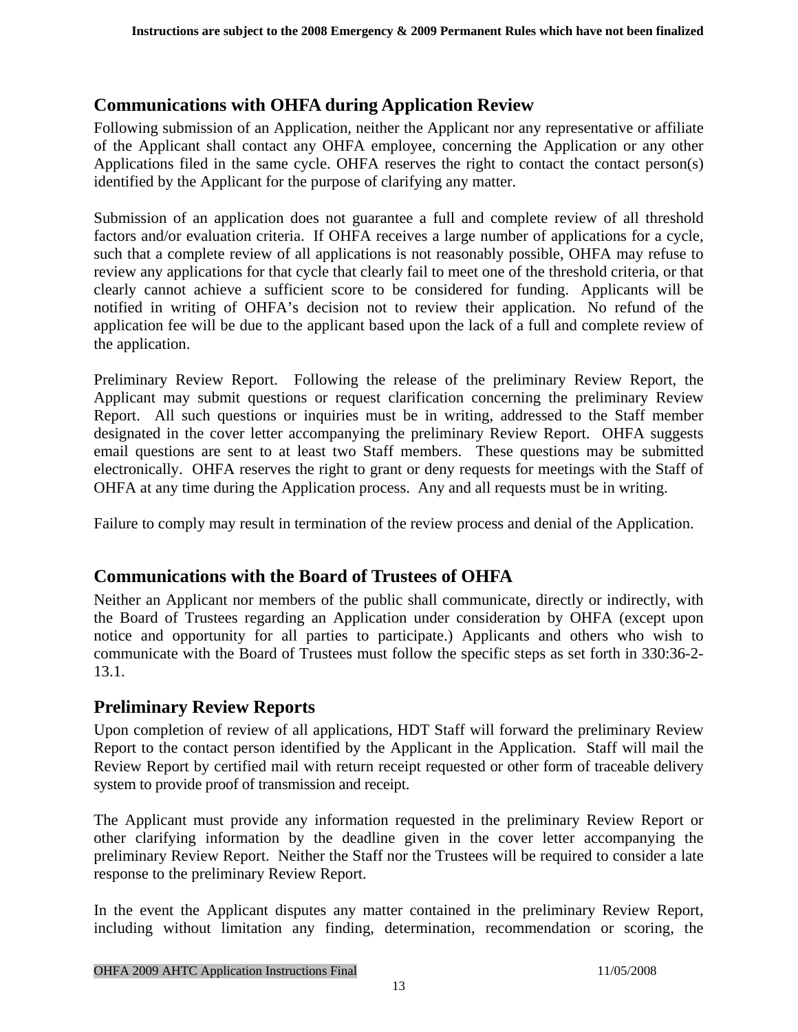## Communications with OHFA during Application Review

Following submission of an Application, neither the Applicant nor any representative or affiliate of the Applicant shall contact any OHFA employee, concerning the Application or any other Applications filed in the same cycle. OHFA reserves the right to contact the contact person(s) identified by the Applicant for the purpose of clarifying any matter.

Submission of an application does not guarantee a full and complete review of all threshold factors and/or evaluation criteria. If OHFA receives a large number of applications for a cycle, such that a complete review of all applications is not reasonably possible, OHFA may refuse to review any applications for that cycle that clearly fail to meet one of the threshold criteria, or that clearly cannot achieve a sufficient score to be considered for funding. Applicants will be notified in writing of OHFA's decision not to review their application. No refund of the application fee will be due to the applicant based upon the lack of a full and complete review of the application.

Preliminary Review Report. Following the release of the preliminary Review Report, the Applicant may submit questions or request clarification concerning the preliminary Review Report. All such questions or inquiries must be in writing, addressed to the Staff member designated in the cover letter accompanying the preliminary Review Report. OHFA suggests email questions are sent to at least two Staff members. These questions may be submitted electronically. OHFA reserves the right to grant or deny requests for meetings with the Staff of OHFA at any time during the Application process. Any and all requests must be in writing.

Failure to comply may result in termination of the review process and denial of the Application.

## Communications with the Board of Trustees of OHFA

Neither an Applicant nor members of the public shall communicate, directly or indirectly, with the Board of Trustees regarding an Application under consideration by OHFA (except upon notice and opportunity for all parties to participate.) Applicants and others who wish to communicate with the Board of Trustees must follow the specific steps as set forth in 330:36-2-13.1.

## Preliminary Review Reports

Upon completion of review of all applications, HDT Staff will forward the preliminary Review Report to the contact person identified by the Applicant in the Application. Staff will mail the Review Report by certified mail with return receipt requested or other form of traceable delivery system to provide proof of transmission and receipt.

The Applicant must provide any information requested in the preliminary Review Report or other clarifying information by the deadline given in the cover letter accompanying the preliminary Review Report. Neither the Staff nor the Trustees will be required to consider a late response to the preliminary Review Report.

In the event the Applicant disputes any matter contained in the preliminary Review Report, including without limitation any finding, determination, recommendation or scoring, the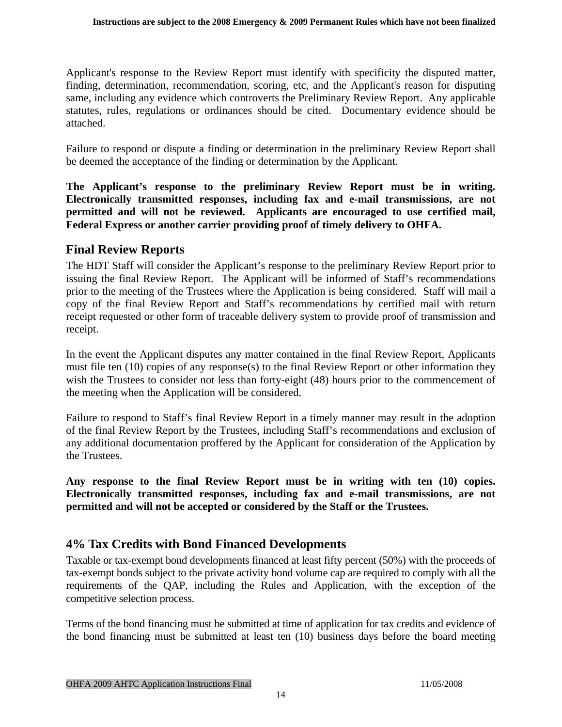Applicant's response to the Review Report must identify with specificity the disputed matter, finding, determination, recommendation, scoring, etc, and the Applicant's reason for disputing same, including any evidence which controverts the Preliminary Review Report. Any applicable statutes, rules, regulations or ordinances should be cited. Documentary evidence should be attached.

Failure to respond or dispute a finding or determination in the preliminary Review Report shall be deemed the acceptance of the finding or determination by the Applicant.

**The Applicant's response to the preliminary Review Report must be in writing. Electronically transmitted responses, including fax and e-mail transmissions, are not permitted and will not be reviewed. Applicants are encouraged to use certified mail, Federal Express or another carrier providing proof of timely delivery to OHFA.**

## Final Review Reports

The HDT Staff will consider the Applicant's response to the preliminary Review Report prior to issuing the final Review Report. The Applicant will be informed of Staff's recommendations prior to the meeting of the Trustees where the Application is being considered. Staff will mail a copy of the final Review Report and Staff's recommendations by certified mail with return receipt requested or other form of traceable delivery system to provide proof of transmission and receipt.

In the event the Applicant disputes any matter contained in the final Review Report, Applicants must file ten (10) copies of any response(s) to the final Review Report or other information they wish the Trustees to consider not less than forty-eight (48) hours prior to the commencement of the meeting when the Application will be considered.

Failure to respond to Staff's final Review Report in a timely manner may result in the adoption of the final Review Report by the Trustees, including Staff's recommendations and exclusion of any additional documentation proffered by the Applicant for consideration of the Application by the Trustees.

**Any response to the final Review Report must be in writing with ten (10) copies. Electronically transmitted responses, including fax and e-mail transmissions, are not permitted and will not be accepted or considered by the Staff or the Trustees.**

## 4% Tax Credits with Bond Financed Developments

Taxable or tax-exempt bond developments financed at least fifty percent (50%) with the proceeds of tax-exempt bonds subject to the private activity bond volume cap are required to comply with all the requirements of the QAP, including the Rules and Application, with the exception of the competitive selection process.

Terms of the bond financing must be submitted at time of application for tax credits and evidence of the bond financing must be submitted at least ten (10) business days before the board meeting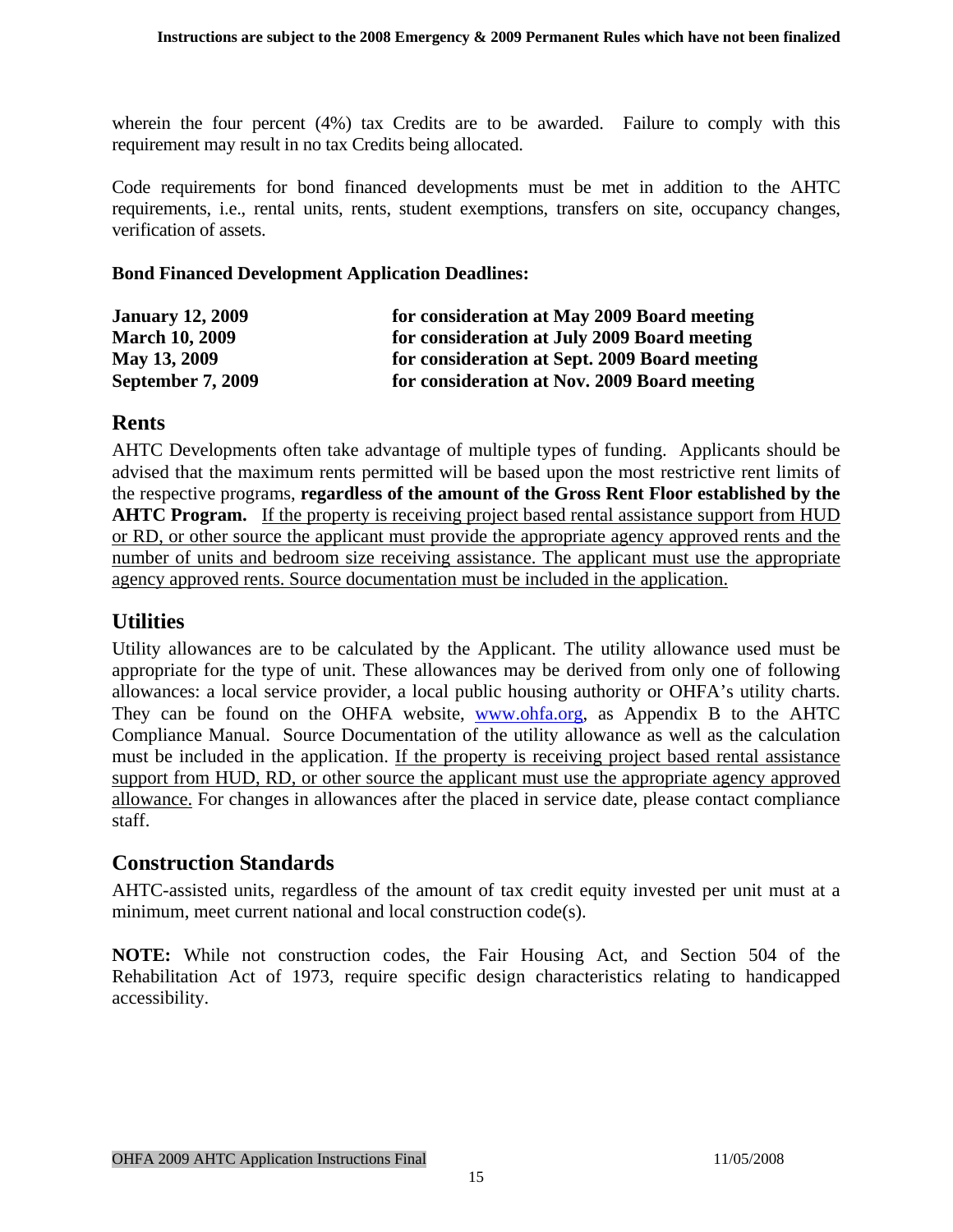wherein the four percent (4%) tax Credits are to be awarded. Failure to comply with this requirement may result in no tax Credits being allocated.

Code requirements for bond financed developments must be met in addition to the AHTC requirements, i.e., rental units, rents, student exemptions, transfers on site, occupancy changes, verification of assets.

**Bond Financed Development Application Deadlines:**

| | |
|---|---|
| **January 12, 2009** | **for consideration at May 2009 Board meeting** |
| **March 10, 2009** | **for consideration at July 2009 Board meeting** |
| **May 13, 2009** | **for consideration at Sept. 2009 Board meeting** |
| **September 7, 2009** | **for consideration at Nov. 2009 Board meeting** |

## Rents

AHTC Developments often take advantage of multiple types of funding. Applicants should be advised that the maximum rents permitted will be based upon the most restrictive rent limits of the respective programs, **regardless of the amount of the Gross Rent Floor established by the AHTC Program.** If the property is receiving project based rental assistance support from HUD or RD, or other source the applicant must provide the appropriate agency approved rents and the number of units and bedroom size receiving assistance. The applicant must use the appropriate agency approved rents. Source documentation must be included in the application.

## Utilities

Utility allowances are to be calculated by the Applicant. The utility allowance used must be appropriate for the type of unit. These allowances may be derived from only one of following allowances: a local service provider, a local public housing authority or OHFA's utility charts. They can be found on the OHFA website, www.ohfa.org, as Appendix B to the AHTC Compliance Manual. Source Documentation of the utility allowance as well as the calculation must be included in the application. If the property is receiving project based rental assistance support from HUD, RD, or other source the applicant must use the appropriate agency approved allowance. For changes in allowances after the placed in service date, please contact compliance staff.

## Construction Standards

AHTC-assisted units, regardless of the amount of tax credit equity invested per unit must at a minimum, meet current national and local construction code(s).

**NOTE:** While not construction codes, the Fair Housing Act, and Section 504 of the Rehabilitation Act of 1973, require specific design characteristics relating to handicapped accessibility.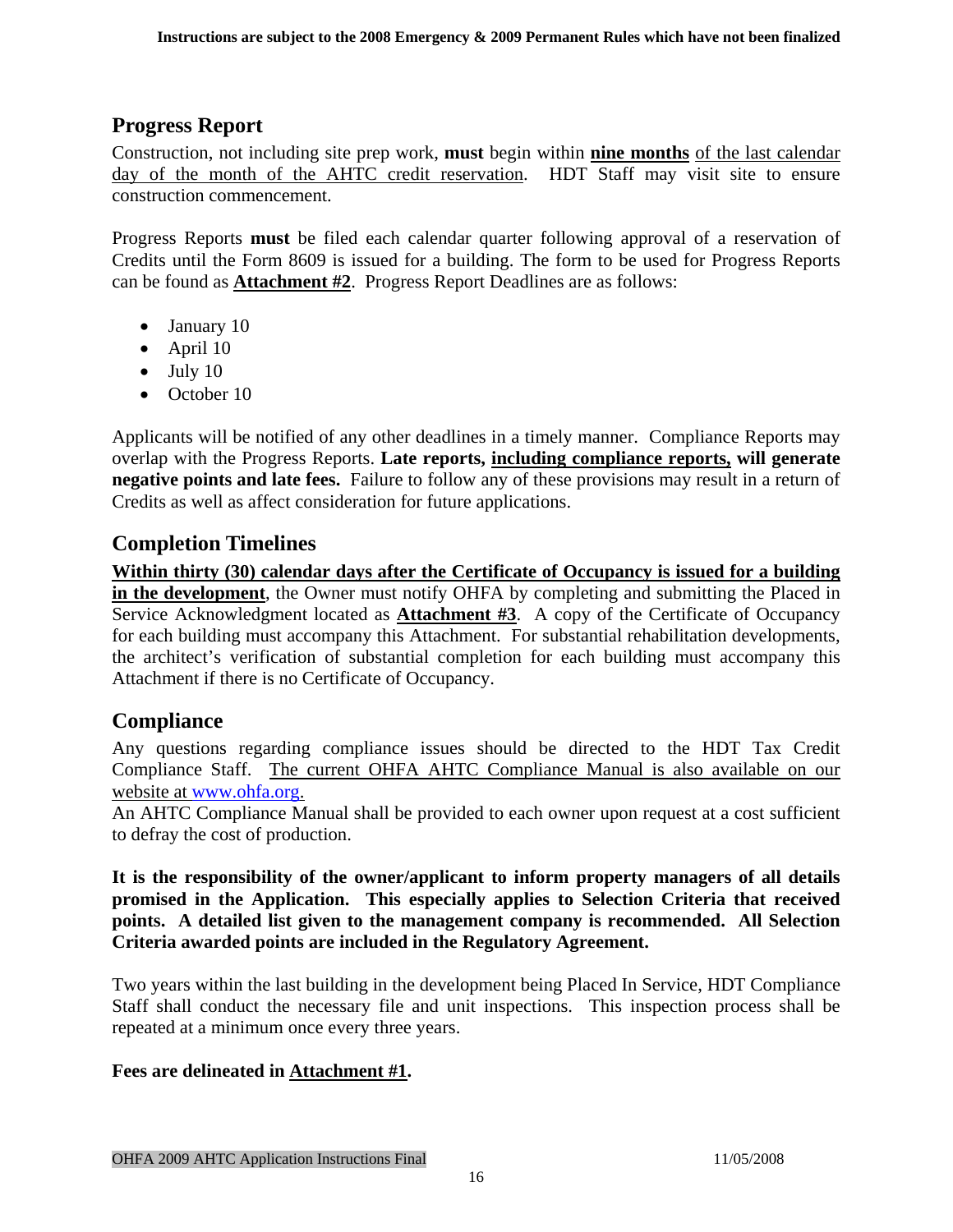## Progress Report

Construction, not including site prep work, **must** begin within **nine months** of the last calendar day of the month of the AHTC credit reservation. HDT Staff may visit site to ensure construction commencement.

Progress Reports **must** be filed each calendar quarter following approval of a reservation of Credits until the Form 8609 is issued for a building. The form to be used for Progress Reports can be found as **Attachment #2**. Progress Report Deadlines are as follows:

- January 10
- April 10
- July 10
- October 10

Applicants will be notified of any other deadlines in a timely manner. Compliance Reports may overlap with the Progress Reports. **Late reports, including compliance reports, will generate negative points and late fees.** Failure to follow any of these provisions may result in a return of Credits as well as affect consideration for future applications.

## Completion Timelines

**Within thirty (30) calendar days after the Certificate of Occupancy is issued for a building in the development**, the Owner must notify OHFA by completing and submitting the Placed in Service Acknowledgment located as **Attachment #3**. A copy of the Certificate of Occupancy for each building must accompany this Attachment. For substantial rehabilitation developments, the architect's verification of substantial completion for each building must accompany this Attachment if there is no Certificate of Occupancy.

## Compliance

Any questions regarding compliance issues should be directed to the HDT Tax Credit Compliance Staff. The current OHFA AHTC Compliance Manual is also available on our website at www.ohfa.org.

An AHTC Compliance Manual shall be provided to each owner upon request at a cost sufficient to defray the cost of production.

**It is the responsibility of the owner/applicant to inform property managers of all details promised in the Application. This especially applies to Selection Criteria that received points. A detailed list given to the management company is recommended. All Selection Criteria awarded points are included in the Regulatory Agreement.**

Two years within the last building in the development being Placed In Service, HDT Compliance Staff shall conduct the necessary file and unit inspections. This inspection process shall be repeated at a minimum once every three years.

**Fees are delineated in Attachment #1.**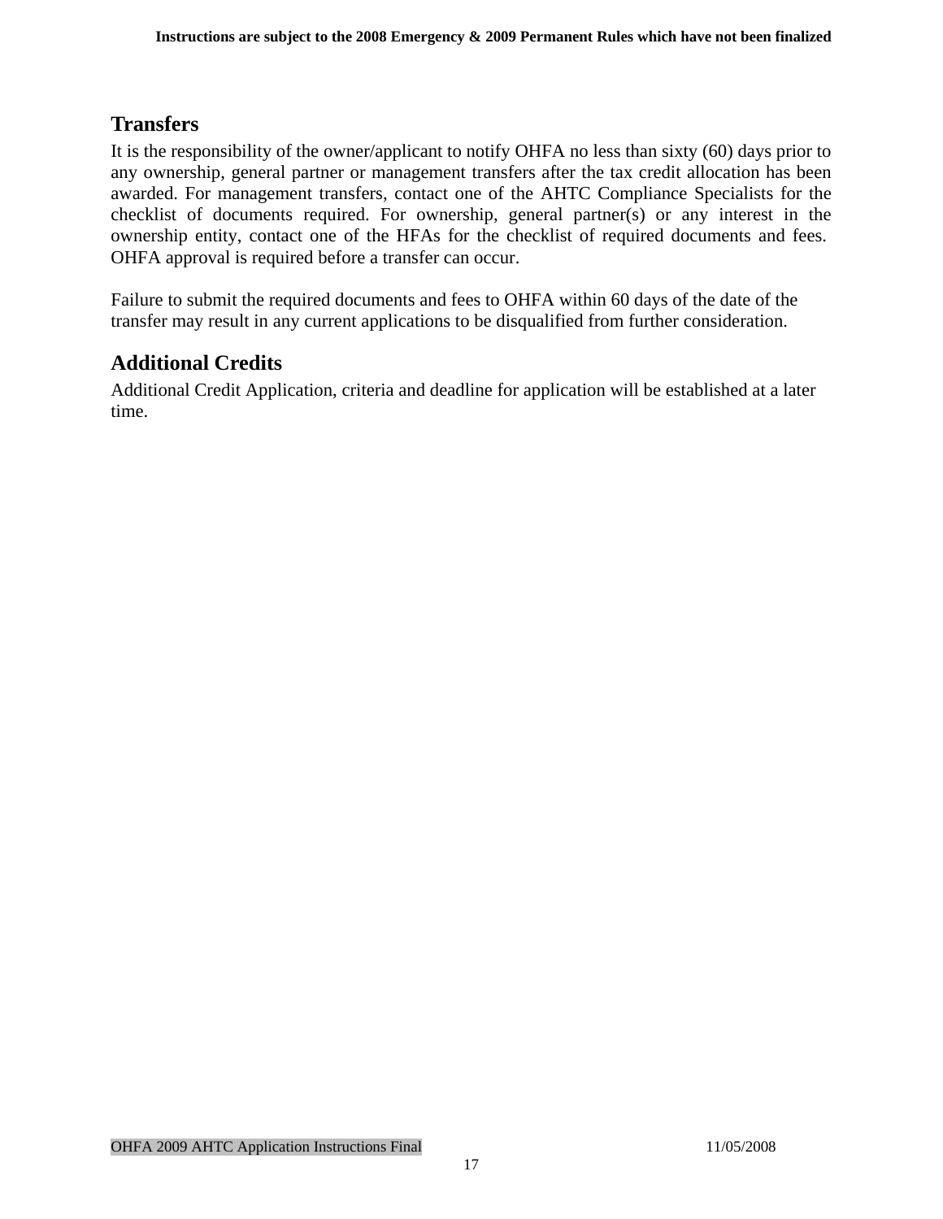## Transfers

It is the responsibility of the owner/applicant to notify OHFA no less than sixty (60) days prior to any ownership, general partner or management transfers after the tax credit allocation has been awarded. For management transfers, contact one of the AHTC Compliance Specialists for the checklist of documents required. For ownership, general partner(s) or any interest in the ownership entity, contact one of the HFAs for the checklist of required documents and fees. OHFA approval is required before a transfer can occur.

Failure to submit the required documents and fees to OHFA within 60 days of the date of the transfer may result in any current applications to be disqualified from further consideration.

## Additional Credits

Additional Credit Application, criteria and deadline for application will be established at a later time.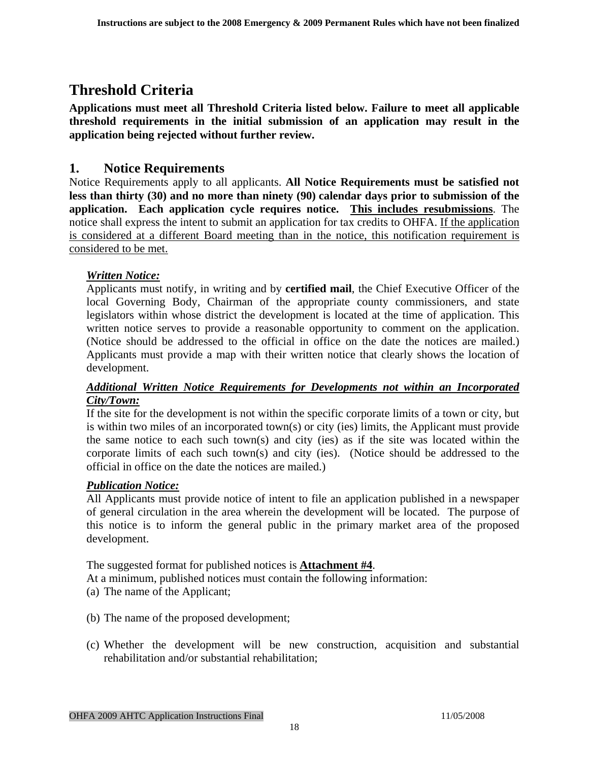# Threshold Criteria

**Applications must meet all Threshold Criteria listed below. Failure to meet all applicable threshold requirements in the initial submission of an application may result in the application being rejected without further review.**

## 1. Notice Requirements

Notice Requirements apply to all applicants. **All Notice Requirements must be satisfied not less than thirty (30) and no more than ninety (90) calendar days prior to submission of the application. Each application cycle requires notice. <u>This includes resubmissions</u>**. The notice shall express the intent to submit an application for tax credits to OHFA. <u>If the application is considered at a different Board meeting than in the notice, this notification requirement is considered to be met.</u>

***<u>Written Notice:</u>***

Applicants must notify, in writing and by **certified mail**, the Chief Executive Officer of the local Governing Body, Chairman of the appropriate county commissioners, and state legislators within whose district the development is located at the time of application. This written notice serves to provide a reasonable opportunity to comment on the application. (Notice should be addressed to the official in office on the date the notices are mailed.) Applicants must provide a map with their written notice that clearly shows the location of development.

***<u>Additional Written Notice Requirements for Developments not within an Incorporated City/Town:</u>***

If the site for the development is not within the specific corporate limits of a town or city, but is within two miles of an incorporated town(s) or city (ies) limits, the Applicant must provide the same notice to each such town(s) and city (ies) as if the site was located within the corporate limits of each such town(s) and city (ies). (Notice should be addressed to the official in office on the date the notices are mailed.)

***<u>Publication Notice:</u>***

All Applicants must provide notice of intent to file an application published in a newspaper of general circulation in the area wherein the development will be located. The purpose of this notice is to inform the general public in the primary market area of the proposed development.

The suggested format for published notices is **<u>Attachment #4</u>**.

At a minimum, published notices must contain the following information:

(a) The name of the Applicant;

(b) The name of the proposed development;

(c) Whether the development will be new construction, acquisition and substantial rehabilitation and/or substantial rehabilitation;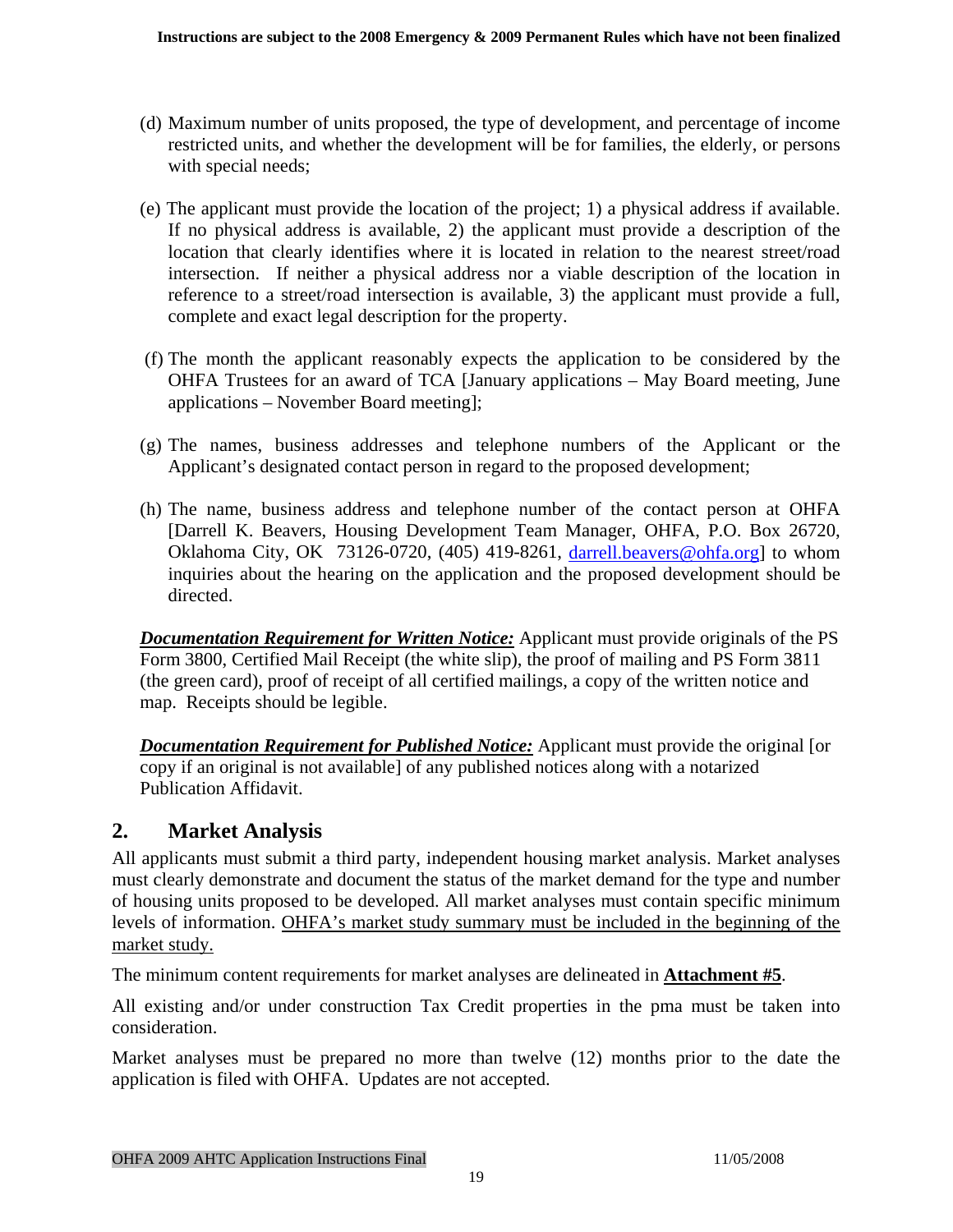(d) Maximum number of units proposed, the type of development, and percentage of income restricted units, and whether the development will be for families, the elderly, or persons with special needs;

(e) The applicant must provide the location of the project; 1) a physical address if available. If no physical address is available, 2) the applicant must provide a description of the location that clearly identifies where it is located in relation to the nearest street/road intersection. If neither a physical address nor a viable description of the location in reference to a street/road intersection is available, 3) the applicant must provide a full, complete and exact legal description for the property.

(f) The month the applicant reasonably expects the application to be considered by the OHFA Trustees for an award of TCA [January applications – May Board meeting, June applications – November Board meeting];

(g) The names, business addresses and telephone numbers of the Applicant or the Applicant's designated contact person in regard to the proposed development;

(h) The name, business address and telephone number of the contact person at OHFA [Darrell K. Beavers, Housing Development Team Manager, OHFA, P.O. Box 26720, Oklahoma City, OK 73126-0720, (405) 419-8261, darrell.beavers@ohfa.org] to whom inquiries about the hearing on the application and the proposed development should be directed.

***Documentation Requirement for Written Notice:*** Applicant must provide originals of the PS Form 3800, Certified Mail Receipt (the white slip), the proof of mailing and PS Form 3811 (the green card), proof of receipt of all certified mailings, a copy of the written notice and map. Receipts should be legible.

***Documentation Requirement for Published Notice:*** Applicant must provide the original [or copy if an original is not available] of any published notices along with a notarized Publication Affidavit.

## 2. Market Analysis

All applicants must submit a third party, independent housing market analysis. Market analyses must clearly demonstrate and document the status of the market demand for the type and number of housing units proposed to be developed. All market analyses must contain specific minimum levels of information. OHFA's market study summary must be included in the beginning of the market study.

The minimum content requirements for market analyses are delineated in **Attachment #5**.

All existing and/or under construction Tax Credit properties in the pma must be taken into consideration.

Market analyses must be prepared no more than twelve (12) months prior to the date the application is filed with OHFA. Updates are not accepted.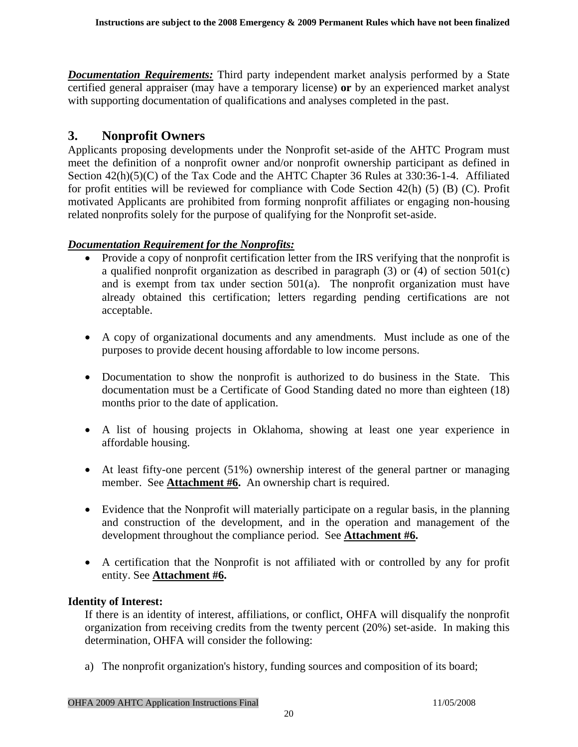***Documentation Requirements:*** Third party independent market analysis performed by a State certified general appraiser (may have a temporary license) **or** by an experienced market analyst with supporting documentation of qualifications and analyses completed in the past.

## 3. Nonprofit Owners

Applicants proposing developments under the Nonprofit set-aside of the AHTC Program must meet the definition of a nonprofit owner and/or nonprofit ownership participant as defined in Section 42(h)(5)(C) of the Tax Code and the AHTC Chapter 36 Rules at 330:36-1-4. Affiliated for profit entities will be reviewed for compliance with Code Section 42(h) (5) (B) (C). Profit motivated Applicants are prohibited from forming nonprofit affiliates or engaging non-housing related nonprofits solely for the purpose of qualifying for the Nonprofit set-aside.

***Documentation Requirement for the Nonprofits:***

- Provide a copy of nonprofit certification letter from the IRS verifying that the nonprofit is a qualified nonprofit organization as described in paragraph (3) or (4) of section 501(c) and is exempt from tax under section 501(a). The nonprofit organization must have already obtained this certification; letters regarding pending certifications are not acceptable.
- A copy of organizational documents and any amendments. Must include as one of the purposes to provide decent housing affordable to low income persons.
- Documentation to show the nonprofit is authorized to do business in the State. This documentation must be a Certificate of Good Standing dated no more than eighteen (18) months prior to the date of application.
- A list of housing projects in Oklahoma, showing at least one year experience in affordable housing.
- At least fifty-one percent (51%) ownership interest of the general partner or managing member. See **Attachment #6.** An ownership chart is required.
- Evidence that the Nonprofit will materially participate on a regular basis, in the planning and construction of the development, and in the operation and management of the development throughout the compliance period. See **Attachment #6.**
- A certification that the Nonprofit is not affiliated with or controlled by any for profit entity. See **Attachment #6.**

**Identity of Interest:**

If there is an identity of interest, affiliations, or conflict, OHFA will disqualify the nonprofit organization from receiving credits from the twenty percent (20%) set-aside. In making this determination, OHFA will consider the following:

a) The nonprofit organization's history, funding sources and composition of its board;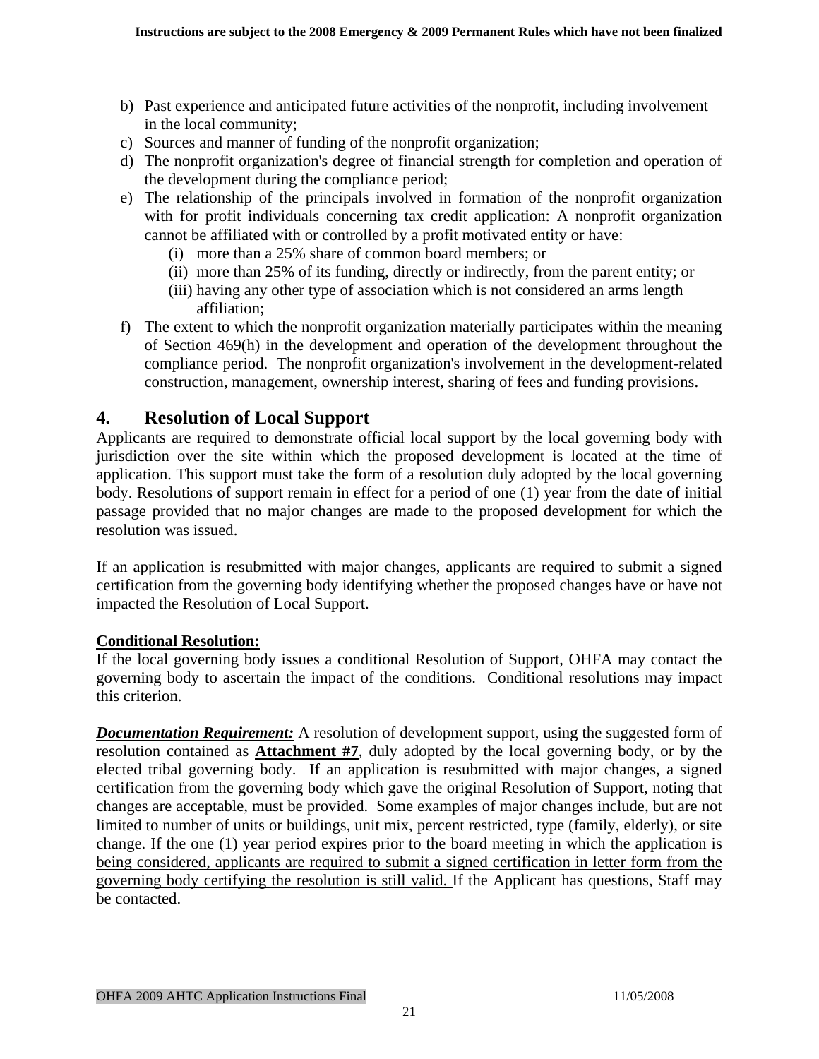b) Past experience and anticipated future activities of the nonprofit, including involvement in the local community;
c) Sources and manner of funding of the nonprofit organization;
d) The nonprofit organization's degree of financial strength for completion and operation of the development during the compliance period;
e) The relationship of the principals involved in formation of the nonprofit organization with for profit individuals concerning tax credit application: A nonprofit organization cannot be affiliated with or controlled by a profit motivated entity or have:
   (i) more than a 25% share of common board members; or
   (ii) more than 25% of its funding, directly or indirectly, from the parent entity; or
   (iii) having any other type of association which is not considered an arms length affiliation;
f) The extent to which the nonprofit organization materially participates within the meaning of Section 469(h) in the development and operation of the development throughout the compliance period. The nonprofit organization's involvement in the development-related construction, management, ownership interest, sharing of fees and funding provisions.

## 4. Resolution of Local Support

Applicants are required to demonstrate official local support by the local governing body with jurisdiction over the site within which the proposed development is located at the time of application. This support must take the form of a resolution duly adopted by the local governing body. Resolutions of support remain in effect for a period of one (1) year from the date of initial passage provided that no major changes are made to the proposed development for which the resolution was issued.

If an application is resubmitted with major changes, applicants are required to submit a signed certification from the governing body identifying whether the proposed changes have or have not impacted the Resolution of Local Support.

**Conditional Resolution:**

If the local governing body issues a conditional Resolution of Support, OHFA may contact the governing body to ascertain the impact of the conditions. Conditional resolutions may impact this criterion.

***Documentation Requirement:*** A resolution of development support, using the suggested form of resolution contained as **Attachment #7**, duly adopted by the local governing body, or by the elected tribal governing body. If an application is resubmitted with major changes, a signed certification from the governing body which gave the original Resolution of Support, noting that changes are acceptable, must be provided. Some examples of major changes include, but are not limited to number of units or buildings, unit mix, percent restricted, type (family, elderly), or site change. If the one (1) year period expires prior to the board meeting in which the application is being considered, applicants are required to submit a signed certification in letter form from the governing body certifying the resolution is still valid. If the Applicant has questions, Staff may be contacted.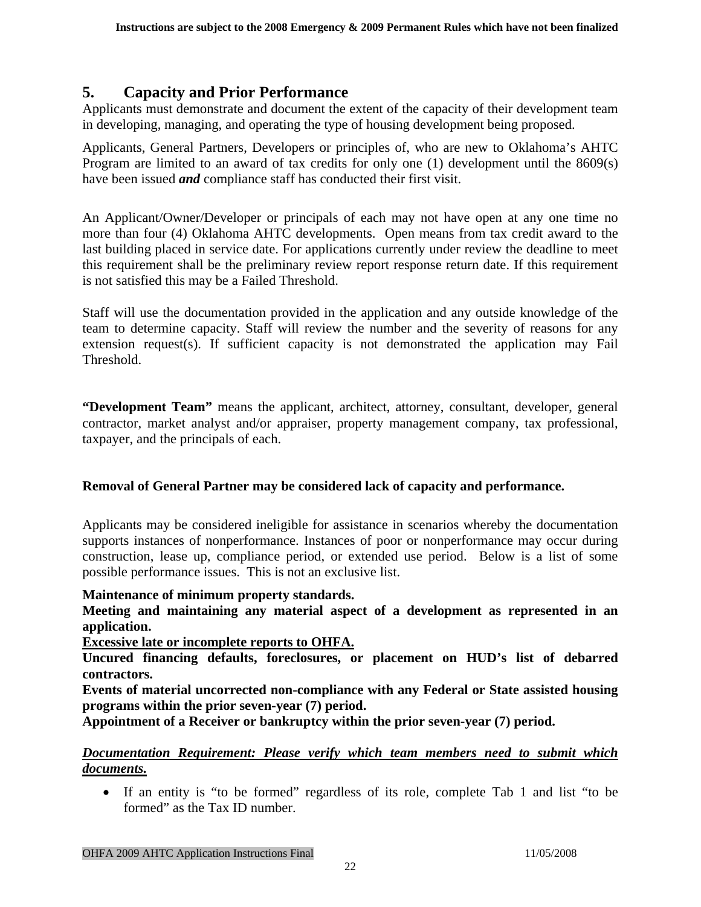## 5. Capacity and Prior Performance

Applicants must demonstrate and document the extent of the capacity of their development team in developing, managing, and operating the type of housing development being proposed.

Applicants, General Partners, Developers or principles of, who are new to Oklahoma's AHTC Program are limited to an award of tax credits for only one (1) development until the 8609(s) have been issued ***and*** compliance staff has conducted their first visit.

An Applicant/Owner/Developer or principals of each may not have open at any one time no more than four (4) Oklahoma AHTC developments. Open means from tax credit award to the last building placed in service date. For applications currently under review the deadline to meet this requirement shall be the preliminary review report response return date. If this requirement is not satisfied this may be a Failed Threshold.

Staff will use the documentation provided in the application and any outside knowledge of the team to determine capacity. Staff will review the number and the severity of reasons for any extension request(s). If sufficient capacity is not demonstrated the application may Fail Threshold.

**"Development Team"** means the applicant, architect, attorney, consultant, developer, general contractor, market analyst and/or appraiser, property management company, tax professional, taxpayer, and the principals of each.

**Removal of General Partner may be considered lack of capacity and performance.**

Applicants may be considered ineligible for assistance in scenarios whereby the documentation supports instances of nonperformance. Instances of poor or nonperformance may occur during construction, lease up, compliance period, or extended use period. Below is a list of some possible performance issues. This is not an exclusive list.

**Maintenance of minimum property standards.**
**Meeting and maintaining any material aspect of a development as represented in an application.**
**<u>Excessive late or incomplete reports to OHFA.</u>**
**Uncured financing defaults, foreclosures, or placement on HUD's list of debarred contractors.**
**Events of material uncorrected non-compliance with any Federal or State assisted housing programs within the prior seven-year (7) period.**
**Appointment of a Receiver or bankruptcy within the prior seven-year (7) period.**

***<u>Documentation Requirement: Please verify which team members need to submit which documents.</u>***

- If an entity is "to be formed" regardless of its role, complete Tab 1 and list "to be formed" as the Tax ID number.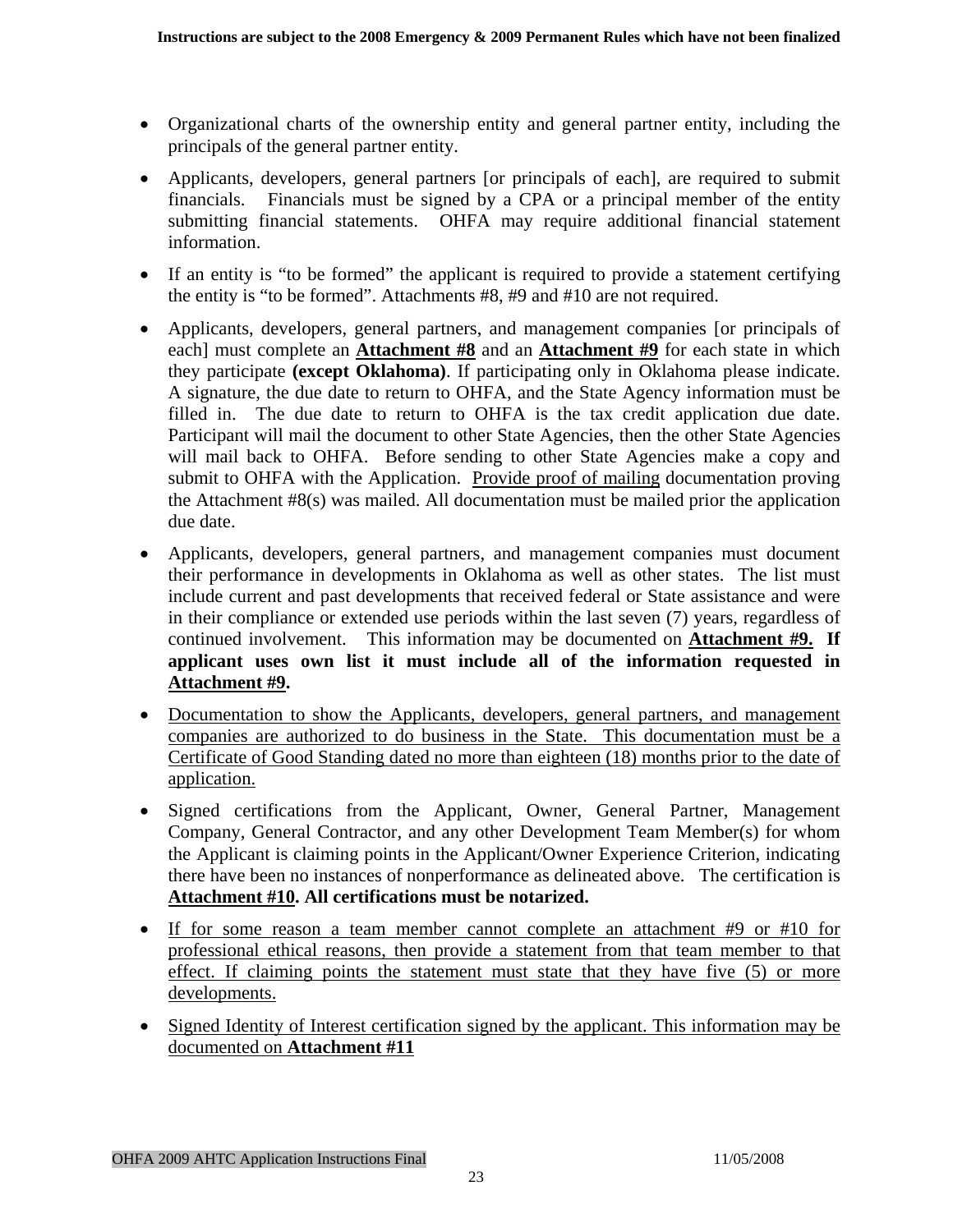- Organizational charts of the ownership entity and general partner entity, including the principals of the general partner entity.

- Applicants, developers, general partners [or principals of each], are required to submit financials. Financials must be signed by a CPA or a principal member of the entity submitting financial statements. OHFA may require additional financial statement information.

- If an entity is "to be formed" the applicant is required to provide a statement certifying the entity is "to be formed". Attachments #8, #9 and #10 are not required.

- Applicants, developers, general partners, and management companies [or principals of each] must complete an **Attachment #8** and an **Attachment #9** for each state in which they participate **(except Oklahoma)**. If participating only in Oklahoma please indicate. A signature, the due date to return to OHFA, and the State Agency information must be filled in. The due date to return to OHFA is the tax credit application due date. Participant will mail the document to other State Agencies, then the other State Agencies will mail back to OHFA. Before sending to other State Agencies make a copy and submit to OHFA with the Application. Provide proof of mailing documentation proving the Attachment #8(s) was mailed. All documentation must be mailed prior the application due date.

- Applicants, developers, general partners, and management companies must document their performance in developments in Oklahoma as well as other states. The list must include current and past developments that received federal or State assistance and were in their compliance or extended use periods within the last seven (7) years, regardless of continued involvement. This information may be documented on **Attachment #9. If applicant uses own list it must include all of the information requested in Attachment #9.**

- Documentation to show the Applicants, developers, general partners, and management companies are authorized to do business in the State. This documentation must be a Certificate of Good Standing dated no more than eighteen (18) months prior to the date of application.

- Signed certifications from the Applicant, Owner, General Partner, Management Company, General Contractor, and any other Development Team Member(s) for whom the Applicant is claiming points in the Applicant/Owner Experience Criterion, indicating there have been no instances of nonperformance as delineated above. The certification is **Attachment #10. All certifications must be notarized.**

- If for some reason a team member cannot complete an attachment #9 or #10 for professional ethical reasons, then provide a statement from that team member to that effect. If claiming points the statement must state that they have five (5) or more developments.

- Signed Identity of Interest certification signed by the applicant. This information may be documented on **Attachment #11**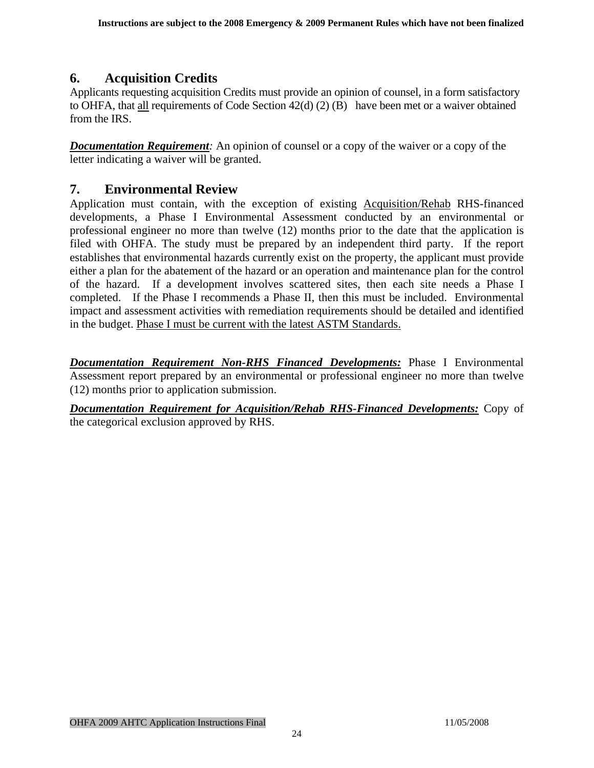## 6. Acquisition Credits

Applicants requesting acquisition Credits must provide an opinion of counsel, in a form satisfactory to OHFA, that all requirements of Code Section 42(d) (2) (B) have been met or a waiver obtained from the IRS.

***Documentation Requirement**:* An opinion of counsel or a copy of the waiver or a copy of the letter indicating a waiver will be granted.

## 7. Environmental Review

Application must contain, with the exception of existing Acquisition/Rehab RHS-financed developments, a Phase I Environmental Assessment conducted by an environmental or professional engineer no more than twelve (12) months prior to the date that the application is filed with OHFA. The study must be prepared by an independent third party. If the report establishes that environmental hazards currently exist on the property, the applicant must provide either a plan for the abatement of the hazard or an operation and maintenance plan for the control of the hazard. If a development involves scattered sites, then each site needs a Phase I completed. If the Phase I recommends a Phase II, then this must be included. Environmental impact and assessment activities with remediation requirements should be detailed and identified in the budget. Phase I must be current with the latest ASTM Standards.

***Documentation Requirement Non-RHS Financed Developments:*** Phase I Environmental Assessment report prepared by an environmental or professional engineer no more than twelve (12) months prior to application submission.

***Documentation Requirement for Acquisition/Rehab RHS-Financed Developments:*** Copy of the categorical exclusion approved by RHS.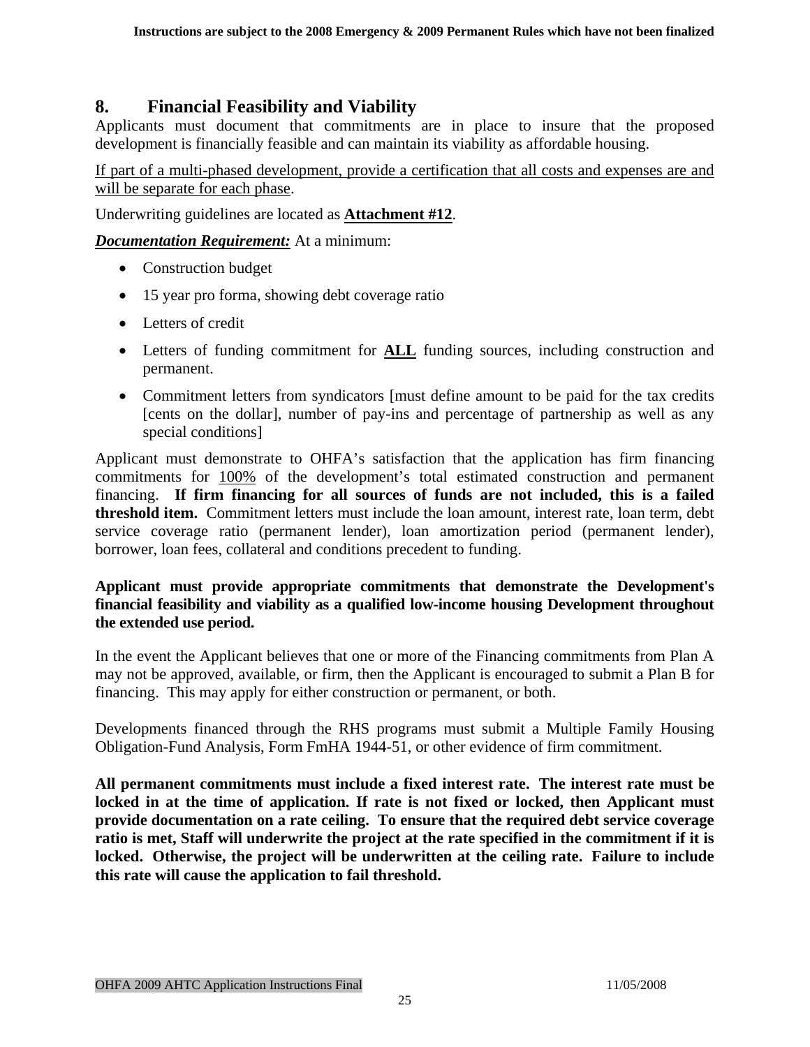## 8. Financial Feasibility and Viability

Applicants must document that commitments are in place to insure that the proposed development is financially feasible and can maintain its viability as affordable housing.

<u>If part of a multi-phased development, provide a certification that all costs and expenses are and will be separate for each phase</u>.

Underwriting guidelines are located as **<u>Attachment #12</u>**.

***<u>Documentation Requirement:</u>*** At a minimum:

- Construction budget
- 15 year pro forma, showing debt coverage ratio
- Letters of credit
- Letters of funding commitment for **<u>ALL</u>** funding sources, including construction and permanent.
- Commitment letters from syndicators [must define amount to be paid for the tax credits [cents on the dollar], number of pay-ins and percentage of partnership as well as any special conditions]

Applicant must demonstrate to OHFA's satisfaction that the application has firm financing commitments for <u>100%</u> of the development's total estimated construction and permanent financing. **If firm financing for all sources of funds are not included, this is a failed threshold item.** Commitment letters must include the loan amount, interest rate, loan term, debt service coverage ratio (permanent lender), loan amortization period (permanent lender), borrower, loan fees, collateral and conditions precedent to funding.

**Applicant must provide appropriate commitments that demonstrate the Development's financial feasibility and viability as a qualified low-income housing Development throughout the extended use period.**

In the event the Applicant believes that one or more of the Financing commitments from Plan A may not be approved, available, or firm, then the Applicant is encouraged to submit a Plan B for financing. This may apply for either construction or permanent, or both.

Developments financed through the RHS programs must submit a Multiple Family Housing Obligation-Fund Analysis, Form FmHA 1944-51, or other evidence of firm commitment.

**All permanent commitments must include a fixed interest rate. The interest rate must be locked in at the time of application. If rate is not fixed or locked, then Applicant must provide documentation on a rate ceiling. To ensure that the required debt service coverage ratio is met, Staff will underwrite the project at the rate specified in the commitment if it is locked. Otherwise, the project will be underwritten at the ceiling rate. Failure to include this rate will cause the application to fail threshold.**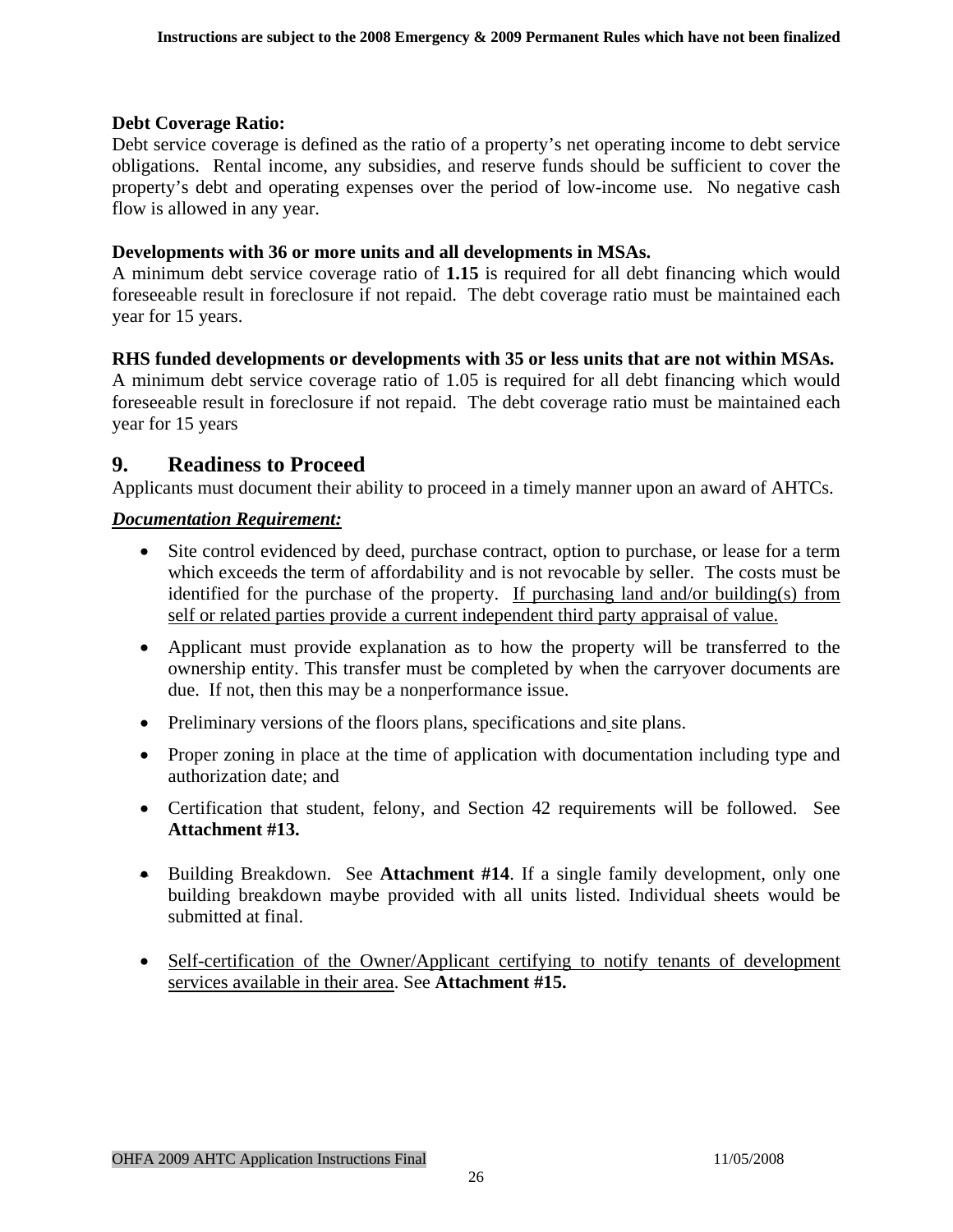**Debt Coverage Ratio:**
Debt service coverage is defined as the ratio of a property's net operating income to debt service obligations. Rental income, any subsidies, and reserve funds should be sufficient to cover the property's debt and operating expenses over the period of low-income use. No negative cash flow is allowed in any year.

**Developments with 36 or more units and all developments in MSAs.**
A minimum debt service coverage ratio of **1.15** is required for all debt financing which would foreseeable result in foreclosure if not repaid. The debt coverage ratio must be maintained each year for 15 years.

**RHS funded developments or developments with 35 or less units that are not within MSAs.**
A minimum debt service coverage ratio of 1.05 is required for all debt financing which would foreseeable result in foreclosure if not repaid. The debt coverage ratio must be maintained each year for 15 years

## 9. Readiness to Proceed

Applicants must document their ability to proceed in a timely manner upon an award of AHTCs.

***Documentation Requirement:***

- Site control evidenced by deed, purchase contract, option to purchase, or lease for a term which exceeds the term of affordability and is not revocable by seller. The costs must be identified for the purchase of the property. <u>If purchasing land and/or building(s) from self or related parties provide a current independent third party appraisal of value.</u>
- Applicant must provide explanation as to how the property will be transferred to the ownership entity. This transfer must be completed by when the carryover documents are due. If not, then this may be a nonperformance issue.
- Preliminary versions of the floors plans, specifications and site plans.
- Proper zoning in place at the time of application with documentation including type and authorization date; and
- Certification that student, felony, and Section 42 requirements will be followed. See **Attachment #13.**
- Building Breakdown. See **Attachment #14**. If a single family development, only one building breakdown maybe provided with all units listed. Individual sheets would be submitted at final.
- <u>Self-certification of the Owner/Applicant certifying to notify tenants of development services available in their area</u>. See **Attachment #15.**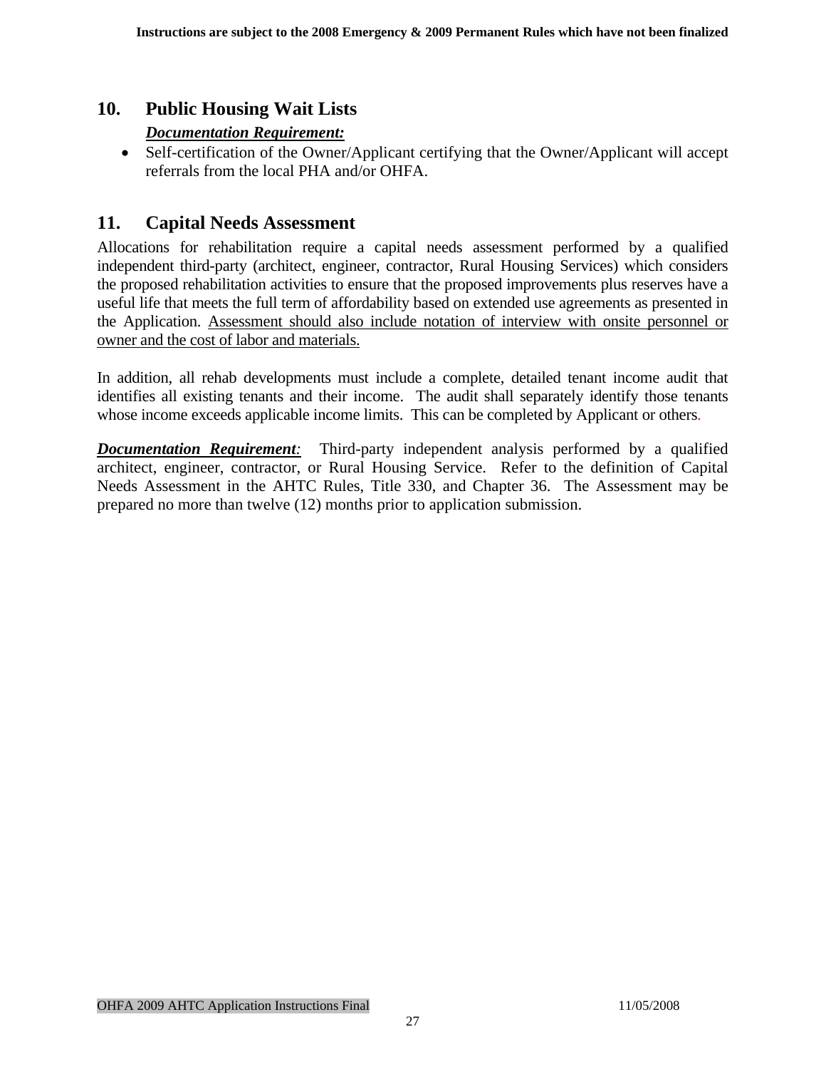## 10. Public Housing Wait Lists

***Documentation Requirement:***

- Self-certification of the Owner/Applicant certifying that the Owner/Applicant will accept referrals from the local PHA and/or OHFA.

## 11. Capital Needs Assessment

Allocations for rehabilitation require a capital needs assessment performed by a qualified independent third-party (architect, engineer, contractor, Rural Housing Services) which considers the proposed rehabilitation activities to ensure that the proposed improvements plus reserves have a useful life that meets the full term of affordability based on extended use agreements as presented in the Application. <u>Assessment should also include notation of interview with onsite personnel or owner and the cost of labor and materials.</u>

In addition, all rehab developments must include a complete, detailed tenant income audit that identifies all existing tenants and their income. The audit shall separately identify those tenants whose income exceeds applicable income limits. This can be completed by Applicant or others.

***Documentation Requirement:*** Third-party independent analysis performed by a qualified architect, engineer, contractor, or Rural Housing Service. Refer to the definition of Capital Needs Assessment in the AHTC Rules, Title 330, and Chapter 36. The Assessment may be prepared no more than twelve (12) months prior to application submission.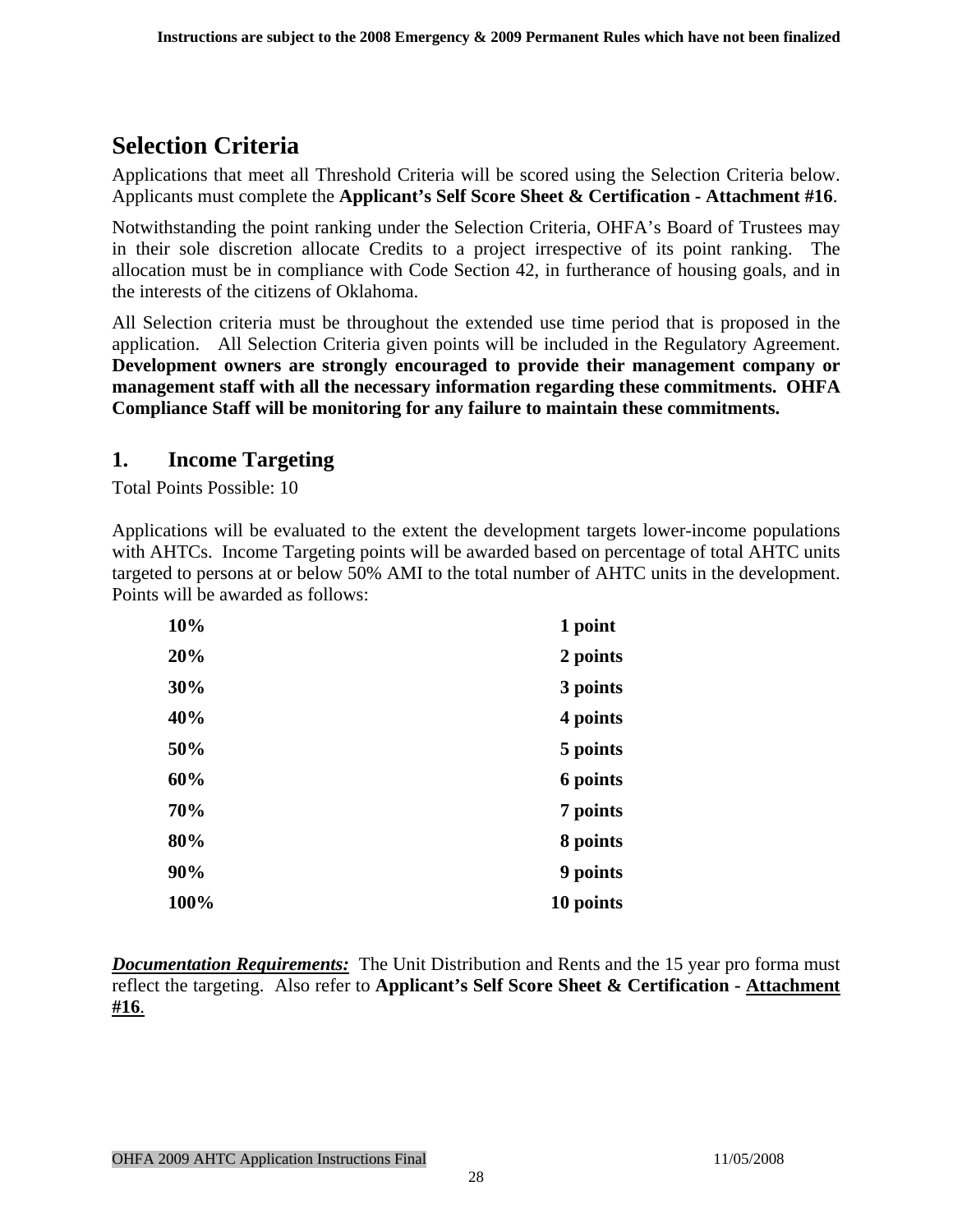# Selection Criteria

Applications that meet all Threshold Criteria will be scored using the Selection Criteria below. Applicants must complete the **Applicant's Self Score Sheet & Certification - Attachment #16**.

Notwithstanding the point ranking under the Selection Criteria, OHFA's Board of Trustees may in their sole discretion allocate Credits to a project irrespective of its point ranking. The allocation must be in compliance with Code Section 42, in furtherance of housing goals, and in the interests of the citizens of Oklahoma.

All Selection criteria must be throughout the extended use time period that is proposed in the application. All Selection Criteria given points will be included in the Regulatory Agreement. **Development owners are strongly encouraged to provide their management company or management staff with all the necessary information regarding these commitments. OHFA Compliance Staff will be monitoring for any failure to maintain these commitments.**

## 1. Income Targeting

Total Points Possible: 10

Applications will be evaluated to the extent the development targets lower-income populations with AHTCs. Income Targeting points will be awarded based on percentage of total AHTC units targeted to persons at or below 50% AMI to the total number of AHTC units in the development. Points will be awarded as follows:

| | |
|---|---|
| **10%** | **1 point** |
| **20%** | **2 points** |
| **30%** | **3 points** |
| **40%** | **4 points** |
| **50%** | **5 points** |
| **60%** | **6 points** |
| **70%** | **7 points** |
| **80%** | **8 points** |
| **90%** | **9 points** |
| **100%** | **10 points** |

***Documentation Requirements:*** The Unit Distribution and Rents and the 15 year pro forma must reflect the targeting. Also refer to **Applicant's Self Score Sheet & Certification - Attachment #16**.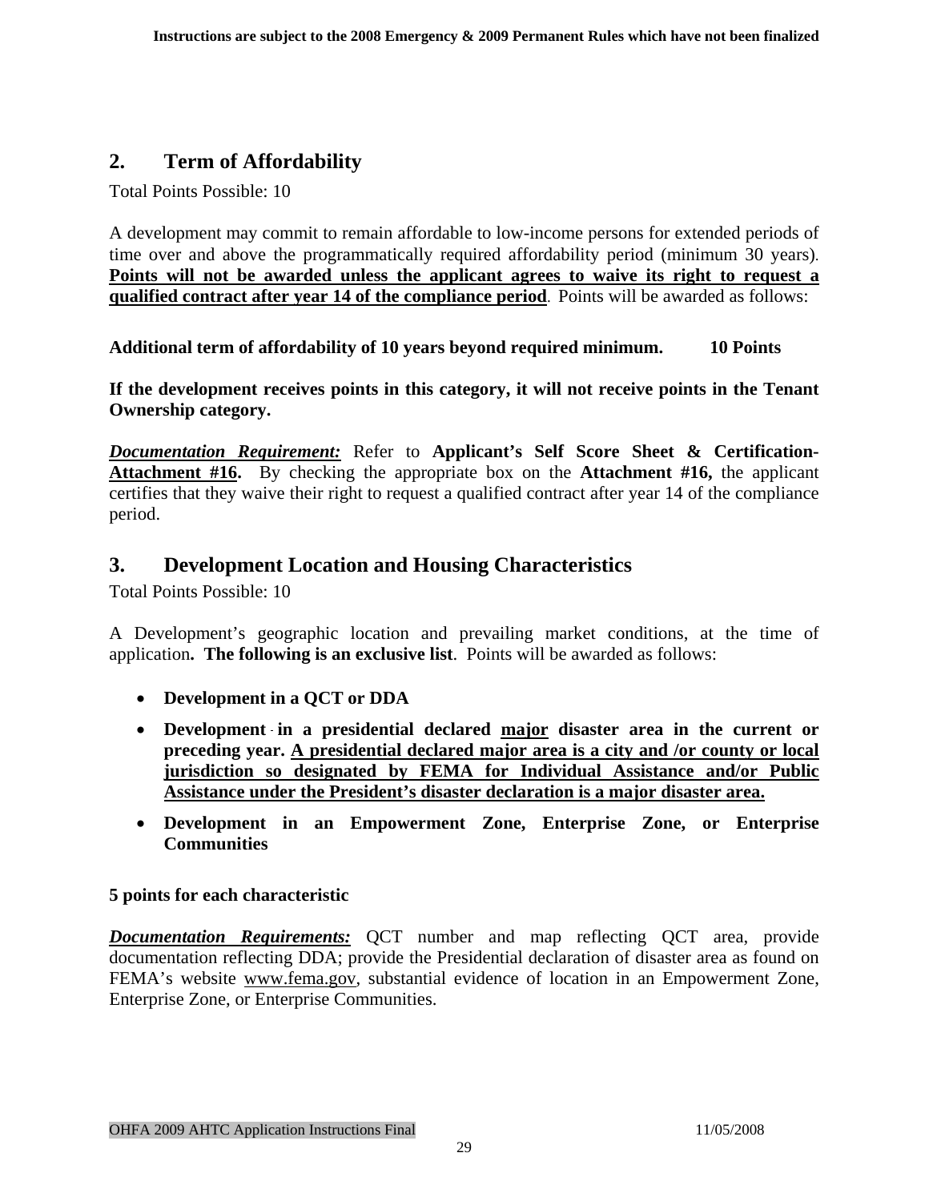## 2. Term of Affordability

Total Points Possible: 10

A development may commit to remain affordable to low-income persons for extended periods of time over and above the programmatically required affordability period (minimum 30 years). **Points will not be awarded unless the applicant agrees to waive its right to request a qualified contract after year 14 of the compliance period**. Points will be awarded as follows:

**Additional term of affordability of 10 years beyond required minimum. 10 Points**

**If the development receives points in this category, it will not receive points in the Tenant Ownership category.**

***Documentation Requirement:*** Refer to **Applicant's Self Score Sheet & Certification-Attachment #16.** By checking the appropriate box on the **Attachment #16,** the applicant certifies that they waive their right to request a qualified contract after year 14 of the compliance period.

## 3. Development Location and Housing Characteristics

Total Points Possible: 10

A Development's geographic location and prevailing market conditions, at the time of application**. The following is an exclusive list**. Points will be awarded as follows:

- **Development in a QCT or DDA**
- **Development in a presidential declared major disaster area in the current or preceding year. A presidential declared major area is a city and /or county or local jurisdiction so designated by FEMA for Individual Assistance and/or Public Assistance under the President's disaster declaration is a major disaster area.**
- **Development in an Empowerment Zone, Enterprise Zone, or Enterprise Communities**

**5 points for each characteristic**

***Documentation Requirements:*** QCT number and map reflecting QCT area, provide documentation reflecting DDA; provide the Presidential declaration of disaster area as found on FEMA's website www.fema.gov, substantial evidence of location in an Empowerment Zone, Enterprise Zone, or Enterprise Communities.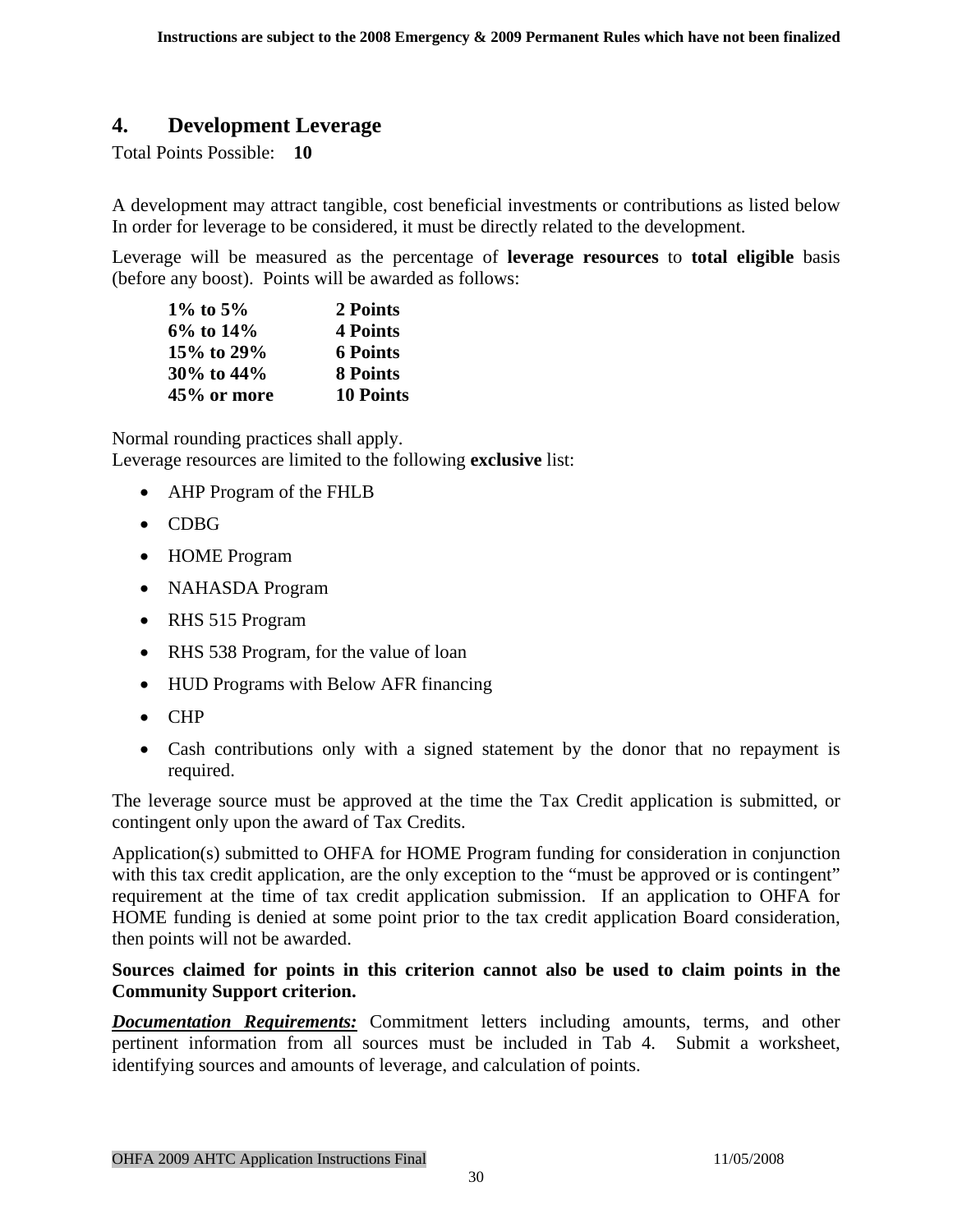## 4. Development Leverage

Total Points Possible: **10**

A development may attract tangible, cost beneficial investments or contributions as listed below In order for leverage to be considered, it must be directly related to the development.

Leverage will be measured as the percentage of **leverage resources** to **total eligible** basis (before any boost). Points will be awarded as follows:

| | |
|---|---|
| **1% to 5%** | **2 Points** |
| **6% to 14%** | **4 Points** |
| **15% to 29%** | **6 Points** |
| **30% to 44%** | **8 Points** |
| **45% or more** | **10 Points** |

Normal rounding practices shall apply.
Leverage resources are limited to the following **exclusive** list:

- AHP Program of the FHLB
- CDBG
- HOME Program
- NAHASDA Program
- RHS 515 Program
- RHS 538 Program, for the value of loan
- HUD Programs with Below AFR financing
- CHP
- Cash contributions only with a signed statement by the donor that no repayment is required.

The leverage source must be approved at the time the Tax Credit application is submitted, or contingent only upon the award of Tax Credits.

Application(s) submitted to OHFA for HOME Program funding for consideration in conjunction with this tax credit application, are the only exception to the "must be approved or is contingent" requirement at the time of tax credit application submission. If an application to OHFA for HOME funding is denied at some point prior to the tax credit application Board consideration, then points will not be awarded.

**Sources claimed for points in this criterion cannot also be used to claim points in the Community Support criterion.**

***Documentation Requirements:*** Commitment letters including amounts, terms, and other pertinent information from all sources must be included in Tab 4. Submit a worksheet, identifying sources and amounts of leverage, and calculation of points.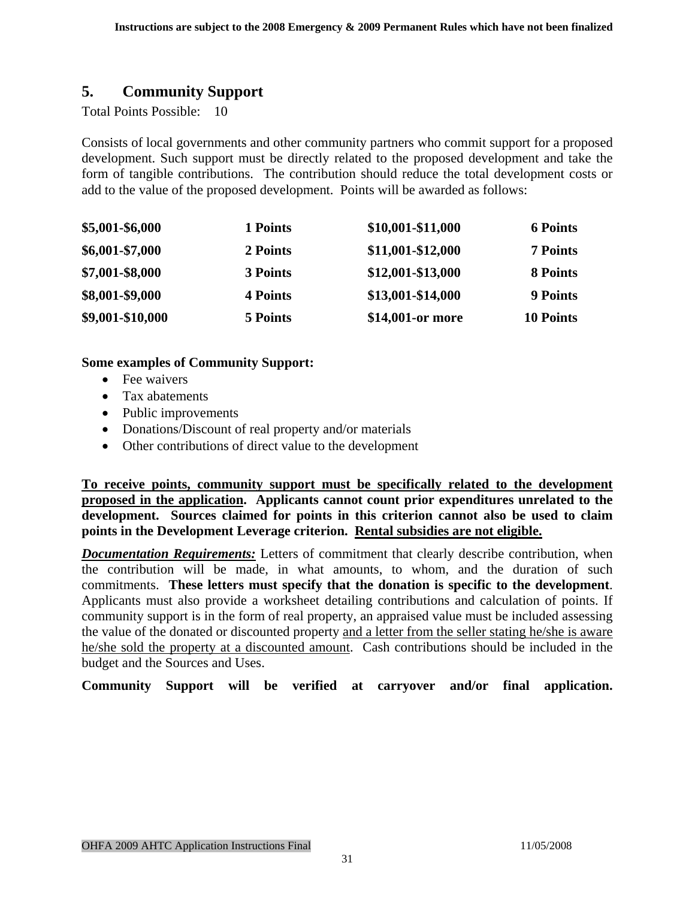## 5. Community Support

Total Points Possible: 10

Consists of local governments and other community partners who commit support for a proposed development. Such support must be directly related to the proposed development and take the form of tangible contributions. The contribution should reduce the total development costs or add to the value of the proposed development. Points will be awarded as follows:

| | | | |
|---|---|---|---|
| **$5,001-$6,000** | **1 Points** | **$10,001-$11,000** | **6 Points** |
| **$6,001-$7,000** | **2 Points** | **$11,001-$12,000** | **7 Points** |
| **$7,001-$8,000** | **3 Points** | **$12,001-$13,000** | **8 Points** |
| **$8,001-$9,000** | **4 Points** | **$13,001-$14,000** | **9 Points** |
| **$9,001-$10,000** | **5 Points** | **$14,001-or more** | **10 Points** |

**Some examples of Community Support:**

- Fee waivers
- Tax abatements
- Public improvements
- Donations/Discount of real property and/or materials
- Other contributions of direct value to the development

**<u>To receive points, community support must be specifically related to the development proposed in the application</u>. Applicants cannot count prior expenditures unrelated to the development. Sources claimed for points in this criterion cannot also be used to claim points in the Development Leverage criterion. <u>Rental subsidies are not eligible.</u>**

***<u>Documentation Requirements:</u>*** Letters of commitment that clearly describe contribution, when the contribution will be made, in what amounts, to whom, and the duration of such commitments. **These letters must specify that the donation is specific to the development**. Applicants must also provide a worksheet detailing contributions and calculation of points. If community support is in the form of real property, an appraised value must be included assessing the value of the donated or discounted property <u>and a letter from the seller stating he/she is aware he/she sold the property at a discounted amount</u>. Cash contributions should be included in the budget and the Sources and Uses.

**Community Support will be verified at carryover and/or final application.**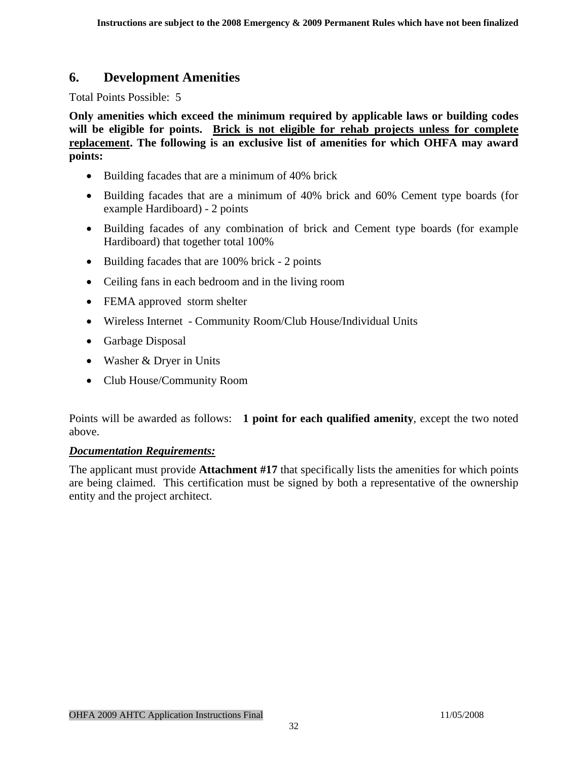## 6. Development Amenities

Total Points Possible: 5

**Only amenities which exceed the minimum required by applicable laws or building codes will be eligible for points. <u>Brick is not eligible for rehab projects unless for complete replacement</u>. The following is an exclusive list of amenities for which OHFA may award points:**

- Building facades that are a minimum of 40% brick
- Building facades that are a minimum of 40% brick and 60% Cement type boards (for example Hardiboard) - 2 points
- Building facades of any combination of brick and Cement type boards (for example Hardiboard) that together total 100%
- Building facades that are 100% brick - 2 points
- Ceiling fans in each bedroom and in the living room
- FEMA approved storm shelter
- Wireless Internet - Community Room/Club House/Individual Units
- Garbage Disposal
- Washer & Dryer in Units
- Club House/Community Room

Points will be awarded as follows: **1 point for each qualified amenity**, except the two noted above.

***<u>Documentation Requirements:</u>***

The applicant must provide **Attachment #17** that specifically lists the amenities for which points are being claimed. This certification must be signed by both a representative of the ownership entity and the project architect.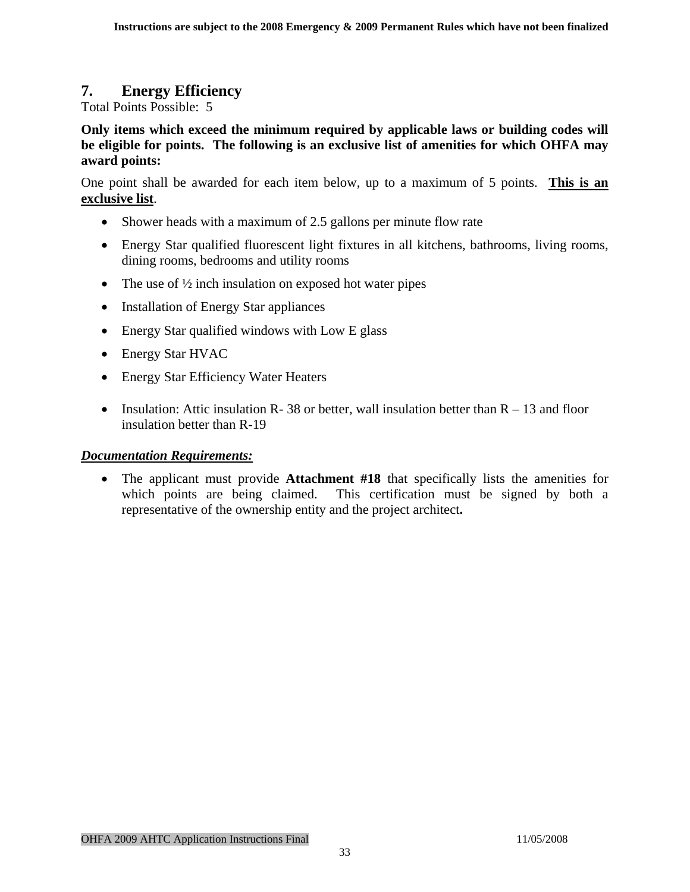## 7. Energy Efficiency

Total Points Possible: 5

**Only items which exceed the minimum required by applicable laws or building codes will be eligible for points. The following is an exclusive list of amenities for which OHFA may award points:**

One point shall be awarded for each item below, up to a maximum of 5 points. **<u>This is an exclusive list</u>**.

- Shower heads with a maximum of 2.5 gallons per minute flow rate
- Energy Star qualified fluorescent light fixtures in all kitchens, bathrooms, living rooms, dining rooms, bedrooms and utility rooms
- The use of ½ inch insulation on exposed hot water pipes
- Installation of Energy Star appliances
- Energy Star qualified windows with Low E glass
- Energy Star HVAC
- Energy Star Efficiency Water Heaters
- Insulation: Attic insulation R- 38 or better, wall insulation better than R – 13 and floor insulation better than R-19

***<u>Documentation Requirements:</u>***

- The applicant must provide **Attachment #18** that specifically lists the amenities for which points are being claimed. This certification must be signed by both a representative of the ownership entity and the project architect**.**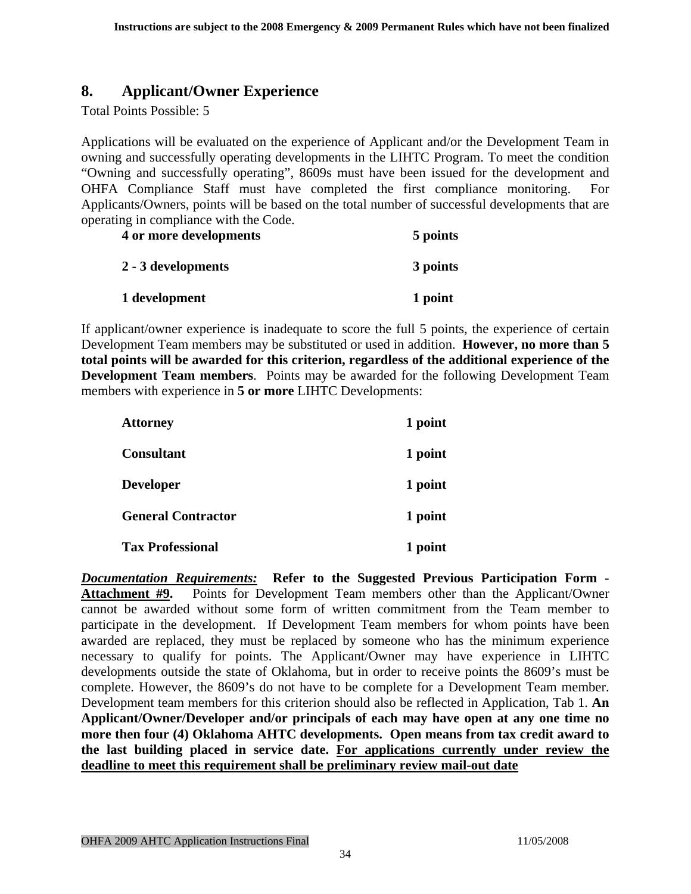## 8. Applicant/Owner Experience

Total Points Possible: 5

Applications will be evaluated on the experience of Applicant and/or the Development Team in owning and successfully operating developments in the LIHTC Program. To meet the condition "Owning and successfully operating", 8609s must have been issued for the development and OHFA Compliance Staff must have completed the first compliance monitoring. For Applicants/Owners, points will be based on the total number of successful developments that are operating in compliance with the Code.

| | |
|---|---|
| **4 or more developments** | **5 points** |
| **2 - 3 developments** | **3 points** |
| **1 development** | **1 point** |

If applicant/owner experience is inadequate to score the full 5 points, the experience of certain Development Team members may be substituted or used in addition. **However, no more than 5 total points will be awarded for this criterion, regardless of the additional experience of the Development Team members**. Points may be awarded for the following Development Team members with experience in **5 or more** LIHTC Developments:

| | |
|---|---|
| **Attorney** | **1 point** |
| **Consultant** | **1 point** |
| **Developer** | **1 point** |
| **General Contractor** | **1 point** |
| **Tax Professional** | **1 point** |

***Documentation Requirements:*** **Refer to the Suggested Previous Participation Form - Attachment #9.** Points for Development Team members other than the Applicant/Owner cannot be awarded without some form of written commitment from the Team member to participate in the development. If Development Team members for whom points have been awarded are replaced, they must be replaced by someone who has the minimum experience necessary to qualify for points. The Applicant/Owner may have experience in LIHTC developments outside the state of Oklahoma, but in order to receive points the 8609's must be complete. However, the 8609's do not have to be complete for a Development Team member. Development team members for this criterion should also be reflected in Application, Tab 1. **An Applicant/Owner/Developer and/or principals of each may have open at any one time no more then four (4) Oklahoma AHTC developments. Open means from tax credit award to the last building placed in service date. For applications currently under review the deadline to meet this requirement shall be preliminary review mail-out date**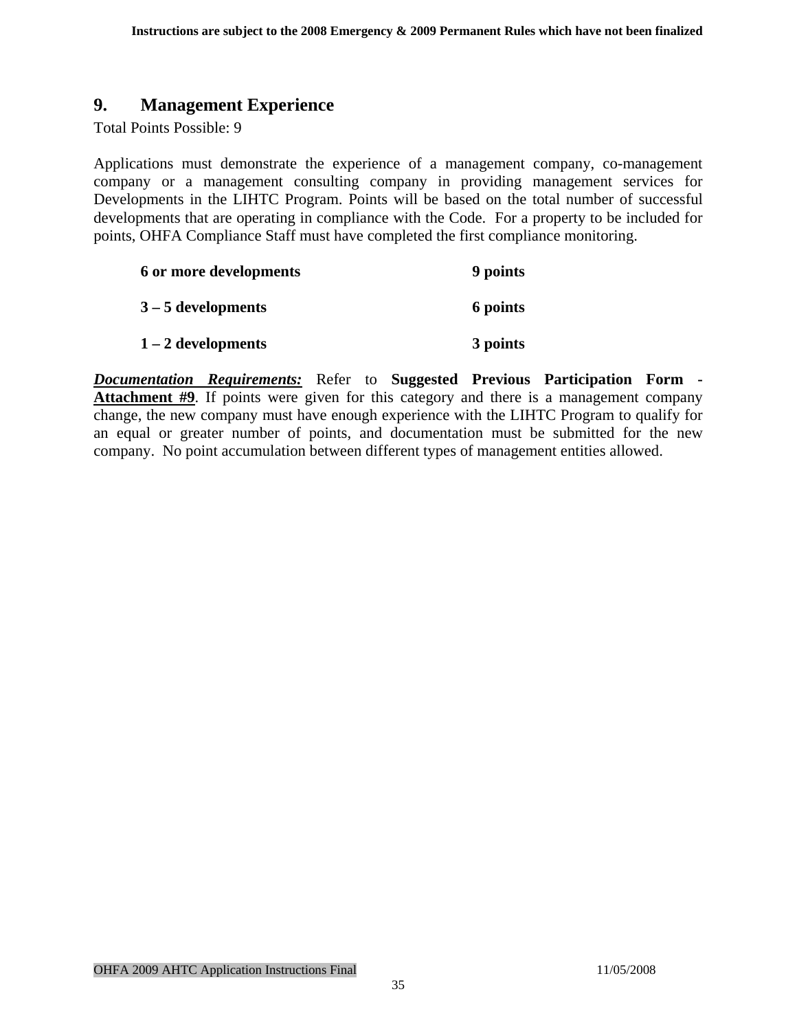## 9. Management Experience

Total Points Possible: 9

Applications must demonstrate the experience of a management company, co-management company or a management consulting company in providing management services for Developments in the LIHTC Program. Points will be based on the total number of successful developments that are operating in compliance with the Code. For a property to be included for points, OHFA Compliance Staff must have completed the first compliance monitoring.

| | |
|---|---|
| **6 or more developments** | **9 points** |
| **3 – 5 developments** | **6 points** |
| **1 – 2 developments** | **3 points** |

***Documentation Requirements:*** Refer to **Suggested Previous Participation Form - Attachment #9**. If points were given for this category and there is a management company change, the new company must have enough experience with the LIHTC Program to qualify for an equal or greater number of points, and documentation must be submitted for the new company. No point accumulation between different types of management entities allowed.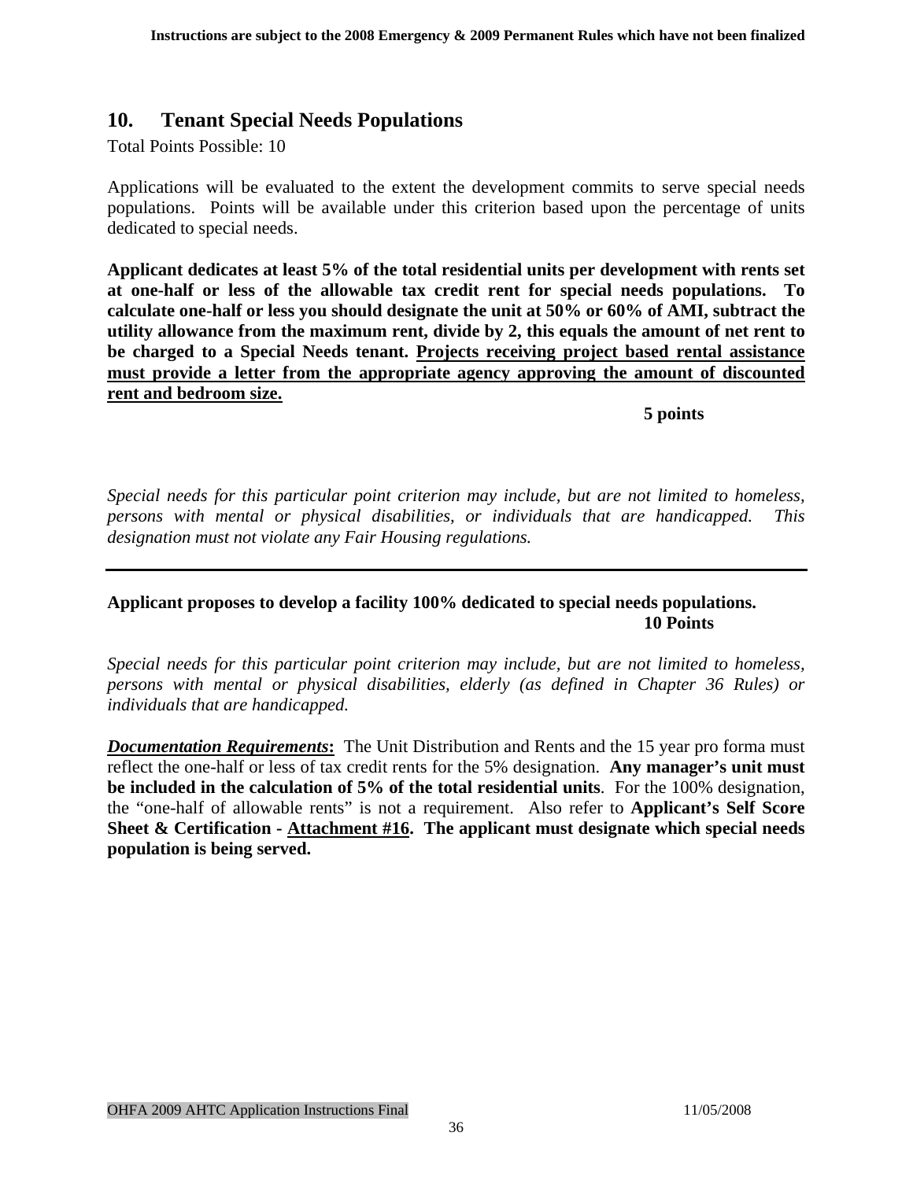## 10. Tenant Special Needs Populations

Total Points Possible: 10

Applications will be evaluated to the extent the development commits to serve special needs populations. Points will be available under this criterion based upon the percentage of units dedicated to special needs.

**Applicant dedicates at least 5% of the total residential units per development with rents set at one-half or less of the allowable tax credit rent for special needs populations. To calculate one-half or less you should designate the unit at 50% or 60% of AMI, subtract the utility allowance from the maximum rent, divide by 2, this equals the amount of net rent to be charged to a Special Needs tenant. <u>Projects receiving project based rental assistance must provide a letter from the appropriate agency approving the amount of discounted rent and bedroom size.</u>**

**5 points**

*Special needs for this particular point criterion may include, but are not limited to homeless, persons with mental or physical disabilities, or individuals that are handicapped. This designation must not violate any Fair Housing regulations.*

---

**Applicant proposes to develop a facility 100% dedicated to special needs populations.**

**10 Points**

*Special needs for this particular point criterion may include, but are not limited to homeless, persons with mental or physical disabilities, elderly (as defined in Chapter 36 Rules) or individuals that are handicapped.*

***<u>Documentation Requirements</u>*:** The Unit Distribution and Rents and the 15 year pro forma must reflect the one-half or less of tax credit rents for the 5% designation. **Any manager's unit must be included in the calculation of 5% of the total residential units**. For the 100% designation, the "one-half of allowable rents" is not a requirement. Also refer to **Applicant's Self Score Sheet & Certification - <u>Attachment #16</u>. The applicant must designate which special needs population is being served.**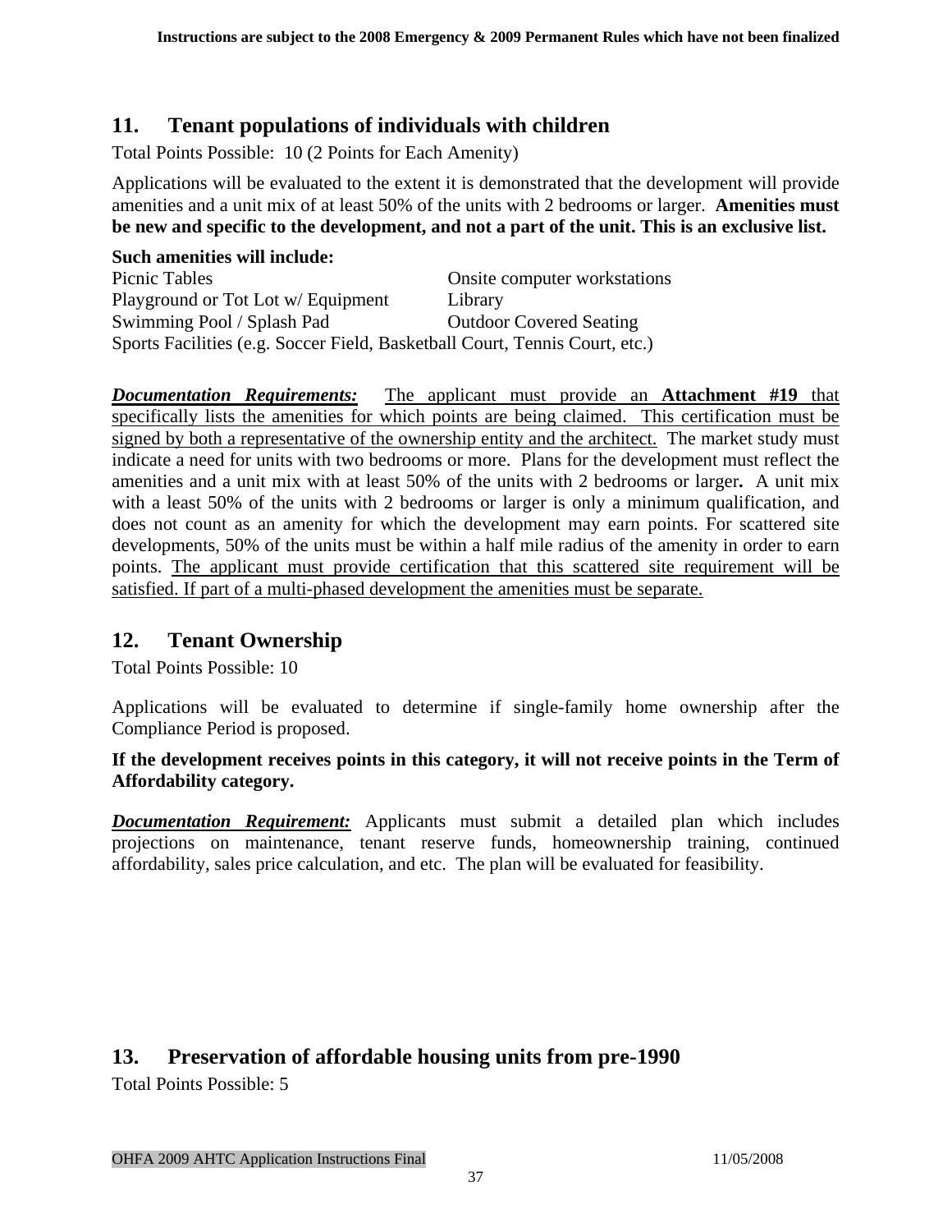## 11. Tenant populations of individuals with children

Total Points Possible: 10 (2 Points for Each Amenity)

Applications will be evaluated to the extent it is demonstrated that the development will provide amenities and a unit mix of at least 50% of the units with 2 bedrooms or larger. **Amenities must be new and specific to the development, and not a part of the unit. This is an exclusive list.**

**Such amenities will include:**

| | |
|---|---|
| Picnic Tables | Onsite computer workstations |
| Playground or Tot Lot w/ Equipment | Library |
| Swimming Pool / Splash Pad | Outdoor Covered Seating |
| Sports Facilities (e.g. Soccer Field, Basketball Court, Tennis Court, etc.) | |

***Documentation Requirements:*** The applicant must provide an **Attachment #19** that specifically lists the amenities for which points are being claimed. This certification must be signed by both a representative of the ownership entity and the architect. The market study must indicate a need for units with two bedrooms or more. Plans for the development must reflect the amenities and a unit mix with at least 50% of the units with 2 bedrooms or larger**.** A unit mix with a least 50% of the units with 2 bedrooms or larger is only a minimum qualification, and does not count as an amenity for which the development may earn points. For scattered site developments, 50% of the units must be within a half mile radius of the amenity in order to earn points. The applicant must provide certification that this scattered site requirement will be satisfied. If part of a multi-phased development the amenities must be separate.

## 12. Tenant Ownership

Total Points Possible: 10

Applications will be evaluated to determine if single-family home ownership after the Compliance Period is proposed.

**If the development receives points in this category, it will not receive points in the Term of Affordability category.**

***Documentation Requirement:*** Applicants must submit a detailed plan which includes projections on maintenance, tenant reserve funds, homeownership training, continued affordability, sales price calculation, and etc. The plan will be evaluated for feasibility.

## 13. Preservation of affordable housing units from pre-1990

Total Points Possible: 5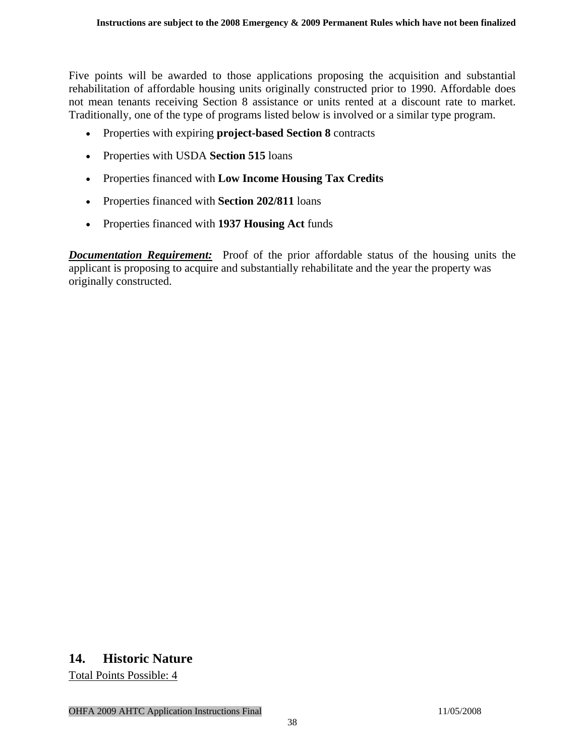Five points will be awarded to those applications proposing the acquisition and substantial rehabilitation of affordable housing units originally constructed prior to 1990. Affordable does not mean tenants receiving Section 8 assistance or units rented at a discount rate to market. Traditionally, one of the type of programs listed below is involved or a similar type program.

- Properties with expiring **project-based Section 8** contracts
- Properties with USDA **Section 515** loans
- Properties financed with **Low Income Housing Tax Credits**
- Properties financed with **Section 202/811** loans
- Properties financed with **1937 Housing Act** funds

***Documentation Requirement:*** Proof of the prior affordable status of the housing units the applicant is proposing to acquire and substantially rehabilitate and the year the property was originally constructed.

## 14. Historic Nature

Total Points Possible: 4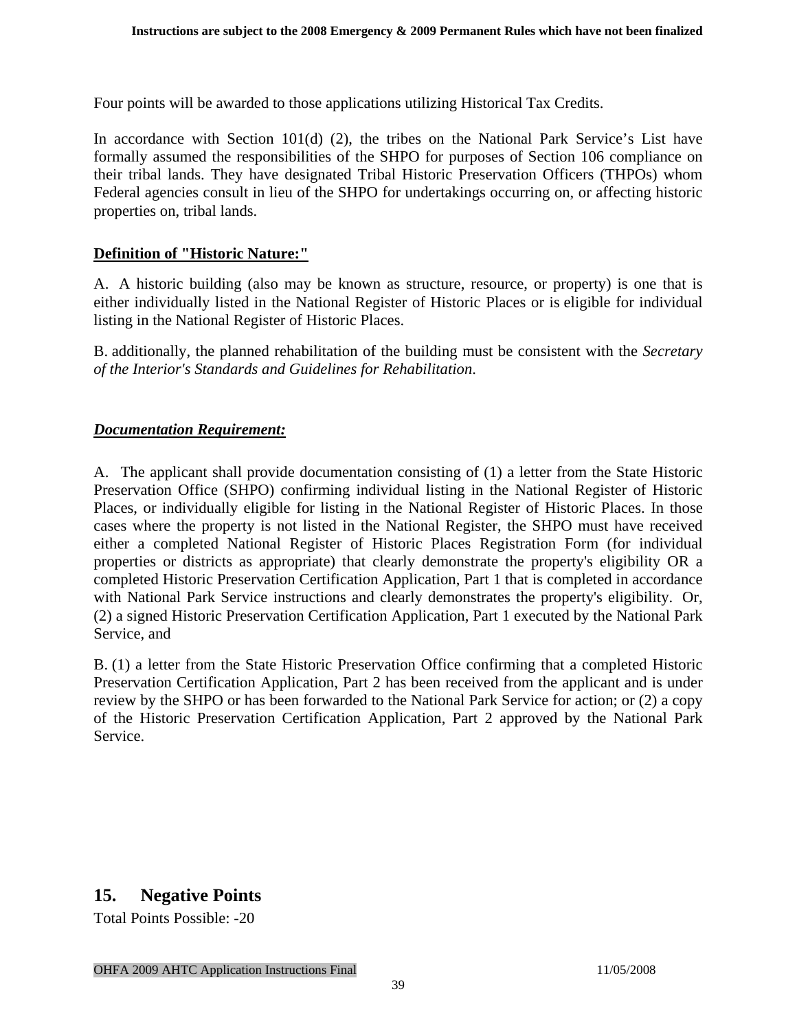Four points will be awarded to those applications utilizing Historical Tax Credits.

In accordance with Section 101(d) (2), the tribes on the National Park Service's List have formally assumed the responsibilities of the SHPO for purposes of Section 106 compliance on their tribal lands. They have designated Tribal Historic Preservation Officers (THPOs) whom Federal agencies consult in lieu of the SHPO for undertakings occurring on, or affecting historic properties on, tribal lands.

**Definition of "Historic Nature:"**

A. A historic building (also may be known as structure, resource, or property) is one that is either individually listed in the National Register of Historic Places or is eligible for individual listing in the National Register of Historic Places.

B. additionally, the planned rehabilitation of the building must be consistent with the *Secretary of the Interior's Standards and Guidelines for Rehabilitation*.

***Documentation Requirement:***

A. The applicant shall provide documentation consisting of (1) a letter from the State Historic Preservation Office (SHPO) confirming individual listing in the National Register of Historic Places, or individually eligible for listing in the National Register of Historic Places. In those cases where the property is not listed in the National Register, the SHPO must have received either a completed National Register of Historic Places Registration Form (for individual properties or districts as appropriate) that clearly demonstrate the property's eligibility OR a completed Historic Preservation Certification Application, Part 1 that is completed in accordance with National Park Service instructions and clearly demonstrates the property's eligibility. Or, (2) a signed Historic Preservation Certification Application, Part 1 executed by the National Park Service, and

B. (1) a letter from the State Historic Preservation Office confirming that a completed Historic Preservation Certification Application, Part 2 has been received from the applicant and is under review by the SHPO or has been forwarded to the National Park Service for action; or (2) a copy of the Historic Preservation Certification Application, Part 2 approved by the National Park Service.

## 15. Negative Points

Total Points Possible: -20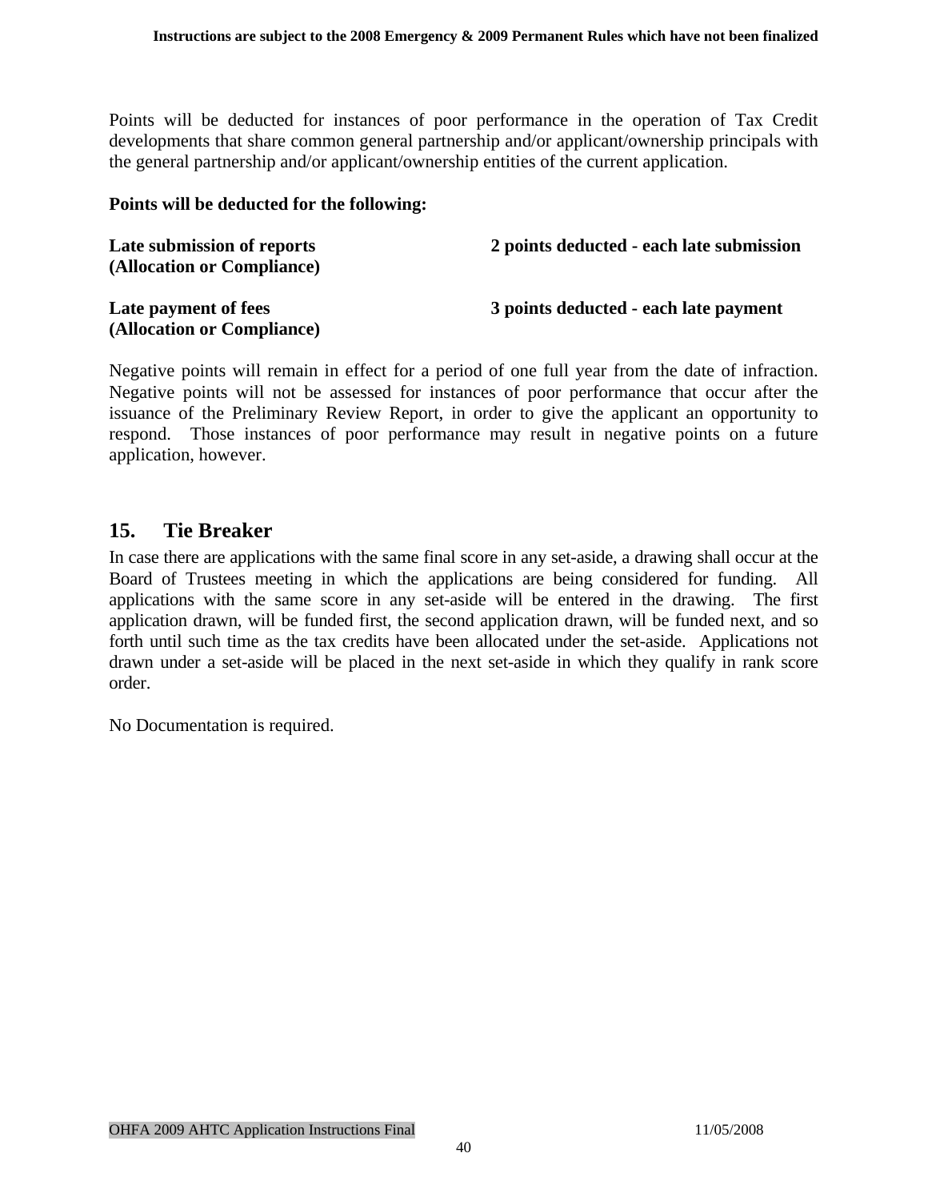Points will be deducted for instances of poor performance in the operation of Tax Credit developments that share common general partnership and/or applicant/ownership principals with the general partnership and/or applicant/ownership entities of the current application.

**Points will be deducted for the following:**

| | |
|---|---|
| **Late submission of reports (Allocation or Compliance)** | **2 points deducted - each late submission** |
| **Late payment of fees (Allocation or Compliance)** | **3 points deducted - each late payment** |

Negative points will remain in effect for a period of one full year from the date of infraction. Negative points will not be assessed for instances of poor performance that occur after the issuance of the Preliminary Review Report, in order to give the applicant an opportunity to respond. Those instances of poor performance may result in negative points on a future application, however.

## 15. Tie Breaker

In case there are applications with the same final score in any set-aside, a drawing shall occur at the Board of Trustees meeting in which the applications are being considered for funding. All applications with the same score in any set-aside will be entered in the drawing. The first application drawn, will be funded first, the second application drawn, will be funded next, and so forth until such time as the tax credits have been allocated under the set-aside. Applications not drawn under a set-aside will be placed in the next set-aside in which they qualify in rank score order.

No Documentation is required.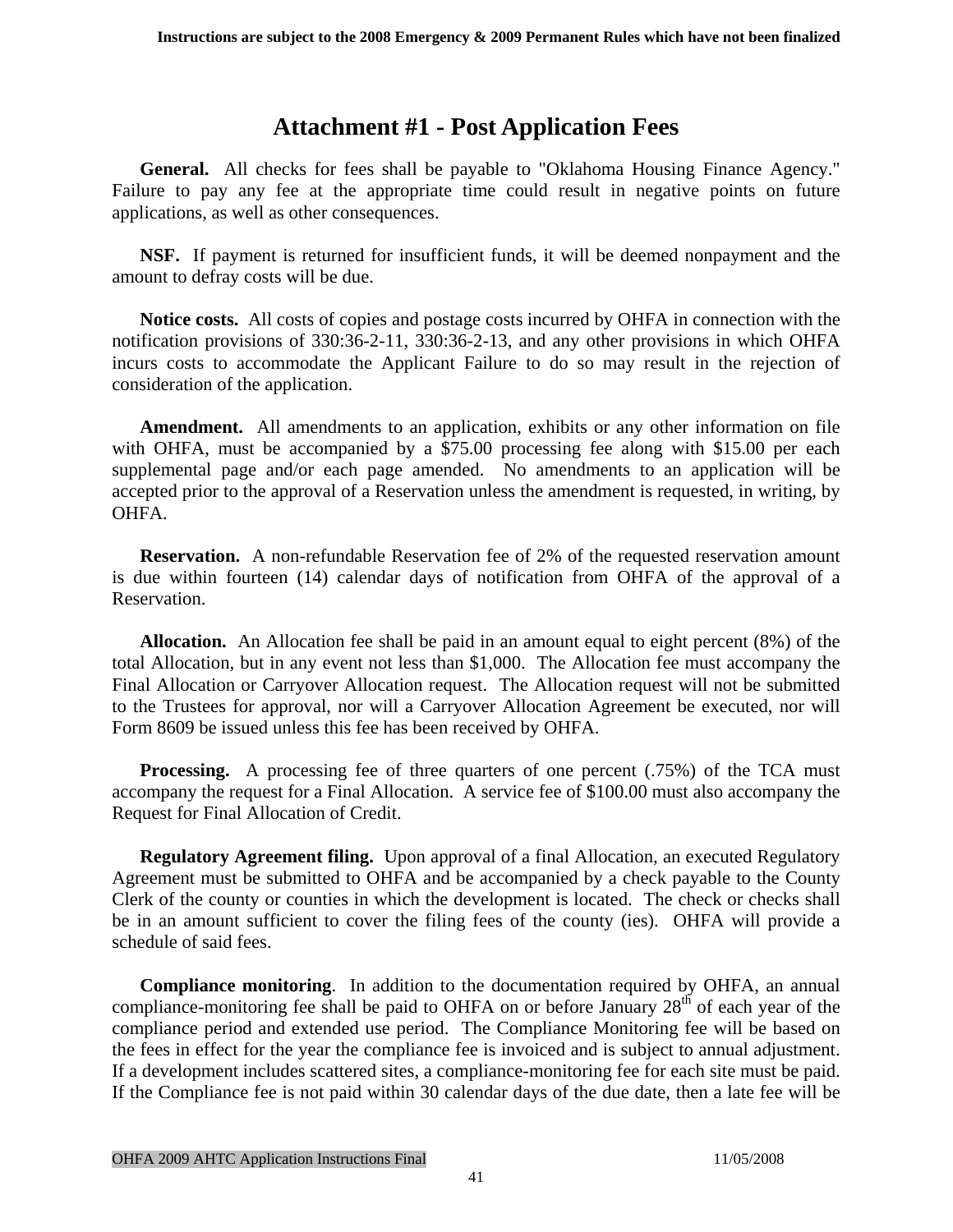# Attachment #1 - Post Application Fees

**General.** All checks for fees shall be payable to "Oklahoma Housing Finance Agency." Failure to pay any fee at the appropriate time could result in negative points on future applications, as well as other consequences.

**NSF.** If payment is returned for insufficient funds, it will be deemed nonpayment and the amount to defray costs will be due.

**Notice costs.** All costs of copies and postage costs incurred by OHFA in connection with the notification provisions of 330:36-2-11, 330:36-2-13, and any other provisions in which OHFA incurs costs to accommodate the Applicant Failure to do so may result in the rejection of consideration of the application.

**Amendment.** All amendments to an application, exhibits or any other information on file with OHFA, must be accompanied by a $75.00 processing fee along with $15.00 per each supplemental page and/or each page amended. No amendments to an application will be accepted prior to the approval of a Reservation unless the amendment is requested, in writing, by OHFA.

**Reservation.** A non-refundable Reservation fee of 2% of the requested reservation amount is due within fourteen (14) calendar days of notification from OHFA of the approval of a Reservation.

**Allocation.** An Allocation fee shall be paid in an amount equal to eight percent (8%) of the total Allocation, but in any event not less than $1,000. The Allocation fee must accompany the Final Allocation or Carryover Allocation request. The Allocation request will not be submitted to the Trustees for approval, nor will a Carryover Allocation Agreement be executed, nor will Form 8609 be issued unless this fee has been received by OHFA.

**Processing.** A processing fee of three quarters of one percent (.75%) of the TCA must accompany the request for a Final Allocation. A service fee of $100.00 must also accompany the Request for Final Allocation of Credit.

**Regulatory Agreement filing.** Upon approval of a final Allocation, an executed Regulatory Agreement must be submitted to OHFA and be accompanied by a check payable to the County Clerk of the county or counties in which the development is located. The check or checks shall be in an amount sufficient to cover the filing fees of the county (ies). OHFA will provide a schedule of said fees.

**Compliance monitoring**. In addition to the documentation required by OHFA, an annual compliance-monitoring fee shall be paid to OHFA on or before January 28th of each year of the compliance period and extended use period. The Compliance Monitoring fee will be based on the fees in effect for the year the compliance fee is invoiced and is subject to annual adjustment. If a development includes scattered sites, a compliance-monitoring fee for each site must be paid. If the Compliance fee is not paid within 30 calendar days of the due date, then a late fee will be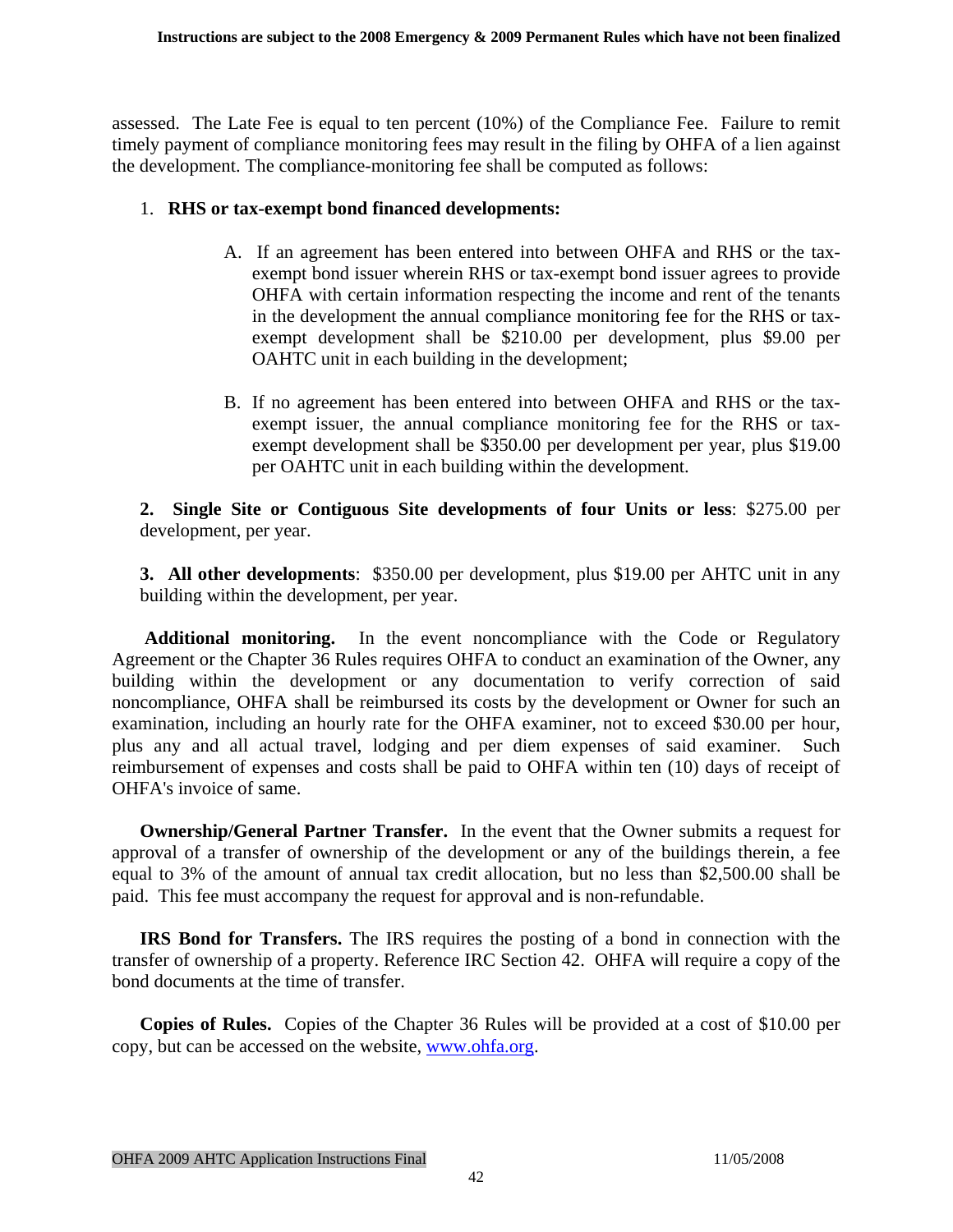assessed. The Late Fee is equal to ten percent (10%) of the Compliance Fee. Failure to remit timely payment of compliance monitoring fees may result in the filing by OHFA of a lien against the development. The compliance-monitoring fee shall be computed as follows:

1. **RHS or tax-exempt bond financed developments:**

   A. If an agreement has been entered into between OHFA and RHS or the tax-exempt bond issuer wherein RHS or tax-exempt bond issuer agrees to provide OHFA with certain information respecting the income and rent of the tenants in the development the annual compliance monitoring fee for the RHS or tax-exempt development shall be $210.00 per development, plus $9.00 per OAHTC unit in each building in the development;

   B. If no agreement has been entered into between OHFA and RHS or the tax-exempt issuer, the annual compliance monitoring fee for the RHS or tax-exempt development shall be $350.00 per development per year, plus $19.00 per OAHTC unit in each building within the development.

2. **Single Site or Contiguous Site developments of four Units or less**: $275.00 per development, per year.

3. **All other developments**: $350.00 per development, plus $19.00 per AHTC unit in any building within the development, per year.

**Additional monitoring.** In the event noncompliance with the Code or Regulatory Agreement or the Chapter 36 Rules requires OHFA to conduct an examination of the Owner, any building within the development or any documentation to verify correction of said noncompliance, OHFA shall be reimbursed its costs by the development or Owner for such an examination, including an hourly rate for the OHFA examiner, not to exceed $30.00 per hour, plus any and all actual travel, lodging and per diem expenses of said examiner. Such reimbursement of expenses and costs shall be paid to OHFA within ten (10) days of receipt of OHFA's invoice of same.

**Ownership/General Partner Transfer.** In the event that the Owner submits a request for approval of a transfer of ownership of the development or any of the buildings therein, a fee equal to 3% of the amount of annual tax credit allocation, but no less than $2,500.00 shall be paid. This fee must accompany the request for approval and is non-refundable.

**IRS Bond for Transfers.** The IRS requires the posting of a bond in connection with the transfer of ownership of a property. Reference IRC Section 42. OHFA will require a copy of the bond documents at the time of transfer.

**Copies of Rules.** Copies of the Chapter 36 Rules will be provided at a cost of $10.00 per copy, but can be accessed on the website, www.ohfa.org.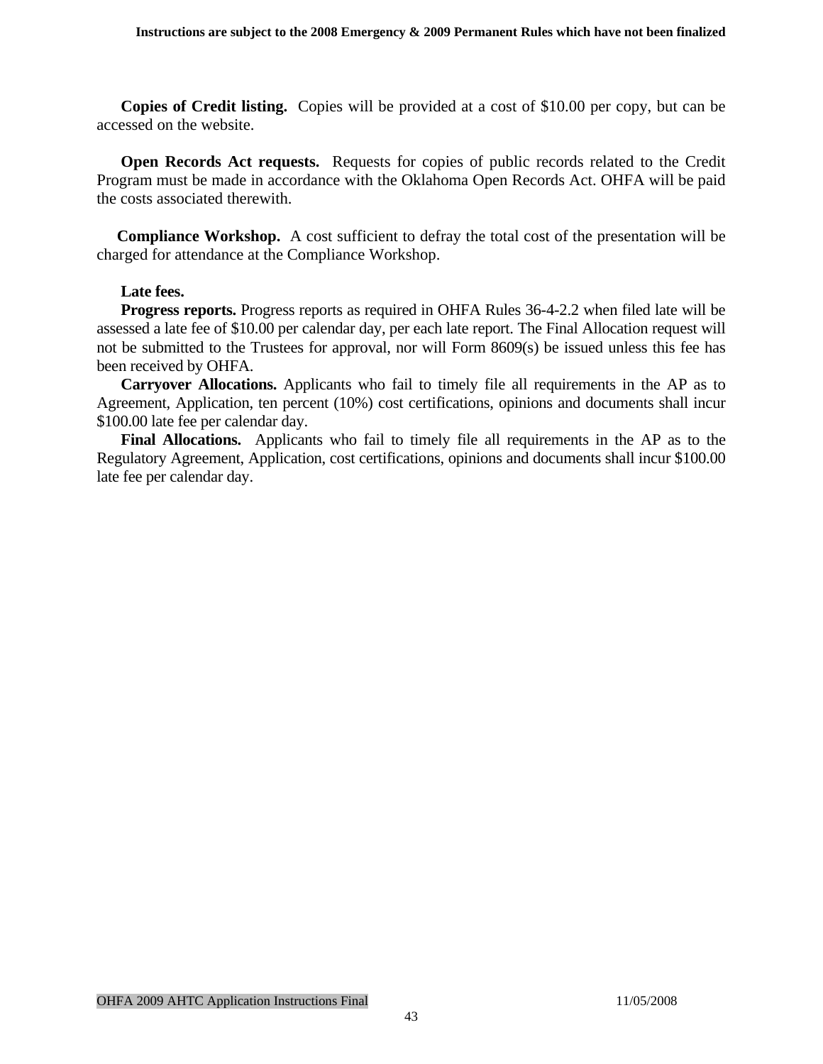**Copies of Credit listing.** Copies will be provided at a cost of $10.00 per copy, but can be accessed on the website.

**Open Records Act requests.** Requests for copies of public records related to the Credit Program must be made in accordance with the Oklahoma Open Records Act. OHFA will be paid the costs associated therewith.

**Compliance Workshop.** A cost sufficient to defray the total cost of the presentation will be charged for attendance at the Compliance Workshop.

**Late fees.**

**Progress reports.** Progress reports as required in OHFA Rules 36-4-2.2 when filed late will be assessed a late fee of $10.00 per calendar day, per each late report. The Final Allocation request will not be submitted to the Trustees for approval, nor will Form 8609(s) be issued unless this fee has been received by OHFA.

**Carryover Allocations.** Applicants who fail to timely file all requirements in the AP as to Agreement, Application, ten percent (10%) cost certifications, opinions and documents shall incur $100.00 late fee per calendar day.

**Final Allocations.** Applicants who fail to timely file all requirements in the AP as to the Regulatory Agreement, Application, cost certifications, opinions and documents shall incur $100.00 late fee per calendar day.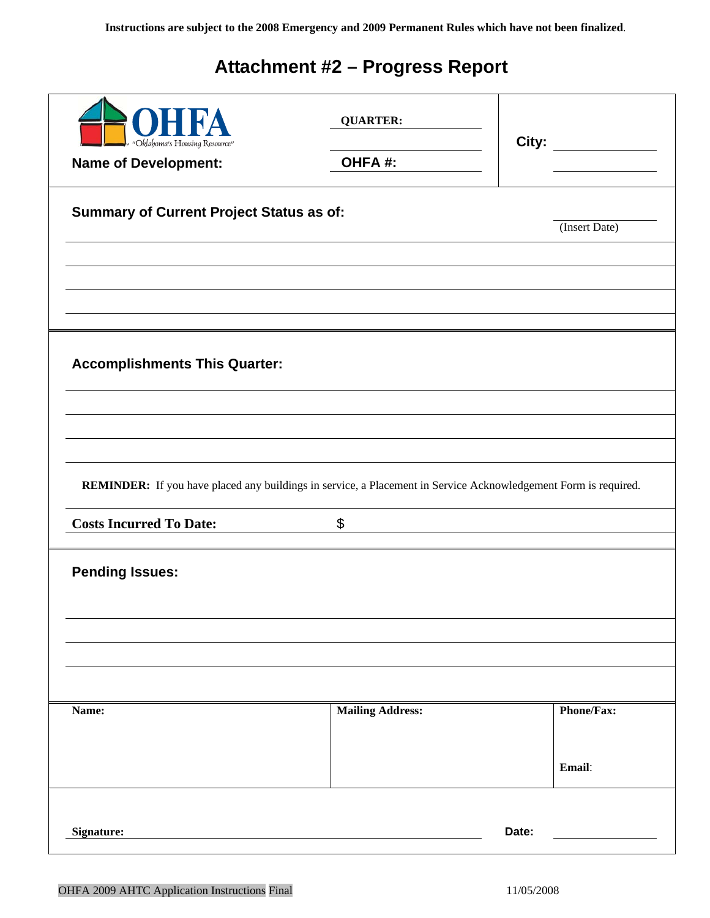Instructions are subject to the 2008 Emergency and 2009 Permanent Rules which have not been finalized.

# Attachment #2 – Progress Report

OHFA "Oklahoma's Housing Resource"

**Name of Development:**

**QUARTER:**

**OHFA #:**

**City:**

**Summary of Current Project Status as of:** _______ (Insert Date)

**Accomplishments This Quarter:**

**REMINDER:** If you have placed any buildings in service, a Placement in Service Acknowledgement Form is required.

**Costs Incurred To Date:** $

**Pending Issues:**

| Name: | Mailing Address: | Phone/Fax: |
|---|---|---|
| | | Email: |

**Signature:** _______________ **Date:** _______________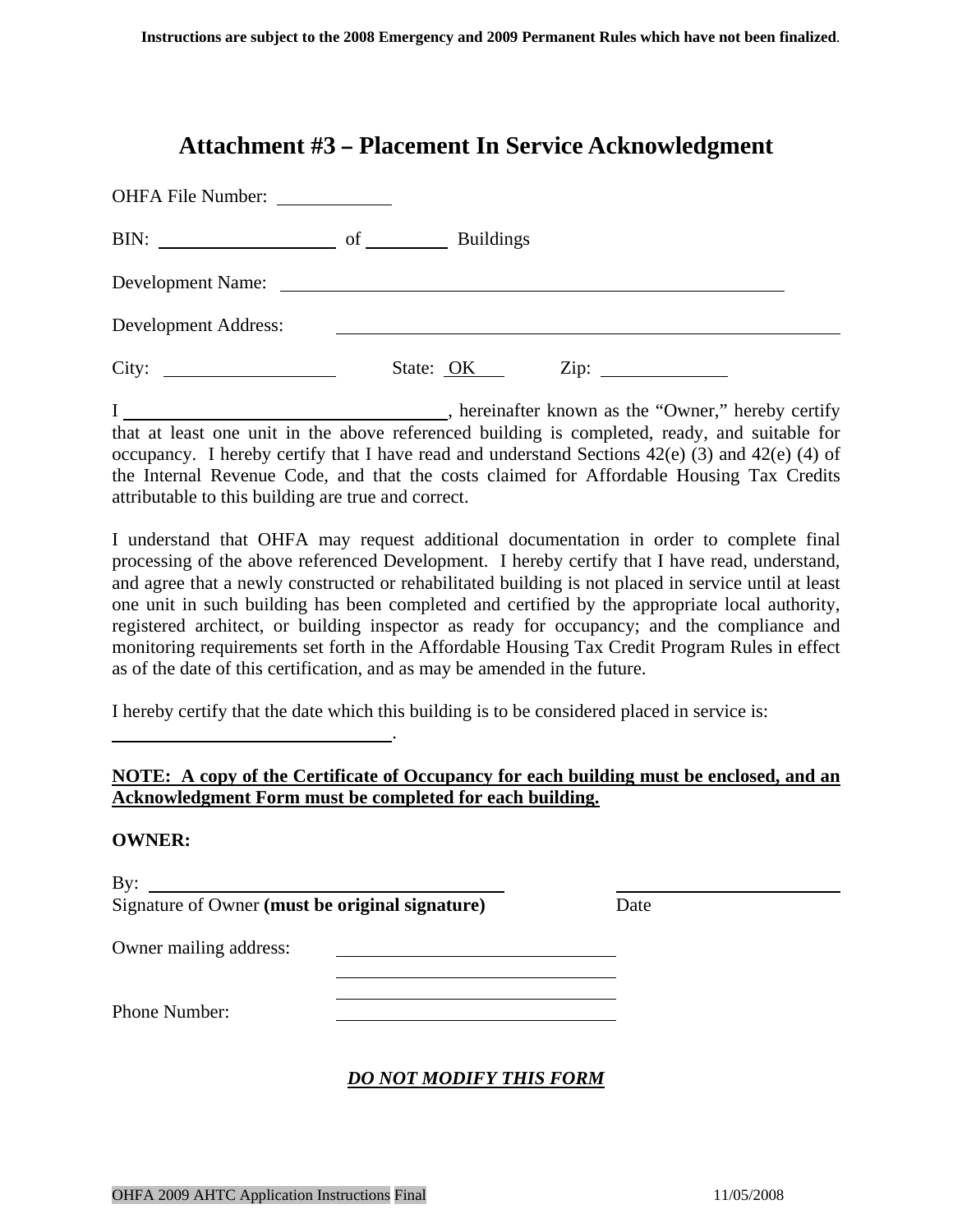**Instructions are subject to the 2008 Emergency and 2009 Permanent Rules which have not been finalized**.

# Attachment #3 – Placement In Service Acknowledgment

OHFA File Number: ____________

BIN: ____________________ of __________ Buildings

Development Name: ____________________________________________________________

Development Address: ____________________________________________________________

City: ____________________ State: OK Zip: ______________

I ____________________________________, hereinafter known as the "Owner," hereby certify that at least one unit in the above referenced building is completed, ready, and suitable for occupancy. I hereby certify that I have read and understand Sections 42(e) (3) and 42(e) (4) of the Internal Revenue Code, and that the costs claimed for Affordable Housing Tax Credits attributable to this building are true and correct.

I understand that OHFA may request additional documentation in order to complete final processing of the above referenced Development. I hereby certify that I have read, understand, and agree that a newly constructed or rehabilitated building is not placed in service until at least one unit in such building has been completed and certified by the appropriate local authority, registered architect, or building inspector as ready for occupancy; and the compliance and monitoring requirements set forth in the Affordable Housing Tax Credit Program Rules in effect as of the date of this certification, and as may be amended in the future.

I hereby certify that the date which this building is to be considered placed in service is:

________________________________.

**NOTE: A copy of the Certificate of Occupancy for each building must be enclosed, and an Acknowledgment Form must be completed for each building.**

**OWNER:**

By: ________________________________________ ____________________________

Signature of Owner **(must be original signature)** Date

Owner mailing address: ________________________________

________________________________

________________________________

Phone Number: ________________________________

***DO NOT MODIFY THIS FORM***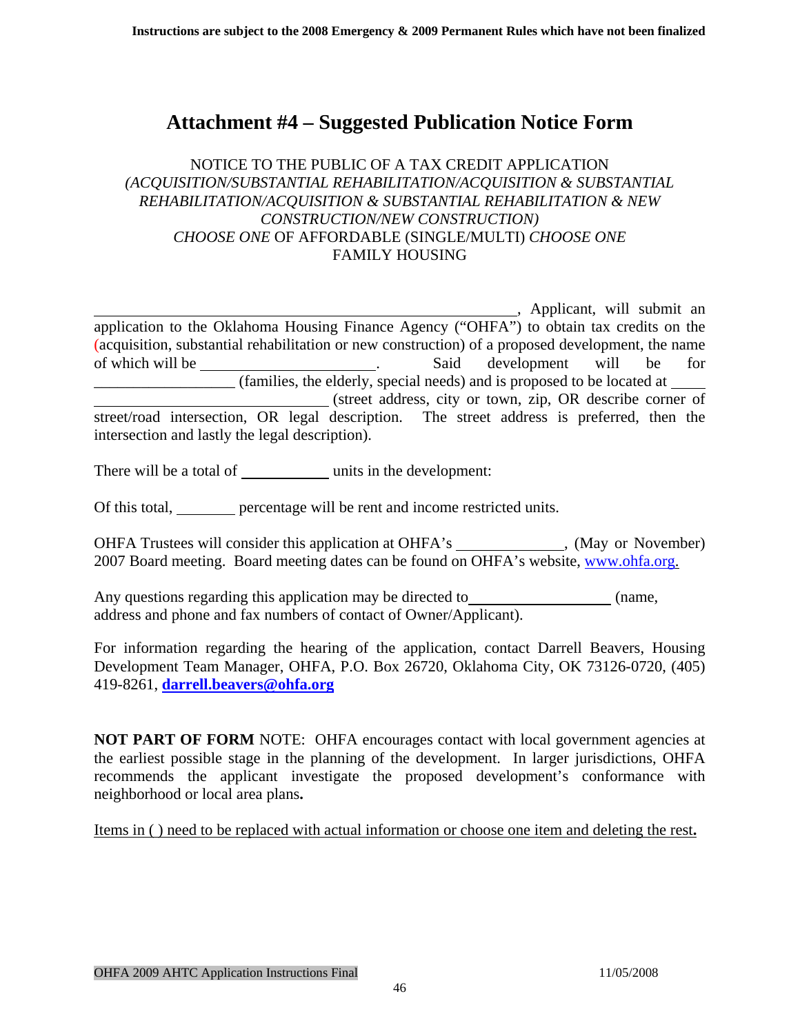# Attachment #4 – Suggested Publication Notice Form

NOTICE TO THE PUBLIC OF A TAX CREDIT APPLICATION
*(ACQUISITION/SUBSTANTIAL REHABILITATION/ACQUISITION & SUBSTANTIAL REHABILITATION/ACQUISITION & SUBSTANTIAL REHABILITATION & NEW CONSTRUCTION/NEW CONSTRUCTION)*
*CHOOSE ONE* OF AFFORDABLE (SINGLE/MULTI) *CHOOSE ONE* FAMILY HOUSING

______________________________________________________, Applicant, will submit an application to the Oklahoma Housing Finance Agency ("OHFA") to obtain tax credits on the (acquisition, substantial rehabilitation or new construction) of a proposed development, the name of which will be ______________________. Said development will be for __________________ (families, the elderly, special needs) and is proposed to be located at ____ ______________________________ (street address, city or town, zip, OR describe corner of street/road intersection, OR legal description. The street address is preferred, then the intersection and lastly the legal description).

There will be a total of ___________ units in the development:

Of this total, _______ percentage will be rent and income restricted units.

OHFA Trustees will consider this application at OHFA's ______________, (May or November) 2007 Board meeting. Board meeting dates can be found on OHFA's website, www.ohfa.org.

Any questions regarding this application may be directed to__________________ (name, address and phone and fax numbers of contact of Owner/Applicant).

For information regarding the hearing of the application, contact Darrell Beavers, Housing Development Team Manager, OHFA, P.O. Box 26720, Oklahoma City, OK 73126-0720, (405) 419-8261, **darrell.beavers@ohfa.org**

**NOT PART OF FORM** NOTE: OHFA encourages contact with local government agencies at the earliest possible stage in the planning of the development. In larger jurisdictions, OHFA recommends the applicant investigate the proposed development's conformance with neighborhood or local area plans**.**

Items in ( ) need to be replaced with actual information or choose one item and deleting the rest**.**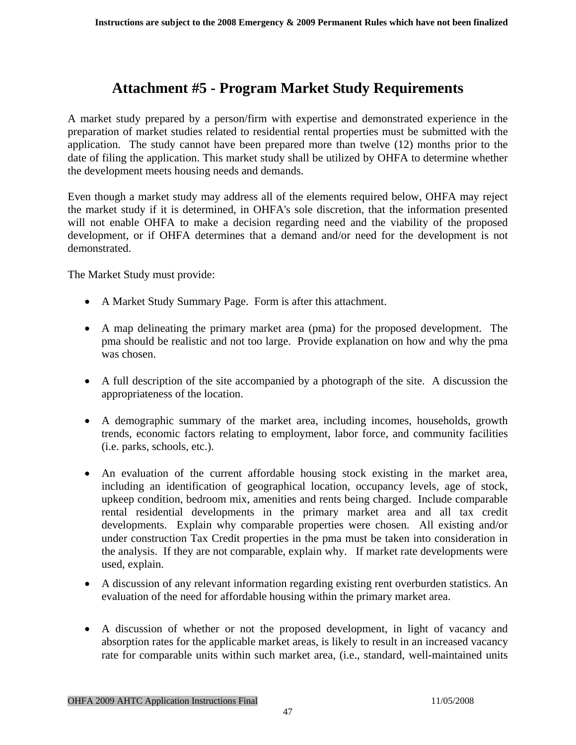# Attachment #5 - Program Market Study Requirements

A market study prepared by a person/firm with expertise and demonstrated experience in the preparation of market studies related to residential rental properties must be submitted with the application. The study cannot have been prepared more than twelve (12) months prior to the date of filing the application. This market study shall be utilized by OHFA to determine whether the development meets housing needs and demands.

Even though a market study may address all of the elements required below, OHFA may reject the market study if it is determined, in OHFA's sole discretion, that the information presented will not enable OHFA to make a decision regarding need and the viability of the proposed development, or if OHFA determines that a demand and/or need for the development is not demonstrated.

The Market Study must provide:

- A Market Study Summary Page. Form is after this attachment.
- A map delineating the primary market area (pma) for the proposed development. The pma should be realistic and not too large. Provide explanation on how and why the pma was chosen.
- A full description of the site accompanied by a photograph of the site. A discussion the appropriateness of the location.
- A demographic summary of the market area, including incomes, households, growth trends, economic factors relating to employment, labor force, and community facilities (i.e. parks, schools, etc.).
- An evaluation of the current affordable housing stock existing in the market area, including an identification of geographical location, occupancy levels, age of stock, upkeep condition, bedroom mix, amenities and rents being charged. Include comparable rental residential developments in the primary market area and all tax credit developments. Explain why comparable properties were chosen. All existing and/or under construction Tax Credit properties in the pma must be taken into consideration in the analysis. If they are not comparable, explain why. If market rate developments were used, explain.
- A discussion of any relevant information regarding existing rent overburden statistics. An evaluation of the need for affordable housing within the primary market area.
- A discussion of whether or not the proposed development, in light of vacancy and absorption rates for the applicable market areas, is likely to result in an increased vacancy rate for comparable units within such market area, (i.e., standard, well-maintained units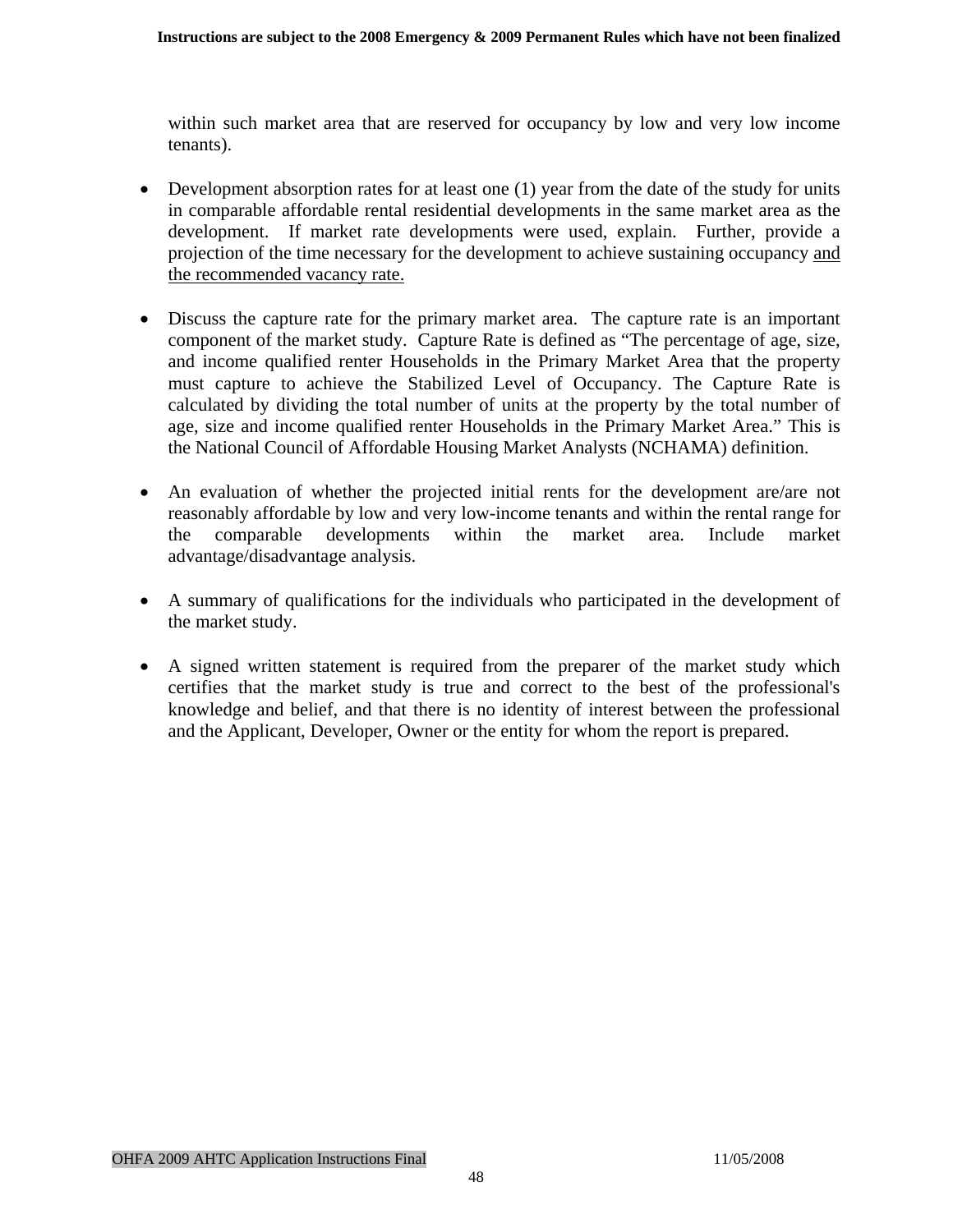within such market area that are reserved for occupancy by low and very low income tenants).

- Development absorption rates for at least one (1) year from the date of the study for units in comparable affordable rental residential developments in the same market area as the development. If market rate developments were used, explain. Further, provide a projection of the time necessary for the development to achieve sustaining occupancy <u>and the recommended vacancy rate.</u>

- Discuss the capture rate for the primary market area. The capture rate is an important component of the market study. Capture Rate is defined as “The percentage of age, size, and income qualified renter Households in the Primary Market Area that the property must capture to achieve the Stabilized Level of Occupancy. The Capture Rate is calculated by dividing the total number of units at the property by the total number of age, size and income qualified renter Households in the Primary Market Area.” This is the National Council of Affordable Housing Market Analysts (NCHAMA) definition.

- An evaluation of whether the projected initial rents for the development are/are not reasonably affordable by low and very low-income tenants and within the rental range for the comparable developments within the market area. Include market advantage/disadvantage analysis.

- A summary of qualifications for the individuals who participated in the development of the market study.

- A signed written statement is required from the preparer of the market study which certifies that the market study is true and correct to the best of the professional's knowledge and belief, and that there is no identity of interest between the professional and the Applicant, Developer, Owner or the entity for whom the report is prepared.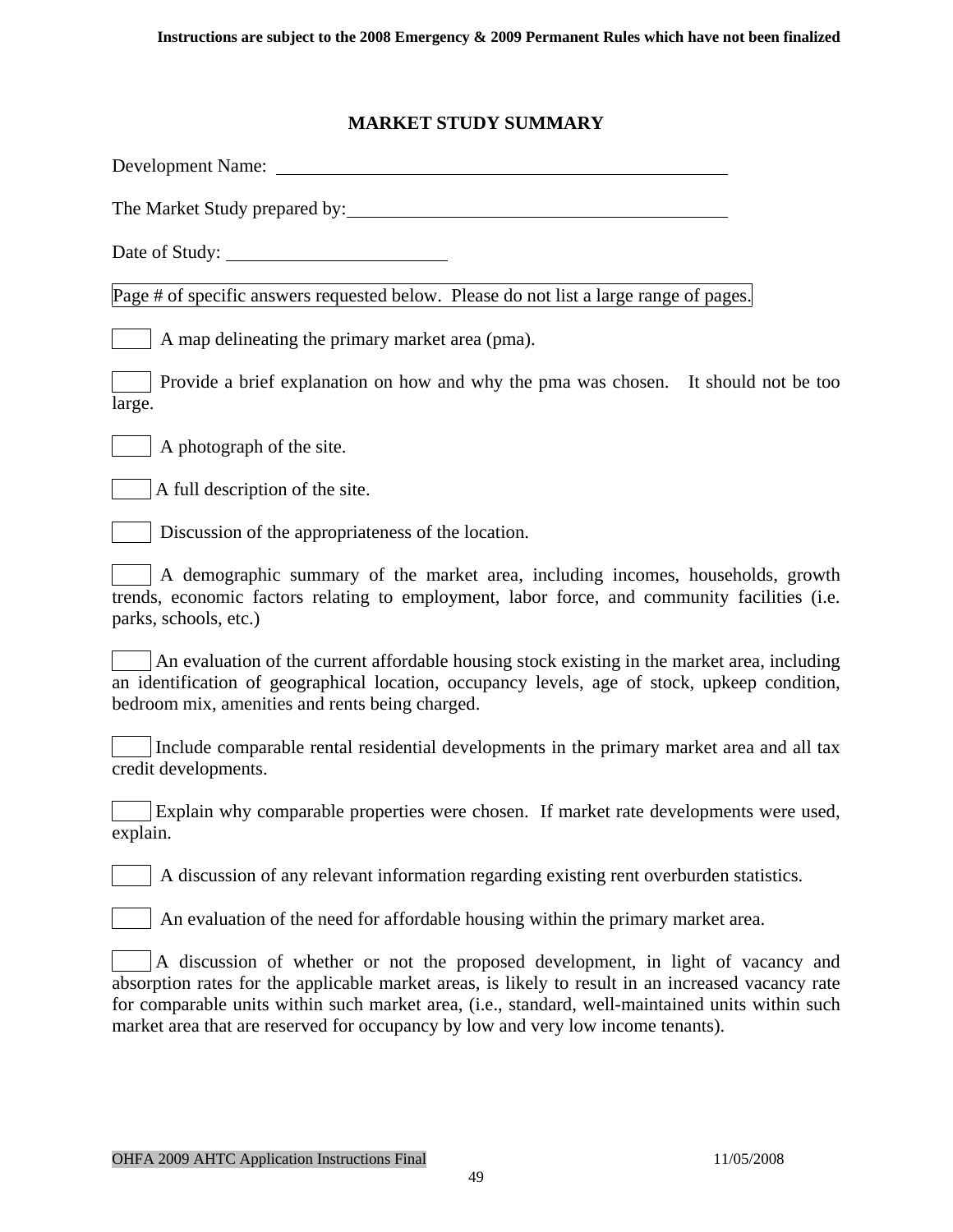## MARKET STUDY SUMMARY

Development Name: ______________________________________________

The Market Study prepared by: ______________________________________

Date of Study: ______________________

Page # of specific answers requested below. Please do not list a large range of pages.

[ ] A map delineating the primary market area (pma).

[ ] Provide a brief explanation on how and why the pma was chosen. It should not be too large.

[ ] A photograph of the site.

[ ] A full description of the site.

[ ] Discussion of the appropriateness of the location.

[ ] A demographic summary of the market area, including incomes, households, growth trends, economic factors relating to employment, labor force, and community facilities (i.e. parks, schools, etc.)

[ ] An evaluation of the current affordable housing stock existing in the market area, including an identification of geographical location, occupancy levels, age of stock, upkeep condition, bedroom mix, amenities and rents being charged.

[ ] Include comparable rental residential developments in the primary market area and all tax credit developments.

[ ] Explain why comparable properties were chosen. If market rate developments were used, explain.

[ ] A discussion of any relevant information regarding existing rent overburden statistics.

[ ] An evaluation of the need for affordable housing within the primary market area.

[ ] A discussion of whether or not the proposed development, in light of vacancy and absorption rates for the applicable market areas, is likely to result in an increased vacancy rate for comparable units within such market area, (i.e., standard, well-maintained units within such market area that are reserved for occupancy by low and very low income tenants).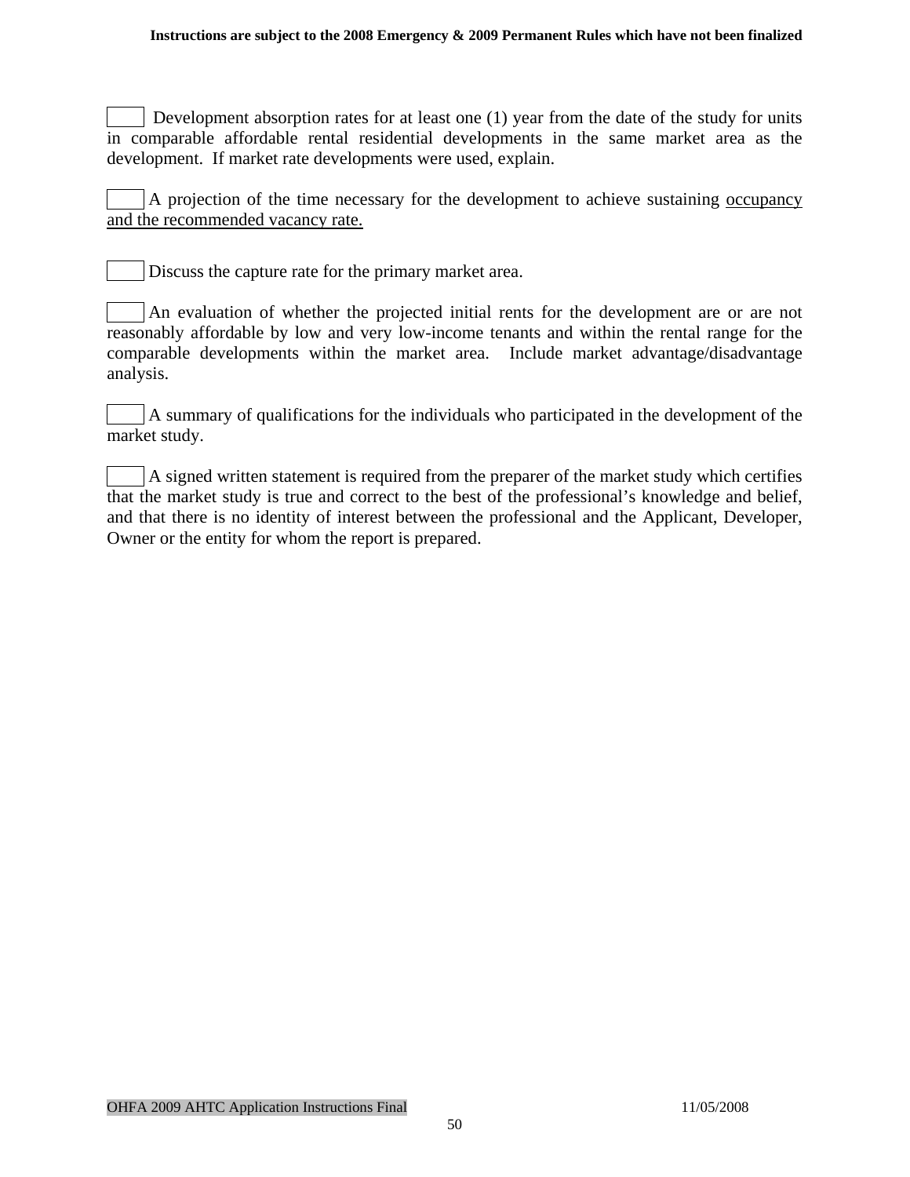☐ Development absorption rates for at least one (1) year from the date of the study for units in comparable affordable rental residential developments in the same market area as the development. If market rate developments were used, explain.

☐ A projection of the time necessary for the development to achieve sustaining <u>occupancy and the recommended vacancy rate.</u>

☐ Discuss the capture rate for the primary market area.

☐ An evaluation of whether the projected initial rents for the development are or are not reasonably affordable by low and very low-income tenants and within the rental range for the comparable developments within the market area. Include market advantage/disadvantage analysis.

☐ A summary of qualifications for the individuals who participated in the development of the market study.

☐ A signed written statement is required from the preparer of the market study which certifies that the market study is true and correct to the best of the professional's knowledge and belief, and that there is no identity of interest between the professional and the Applicant, Developer, Owner or the entity for whom the report is prepared.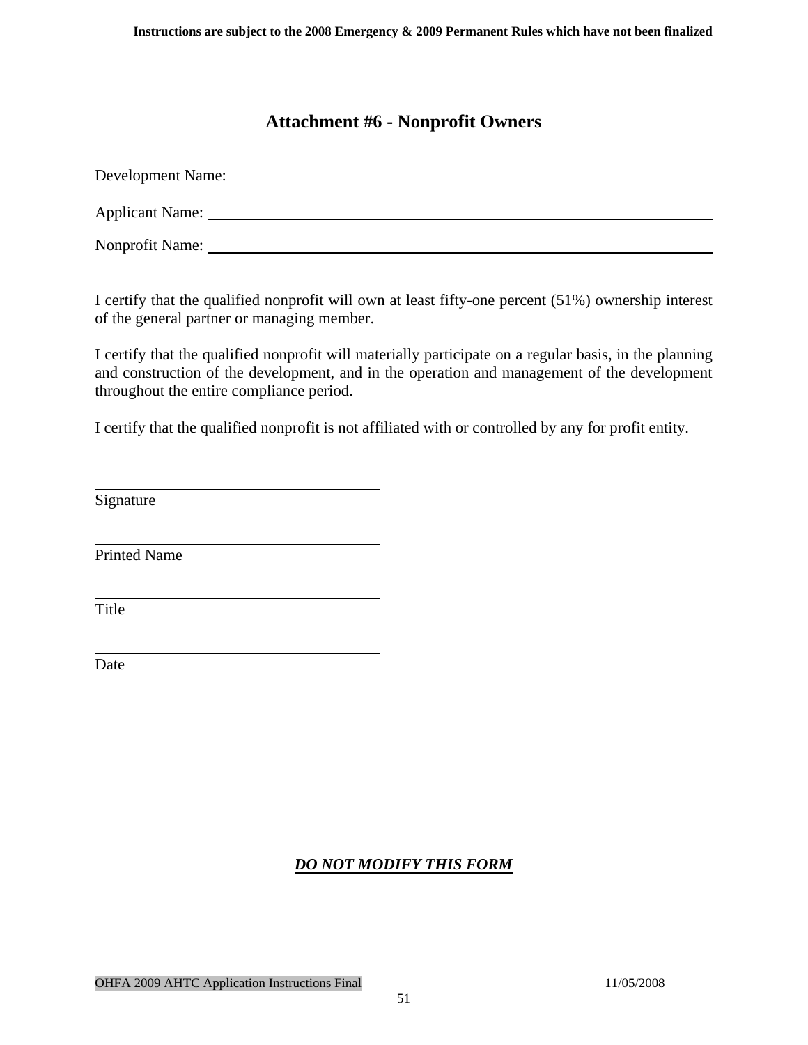# Attachment #6 - Nonprofit Owners

Development Name: ______________________________________________

Applicant Name: ______________________________________________

Nonprofit Name: ______________________________________________

I certify that the qualified nonprofit will own at least fifty-one percent (51%) ownership interest of the general partner or managing member.

I certify that the qualified nonprofit will materially participate on a regular basis, in the planning and construction of the development, and in the operation and management of the development throughout the entire compliance period.

I certify that the qualified nonprofit is not affiliated with or controlled by any for profit entity.

______________________________
Signature

______________________________
Printed Name

______________________________
Title

______________________________
Date

***DO NOT MODIFY THIS FORM***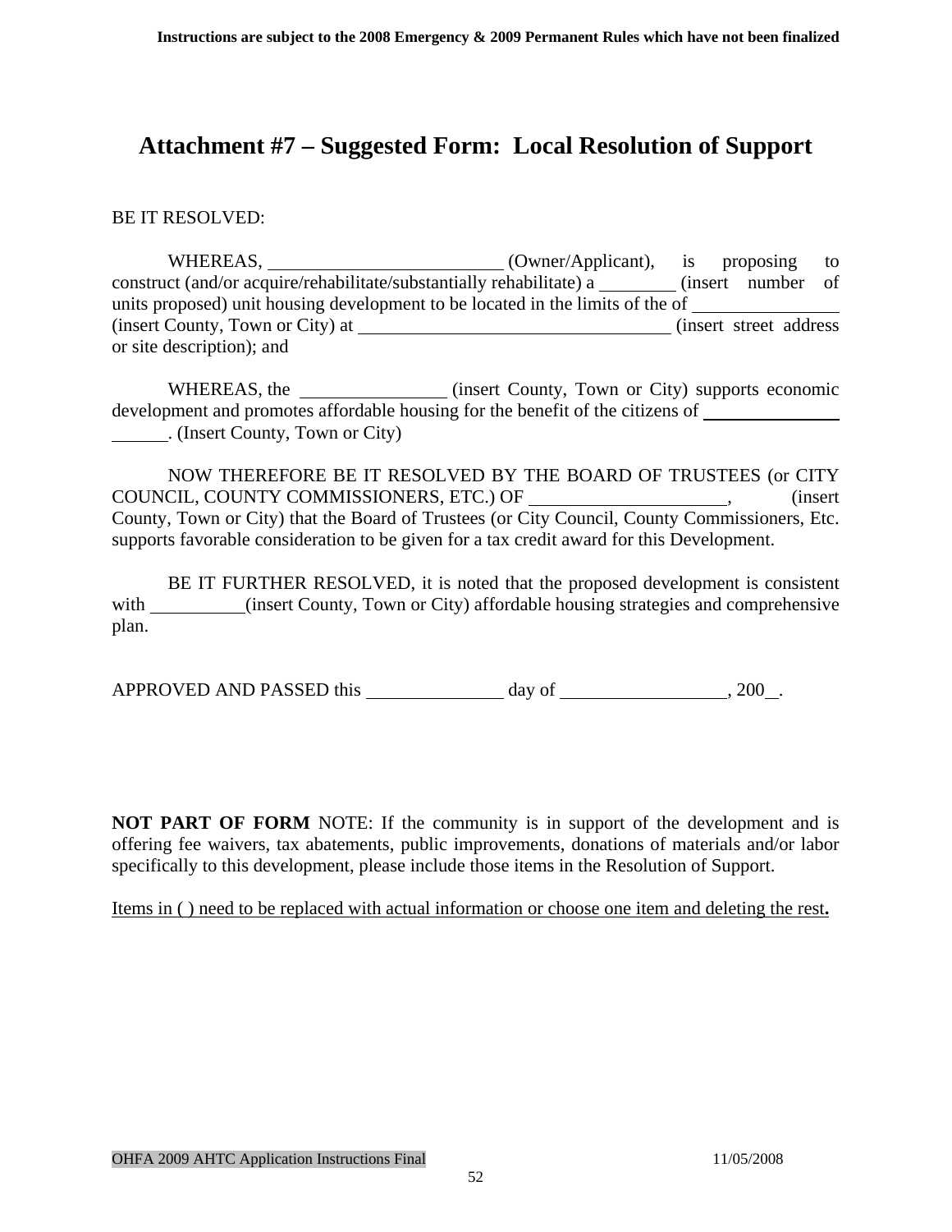# Attachment #7 – Suggested Form: Local Resolution of Support

BE IT RESOLVED:

WHEREAS, ________________________ (Owner/Applicant), is proposing to construct (and/or acquire/rehabilitate/substantially rehabilitate) a ________ (insert number of units proposed) unit housing development to be located in the limits of the of ______________ (insert County, Town or City) at ________________________________ (insert street address or site description); and

WHEREAS, the ______________ (insert County, Town or City) supports economic development and promotes affordable housing for the benefit of the citizens of ______________ ______. (Insert County, Town or City)

NOW THEREFORE BE IT RESOLVED BY THE BOARD OF TRUSTEES (or CITY COUNCIL, COUNTY COMMISSIONERS, ETC.) OF ____________________, (insert County, Town or City) that the Board of Trustees (or City Council, County Commissioners, Etc. supports favorable consideration to be given for a tax credit award for this Development.

BE IT FURTHER RESOLVED, it is noted that the proposed development is consistent with __________(insert County, Town or City) affordable housing strategies and comprehensive plan.

APPROVED AND PASSED this ______________ day of ________________, 200__.

**NOT PART OF FORM** NOTE: If the community is in support of the development and is offering fee waivers, tax abatements, public improvements, donations of materials and/or labor specifically to this development, please include those items in the Resolution of Support.

<u>Items in ( ) need to be replaced with actual information or choose one item and deleting the rest**.**</u>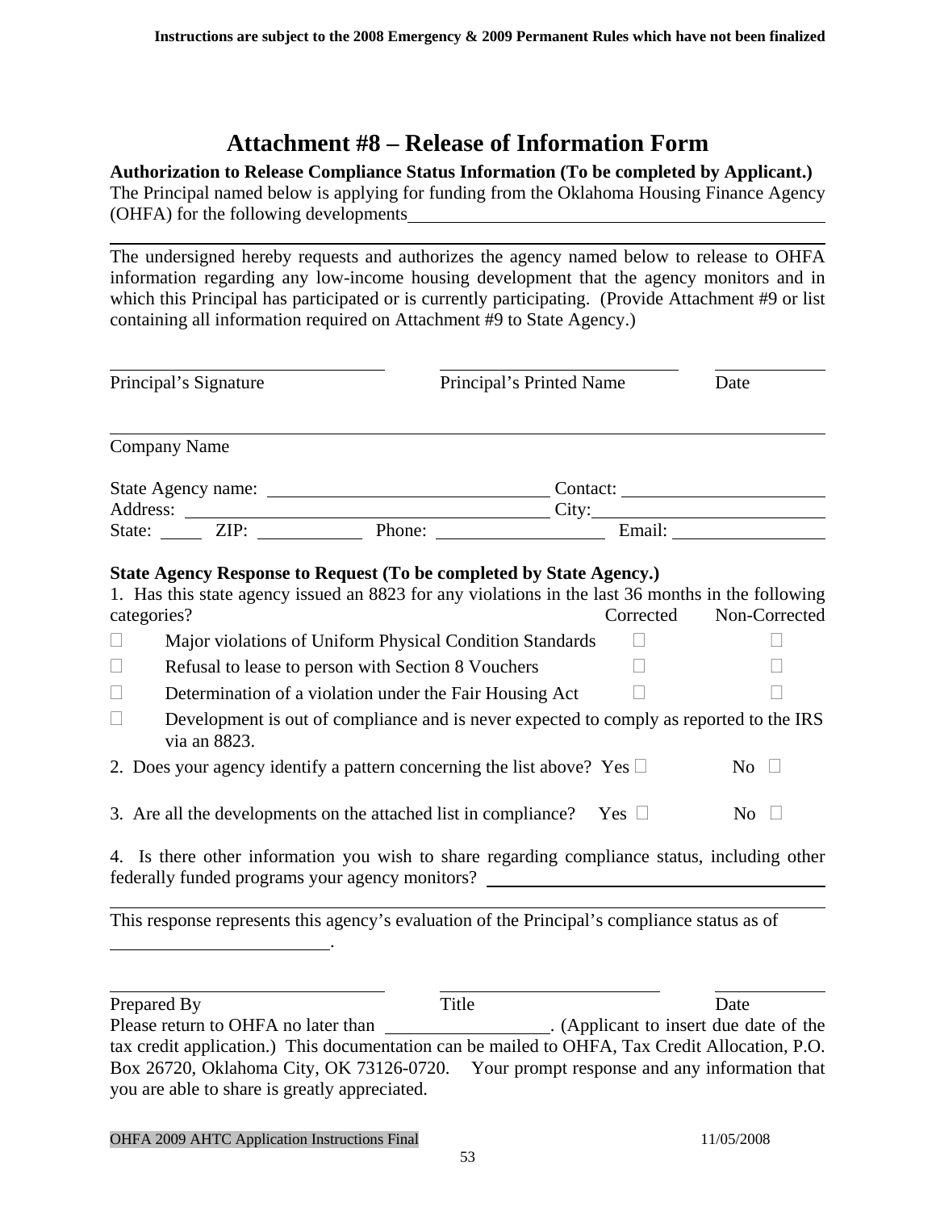**Instructions are subject to the 2008 Emergency & 2009 Permanent Rules which have not been finalized**

# Attachment #8 – Release of Information Form

**Authorization to Release Compliance Status Information (To be completed by Applicant.)**

The Principal named below is applying for funding from the Oklahoma Housing Finance Agency (OHFA) for the following developments\_\_\_\_\_\_\_\_\_\_\_\_\_\_\_\_\_\_\_\_\_\_\_\_\_\_\_\_\_\_\_\_\_\_\_\_\_\_\_\_

\_\_\_\_\_\_\_\_\_\_\_\_\_\_\_\_\_\_\_\_\_\_\_\_\_\_\_\_\_\_\_\_\_\_\_\_\_\_\_\_\_\_\_\_\_\_\_\_\_\_\_\_\_\_\_\_\_\_\_\_\_\_\_\_\_\_\_\_\_\_\_\_\_\_

The undersigned hereby requests and authorizes the agency named below to release to OHFA information regarding any low-income housing development that the agency monitors and in which this Principal has participated or is currently participating. (Provide Attachment #9 or list containing all information required on Attachment #9 to State Agency.)

\_\_\_\_\_\_\_\_\_\_\_\_\_\_\_\_\_\_\_\_\_\_\_\_\_\_ \_\_\_\_\_\_\_\_\_\_\_\_\_\_\_\_\_\_\_\_\_\_\_\_\_\_ \_\_\_\_\_\_\_\_\_\_\_\_

Principal's Signature Principal's Printed Name Date

\_\_\_\_\_\_\_\_\_\_\_\_\_\_\_\_\_\_\_\_\_\_\_\_\_\_\_\_\_\_\_\_\_\_\_\_\_\_\_\_\_\_\_\_\_\_\_\_\_\_\_\_\_\_\_\_\_\_\_\_\_\_\_\_\_\_\_\_\_\_\_\_\_\_

Company Name

State Agency name: \_\_\_\_\_\_\_\_\_\_\_\_\_\_\_\_\_\_\_\_\_\_\_\_\_\_ Contact: \_\_\_\_\_\_\_\_\_\_\_\_\_\_\_\_\_\_\_\_

Address: \_\_\_\_\_\_\_\_\_\_\_\_\_\_\_\_\_\_\_\_\_\_\_\_\_\_\_\_\_\_\_\_\_\_ City: \_\_\_\_\_\_\_\_\_\_\_\_\_\_\_\_\_\_\_\_\_\_\_

State: \_\_\_\_\_ ZIP: \_\_\_\_\_\_\_\_\_\_ Phone: \_\_\_\_\_\_\_\_\_\_\_\_\_\_\_\_ Email: \_\_\_\_\_\_\_\_\_\_\_\_\_\_\_\_

**State Agency Response to Request (To be completed by State Agency.)**

1. Has this state agency issued an 8823 for any violations in the last 36 months in the following categories?

| | | Corrected | Non-Corrected |
|---|---|---|---|
| ☐ | Major violations of Uniform Physical Condition Standards | ☐ | ☐ |
| ☐ | Refusal to lease to person with Section 8 Vouchers | ☐ | ☐ |
| ☐ | Determination of a violation under the Fair Housing Act | ☐ | ☐ |
| ☐ | Development is out of compliance and is never expected to comply as reported to the IRS via an 8823. | | |

2. Does your agency identify a pattern concerning the list above? Yes ☐ No ☐

3. Are all the developments on the attached list in compliance? Yes ☐ No ☐

4. Is there other information you wish to share regarding compliance status, including other federally funded programs your agency monitors? \_\_\_\_\_\_\_\_\_\_\_\_\_\_\_\_\_\_\_\_\_\_\_\_\_\_\_\_\_\_\_\_

\_\_\_\_\_\_\_\_\_\_\_\_\_\_\_\_\_\_\_\_\_\_\_\_\_\_\_\_\_\_\_\_\_\_\_\_\_\_\_\_\_\_\_\_\_\_\_\_\_\_\_\_\_\_\_\_\_\_\_\_\_\_\_\_\_\_\_\_\_\_\_\_\_\_

This response represents this agency's evaluation of the Principal's compliance status as of \_\_\_\_\_\_\_\_\_\_\_\_\_\_\_\_\_\_\_\_.

\_\_\_\_\_\_\_\_\_\_\_\_\_\_\_\_\_\_\_\_\_\_\_\_\_\_ \_\_\_\_\_\_\_\_\_\_\_\_\_\_\_\_\_\_\_\_\_\_\_\_ \_\_\_\_\_\_\_\_\_\_\_\_

Prepared By Title Date

Please return to OHFA no later than \_\_\_\_\_\_\_\_\_\_\_\_\_\_\_\_. (Applicant to insert due date of the tax credit application.) This documentation can be mailed to OHFA, Tax Credit Allocation, P.O. Box 26720, Oklahoma City, OK 73126-0720. Your prompt response and any information that you are able to share is greatly appreciated.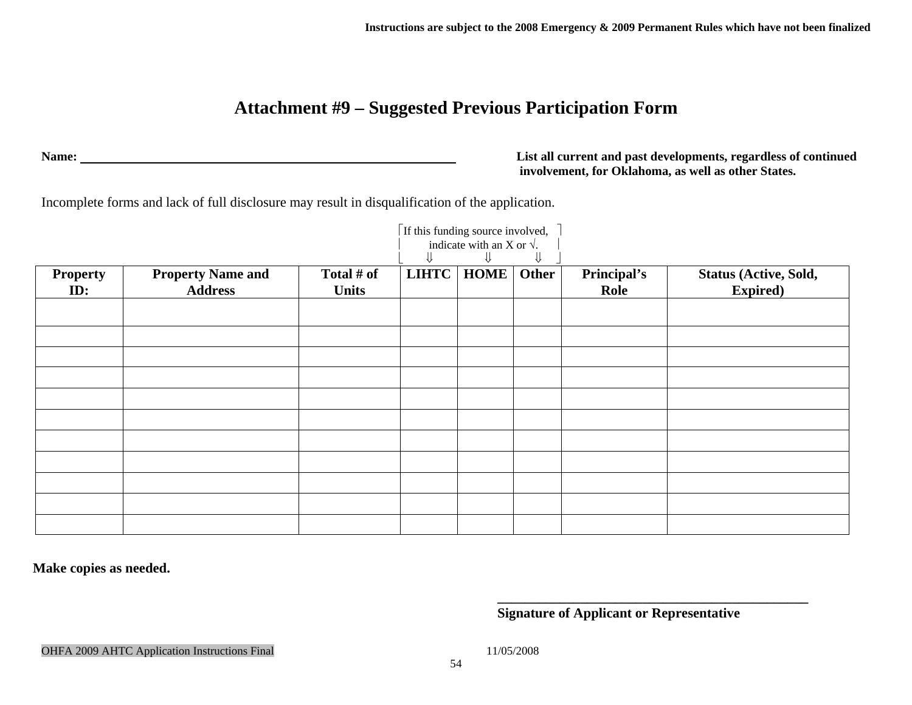# Attachment #9 – Suggested Previous Participation Form

**Name:** ______________________________________________

**List all current and past developments, regardless of continued involvement, for Oklahoma, as well as other States.**

Incomplete forms and lack of full disclosure may result in disqualification of the application.

| | | | If this funding source involved, indicate with an X or √. ⇓ | ⇓ | ⇓ | | |
|---|---|---|---|---|---|---|---|
| **Property ID:** | **Property Name and Address** | **Total # of Units** | **LIHTC** | **HOME** | **Other** | **Principal's Role** | **Status (Active, Sold, Expired)** |
| | | | | | | | |
| | | | | | | | |
| | | | | | | | |
| | | | | | | | |
| | | | | | | | |
| | | | | | | | |
| | | | | | | | |
| | | | | | | | |
| | | | | | | | |
| | | | | | | | |
| | | | | | | | |

**Make copies as needed.**

______________________________________________
**Signature of Applicant or Representative**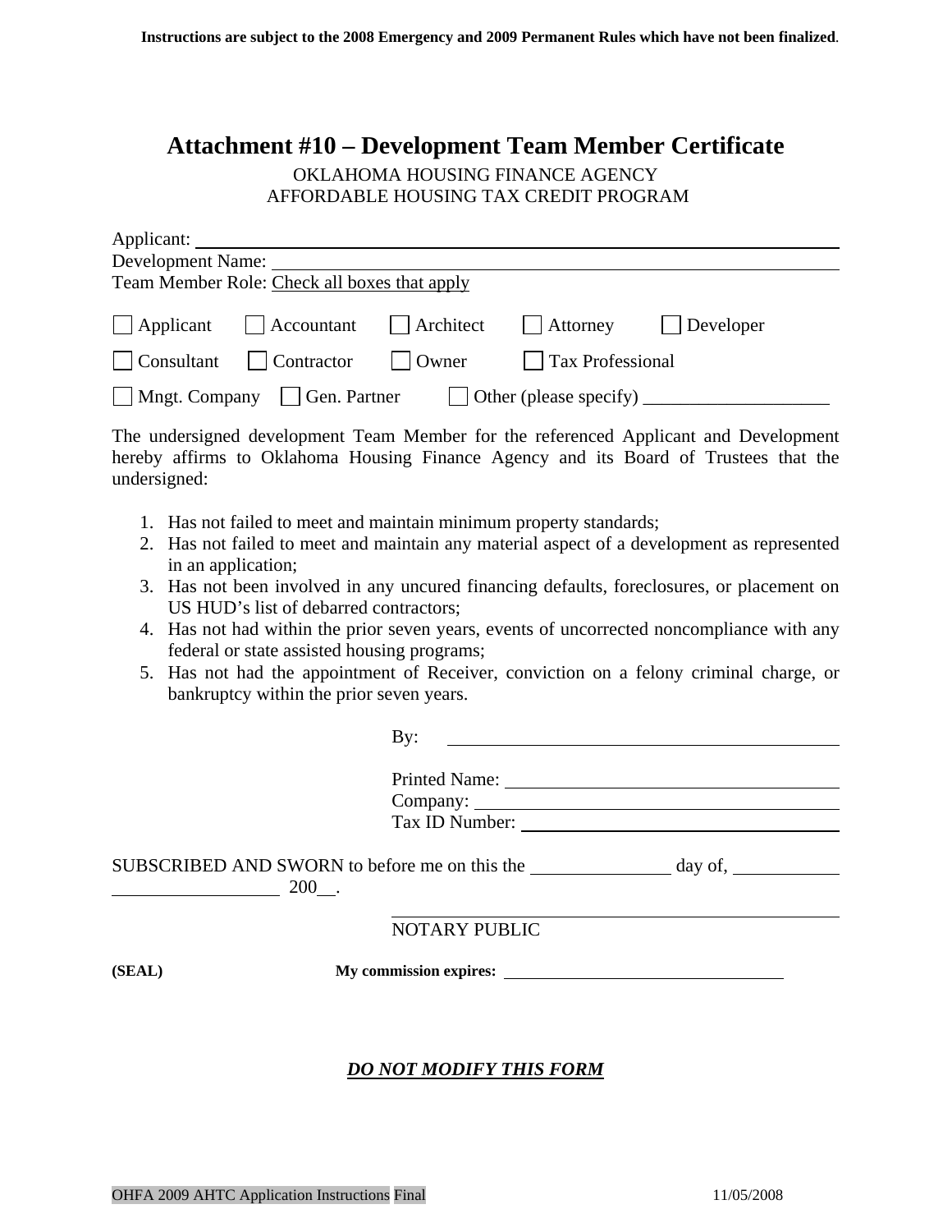Instructions are subject to the 2008 Emergency and 2009 Permanent Rules which have not been finalized.

# Attachment #10 – Development Team Member Certificate

OKLAHOMA HOUSING FINANCE AGENCY
AFFORDABLE HOUSING TAX CREDIT PROGRAM

Applicant: ______________________________________________

Development Name: ______________________________________

Team Member Role: Check all boxes that apply

☐ Applicant ☐ Accountant ☐ Architect ☐ Attorney ☐ Developer

☐ Consultant ☐ Contractor ☐ Owner ☐ Tax Professional

☐ Mngt. Company ☐ Gen. Partner ☐ Other (please specify) ____________________

The undersigned development Team Member for the referenced Applicant and Development hereby affirms to Oklahoma Housing Finance Agency and its Board of Trustees that the undersigned:

1. Has not failed to meet and maintain minimum property standards;
2. Has not failed to meet and maintain any material aspect of a development as represented in an application;
3. Has not been involved in any uncured financing defaults, foreclosures, or placement on US HUD's list of debarred contractors;
4. Has not had within the prior seven years, events of uncorrected noncompliance with any federal or state assisted housing programs;
5. Has not had the appointment of Receiver, conviction on a felony criminal charge, or bankruptcy within the prior seven years.

By: ______________________________________

Printed Name: ______________________________
Company: __________________________________
Tax ID Number: _____________________________

SUBSCRIBED AND SWORN to before me on this the ____________ day of, __________ ______________ 200__.

______________________________________
NOTARY PUBLIC

**(SEAL)** **My commission expires:** ______________________________

***DO NOT MODIFY THIS FORM***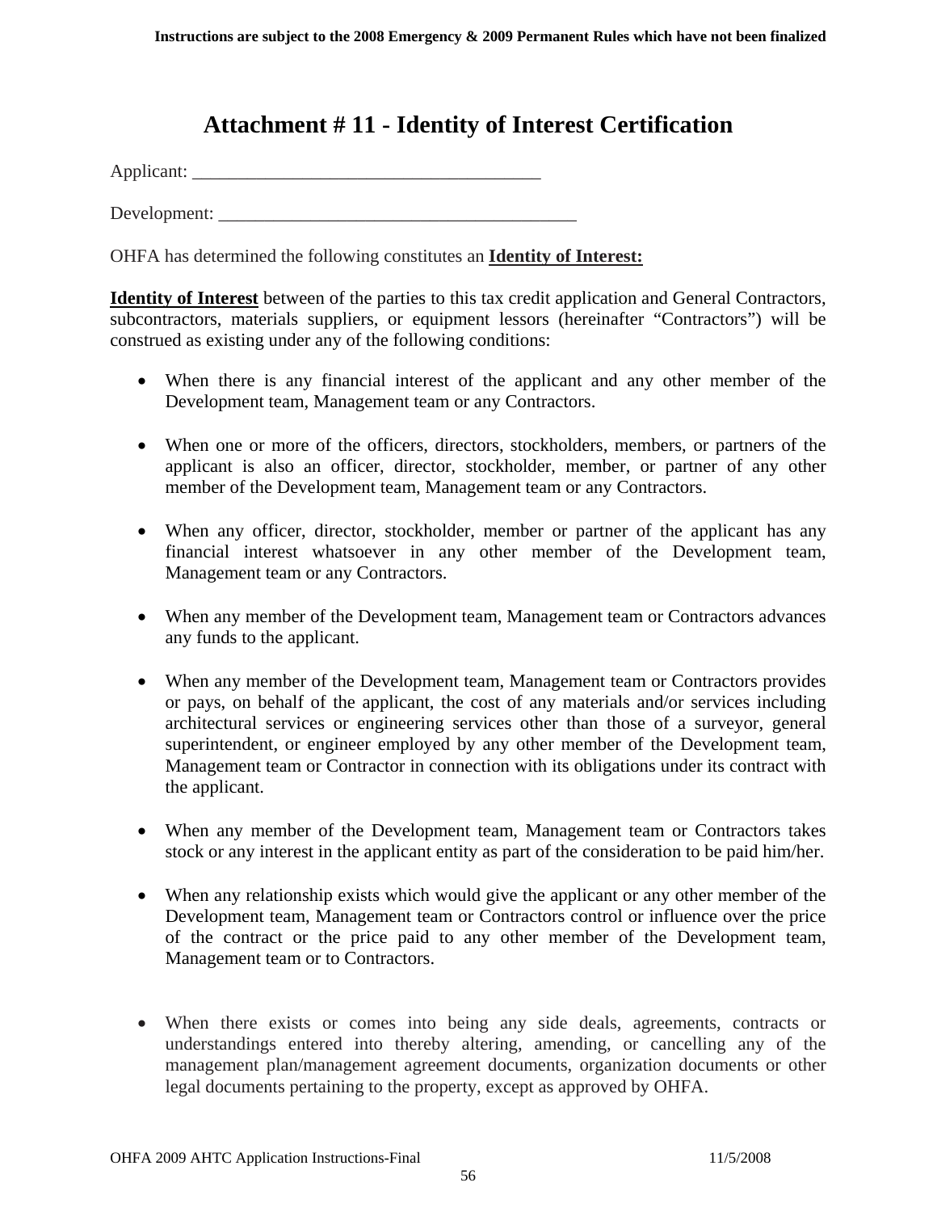# Attachment # 11 - Identity of Interest Certification

Applicant: ______________________________________

Development: ________________________________________

OHFA has determined the following constitutes an **Identity of Interest:**

**Identity of Interest** between of the parties to this tax credit application and General Contractors, subcontractors, materials suppliers, or equipment lessors (hereinafter "Contractors") will be construed as existing under any of the following conditions:

- When there is any financial interest of the applicant and any other member of the Development team, Management team or any Contractors.
- When one or more of the officers, directors, stockholders, members, or partners of the applicant is also an officer, director, stockholder, member, or partner of any other member of the Development team, Management team or any Contractors.
- When any officer, director, stockholder, member or partner of the applicant has any financial interest whatsoever in any other member of the Development team, Management team or any Contractors.
- When any member of the Development team, Management team or Contractors advances any funds to the applicant.
- When any member of the Development team, Management team or Contractors provides or pays, on behalf of the applicant, the cost of any materials and/or services including architectural services or engineering services other than those of a surveyor, general superintendent, or engineer employed by any other member of the Development team, Management team or Contractor in connection with its obligations under its contract with the applicant.
- When any member of the Development team, Management team or Contractors takes stock or any interest in the applicant entity as part of the consideration to be paid him/her.
- When any relationship exists which would give the applicant or any other member of the Development team, Management team or Contractors control or influence over the price of the contract or the price paid to any other member of the Development team, Management team or to Contractors.
- When there exists or comes into being any side deals, agreements, contracts or understandings entered into thereby altering, amending, or cancelling any of the management plan/management agreement documents, organization documents or other legal documents pertaining to the property, except as approved by OHFA.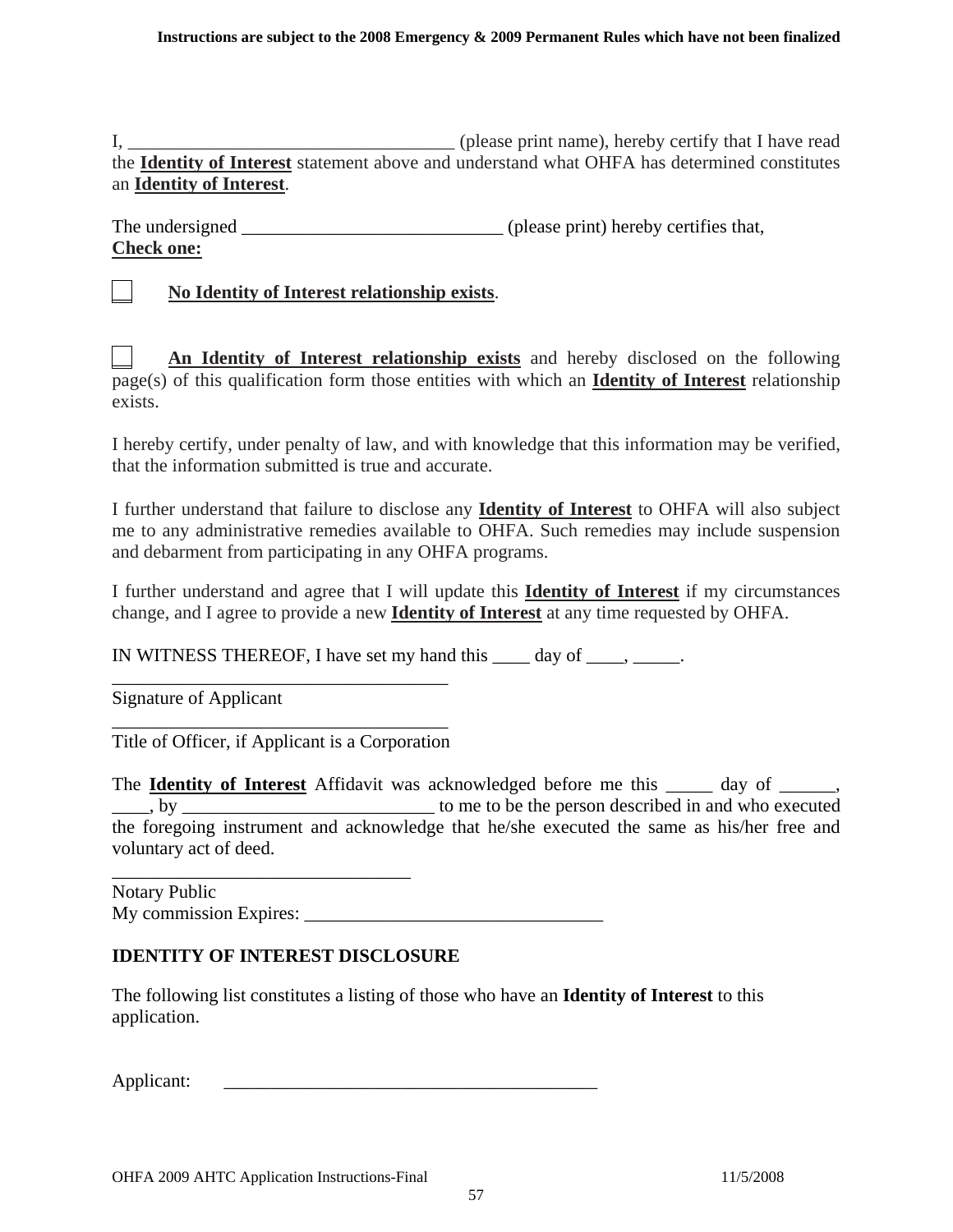I, ___________________________________ (please print name), hereby certify that I have read the **Identity of Interest** statement above and understand what OHFA has determined constitutes an **Identity of Interest**.

The undersigned ____________________________ (please print) hereby certifies that,
**Check one:**

☐ **No Identity of Interest relationship exists**.

☐ **An Identity of Interest relationship exists** and hereby disclosed on the following page(s) of this qualification form those entities with which an **Identity of Interest** relationship exists.

I hereby certify, under penalty of law, and with knowledge that this information may be verified, that the information submitted is true and accurate.

I further understand that failure to disclose any **Identity of Interest** to OHFA will also subject me to any administrative remedies available to OHFA. Such remedies may include suspension and debarment from participating in any OHFA programs.

I further understand and agree that I will update this **Identity of Interest** if my circumstances change, and I agree to provide a new **Identity of Interest** at any time requested by OHFA.

IN WITNESS THEREOF, I have set my hand this ____ day of ____, _____.

_____________________________________
Signature of Applicant

_____________________________________
Title of Officer, if Applicant is a Corporation

The **Identity of Interest** Affidavit was acknowledged before me this _____ day of ______, ____, by ___________________________ to me to be the person described in and who executed the foregoing instrument and acknowledge that he/she executed the same as his/her free and voluntary act of deed.

_________________________________
Notary Public
My commission Expires: ________________________________

**IDENTITY OF INTEREST DISCLOSURE**

The following list constitutes a listing of those who have an **Identity of Interest** to this application.

Applicant: _________________________________________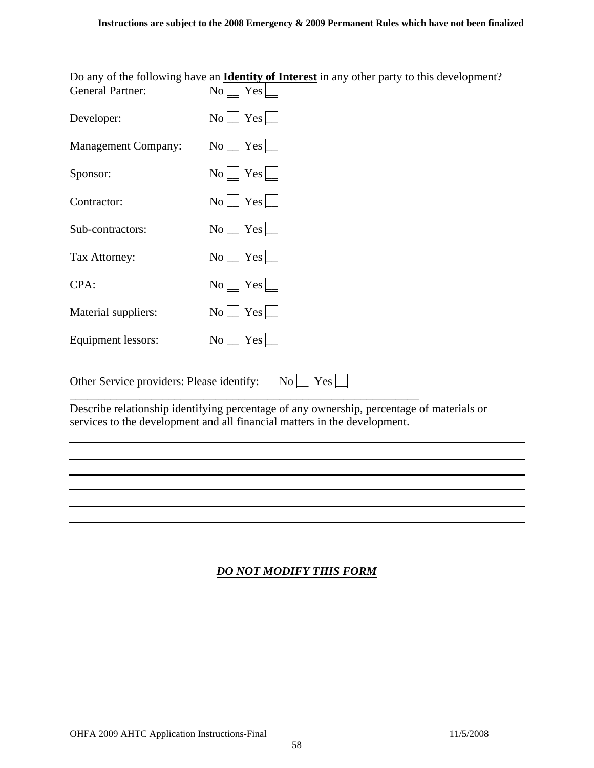Do any of the following have an **Identity of Interest** in any other party to this development?

General Partner: No ☐ Yes ☐

Developer: No ☐ Yes ☐

Management Company: No ☐ Yes ☐

Sponsor: No ☐ Yes ☐

Contractor: No ☐ Yes ☐

Sub-contractors: No ☐ Yes ☐

Tax Attorney: No ☐ Yes ☐

CPA: No ☐ Yes ☐

Material suppliers: No ☐ Yes ☐

Equipment lessors: No ☐ Yes ☐

Other Service providers: Please identify: No ☐ Yes ☐

_______________________________________________________________

Describe relationship identifying percentage of any ownership, percentage of materials or services to the development and all financial matters in the development.

_______________________________________________________________

_______________________________________________________________

_______________________________________________________________

_______________________________________________________________

_______________________________________________________________

_______________________________________________________________

***DO NOT MODIFY THIS FORM***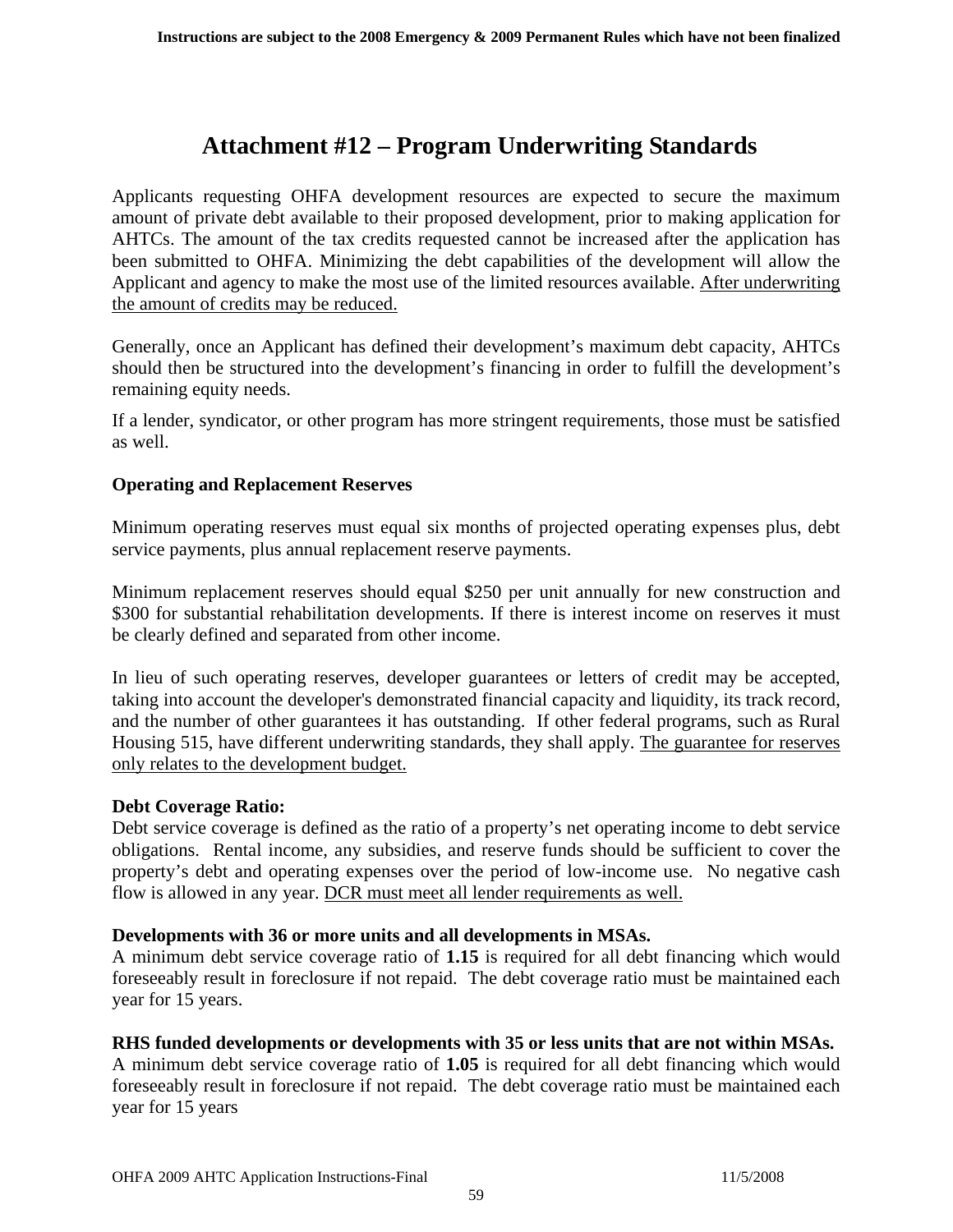# Attachment #12 – Program Underwriting Standards

Applicants requesting OHFA development resources are expected to secure the maximum amount of private debt available to their proposed development, prior to making application for AHTCs. The amount of the tax credits requested cannot be increased after the application has been submitted to OHFA. Minimizing the debt capabilities of the development will allow the Applicant and agency to make the most use of the limited resources available. <u>After underwriting the amount of credits may be reduced.</u>

Generally, once an Applicant has defined their development's maximum debt capacity, AHTCs should then be structured into the development's financing in order to fulfill the development's remaining equity needs.

If a lender, syndicator, or other program has more stringent requirements, those must be satisfied as well.

**Operating and Replacement Reserves**

Minimum operating reserves must equal six months of projected operating expenses plus, debt service payments, plus annual replacement reserve payments.

Minimum replacement reserves should equal $250 per unit annually for new construction and $300 for substantial rehabilitation developments. If there is interest income on reserves it must be clearly defined and separated from other income.

In lieu of such operating reserves, developer guarantees or letters of credit may be accepted, taking into account the developer's demonstrated financial capacity and liquidity, its track record, and the number of other guarantees it has outstanding. If other federal programs, such as Rural Housing 515, have different underwriting standards, they shall apply. <u>The guarantee for reserves only relates to the development budget.</u>

**Debt Coverage Ratio:**
Debt service coverage is defined as the ratio of a property's net operating income to debt service obligations. Rental income, any subsidies, and reserve funds should be sufficient to cover the property's debt and operating expenses over the period of low-income use. No negative cash flow is allowed in any year. <u>DCR must meet all lender requirements as well.</u>

**Developments with 36 or more units and all developments in MSAs.**
A minimum debt service coverage ratio of **1.15** is required for all debt financing which would foreseeably result in foreclosure if not repaid. The debt coverage ratio must be maintained each year for 15 years.

**RHS funded developments or developments with 35 or less units that are not within MSAs.**
A minimum debt service coverage ratio of **1.05** is required for all debt financing which would foreseeably result in foreclosure if not repaid. The debt coverage ratio must be maintained each year for 15 years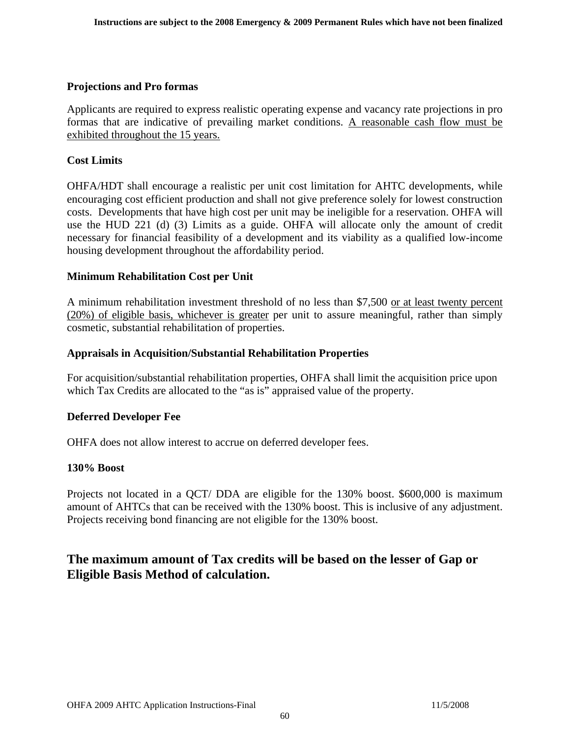**Projections and Pro formas**

Applicants are required to express realistic operating expense and vacancy rate projections in pro formas that are indicative of prevailing market conditions. <u>A reasonable cash flow must be exhibited throughout the 15 years.</u>

**Cost Limits**

OHFA/HDT shall encourage a realistic per unit cost limitation for AHTC developments, while encouraging cost efficient production and shall not give preference solely for lowest construction costs. Developments that have high cost per unit may be ineligible for a reservation. OHFA will use the HUD 221 (d) (3) Limits as a guide. OHFA will allocate only the amount of credit necessary for financial feasibility of a development and its viability as a qualified low-income housing development throughout the affordability period.

**Minimum Rehabilitation Cost per Unit**

A minimum rehabilitation investment threshold of no less than $7,500 <u>or at least twenty percent (20%) of eligible basis, whichever is greater</u> per unit to assure meaningful, rather than simply cosmetic, substantial rehabilitation of properties.

**Appraisals in Acquisition/Substantial Rehabilitation Properties**

For acquisition/substantial rehabilitation properties, OHFA shall limit the acquisition price upon which Tax Credits are allocated to the "as is" appraised value of the property.

**Deferred Developer Fee**

OHFA does not allow interest to accrue on deferred developer fees.

**130% Boost**

Projects not located in a QCT/ DDA are eligible for the 130% boost. $600,000 is maximum amount of AHTCs that can be received with the 130% boost. This is inclusive of any adjustment. Projects receiving bond financing are not eligible for the 130% boost.

## The maximum amount of Tax credits will be based on the lesser of Gap or Eligible Basis Method of calculation.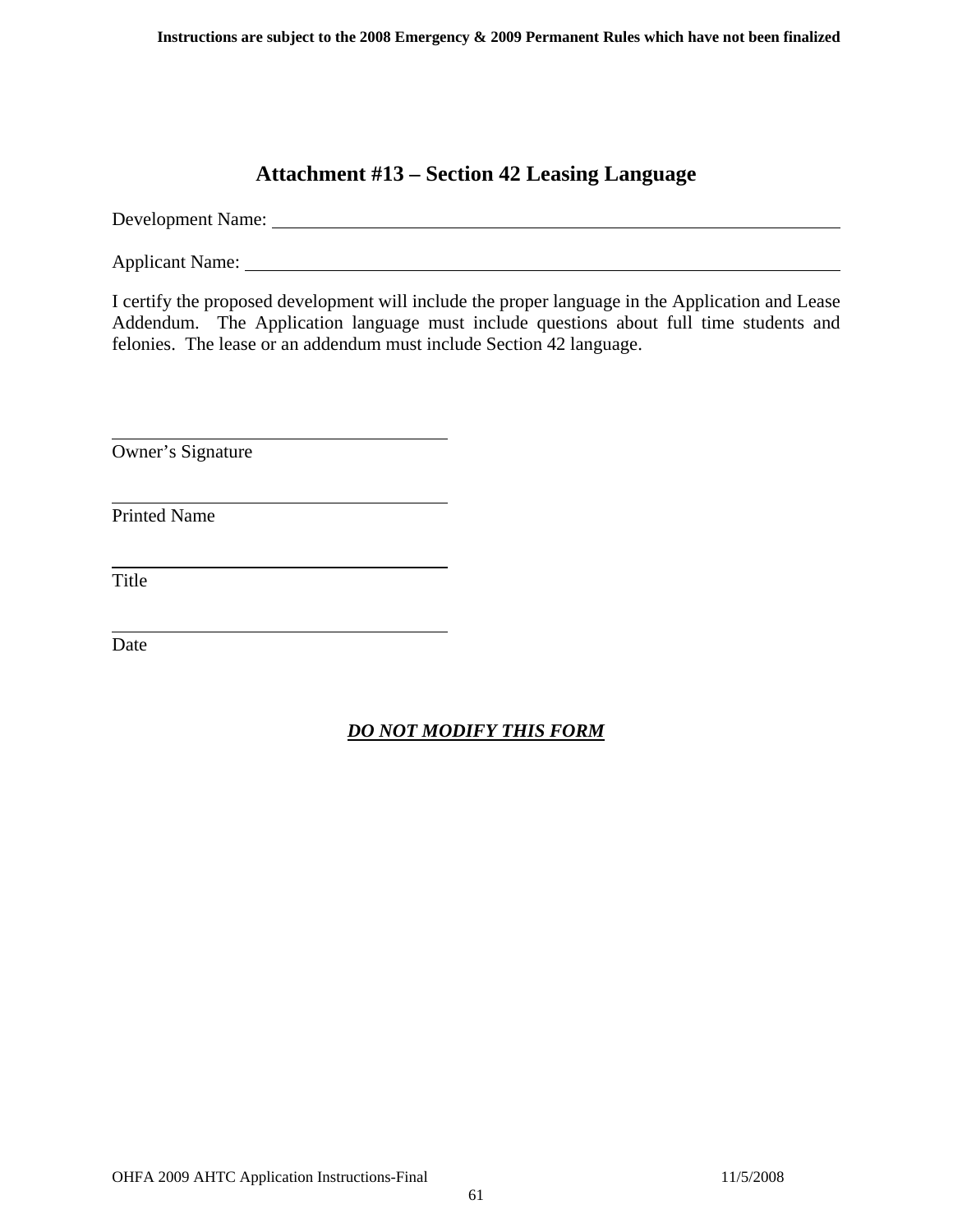# Attachment #13 – Section 42 Leasing Language

Development Name: ____________________________________________________________

Applicant Name: ______________________________________________________________

I certify the proposed development will include the proper language in the Application and Lease Addendum. The Application language must include questions about full time students and felonies. The lease or an addendum must include Section 42 language.

_________________________________
Owner's Signature

_________________________________
Printed Name

_________________________________
Title

_________________________________
Date

***DO NOT MODIFY THIS FORM***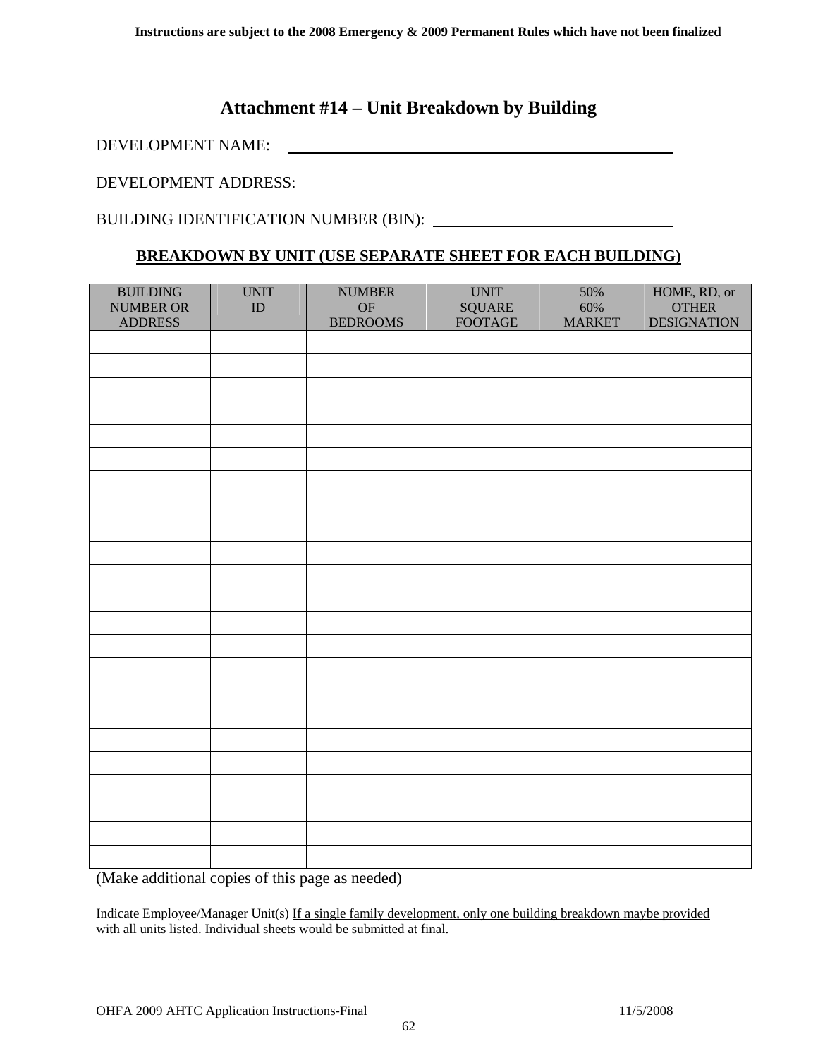Instructions are subject to the 2008 Emergency & 2009 Permanent Rules which have not been finalized

# Attachment #14 – Unit Breakdown by Building

DEVELOPMENT NAME: ____________________________________________

DEVELOPMENT ADDRESS: ________________________________________

BUILDING IDENTIFICATION NUMBER (BIN): __________________________

## BREAKDOWN BY UNIT (USE SEPARATE SHEET FOR EACH BUILDING)

| BUILDING NUMBER OR ADDRESS | UNIT ID | NUMBER OF BEDROOMS | UNIT SQUARE FOOTAGE | 50% 60% MARKET | HOME, RD, or OTHER DESIGNATION |
|---|---|---|---|---|---|
| | | | | | |
| | | | | | |
| | | | | | |
| | | | | | |
| | | | | | |
| | | | | | |
| | | | | | |
| | | | | | |
| | | | | | |
| | | | | | |
| | | | | | |
| | | | | | |
| | | | | | |
| | | | | | |
| | | | | | |
| | | | | | |
| | | | | | |
| | | | | | |
| | | | | | |
| | | | | | |
| | | | | | |
| | | | | | |
| | | | | | |

(Make additional copies of this page as needed)

Indicate Employee/Manager Unit(s) If a single family development, only one building breakdown maybe provided with all units listed. Individual sheets would be submitted at final.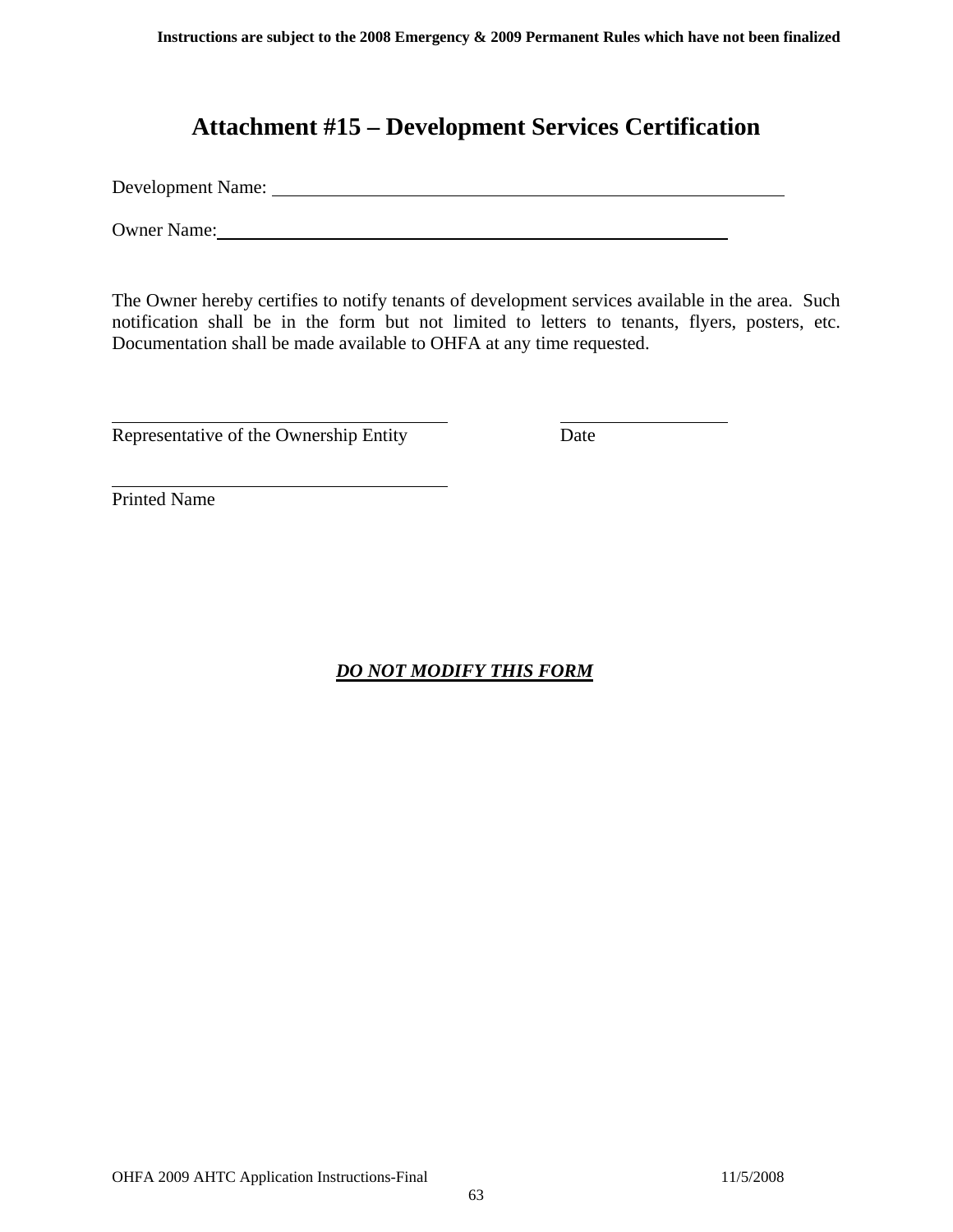# Attachment #15 – Development Services Certification

Development Name: \_\_\_\_\_\_\_\_\_\_\_\_\_\_\_\_\_\_\_\_\_\_\_\_\_\_\_\_\_\_\_\_\_\_\_\_\_\_\_\_\_\_\_\_\_\_

Owner Name: \_\_\_\_\_\_\_\_\_\_\_\_\_\_\_\_\_\_\_\_\_\_\_\_\_\_\_\_\_\_\_\_\_\_\_\_\_\_\_\_\_\_\_\_\_\_

The Owner hereby certifies to notify tenants of development services available in the area. Such notification shall be in the form but not limited to letters to tenants, flyers, posters, etc. Documentation shall be made available to OHFA at any time requested.

\_\_\_\_\_\_\_\_\_\_\_\_\_\_\_\_\_\_\_\_\_\_\_\_\_\_\_\_\_\_\_\_ \_\_\_\_\_\_\_\_\_\_\_\_\_\_\_\_
Representative of the Ownership Entity Date

\_\_\_\_\_\_\_\_\_\_\_\_\_\_\_\_\_\_\_\_\_\_\_\_\_\_\_\_\_\_\_\_
Printed Name

***DO NOT MODIFY THIS FORM***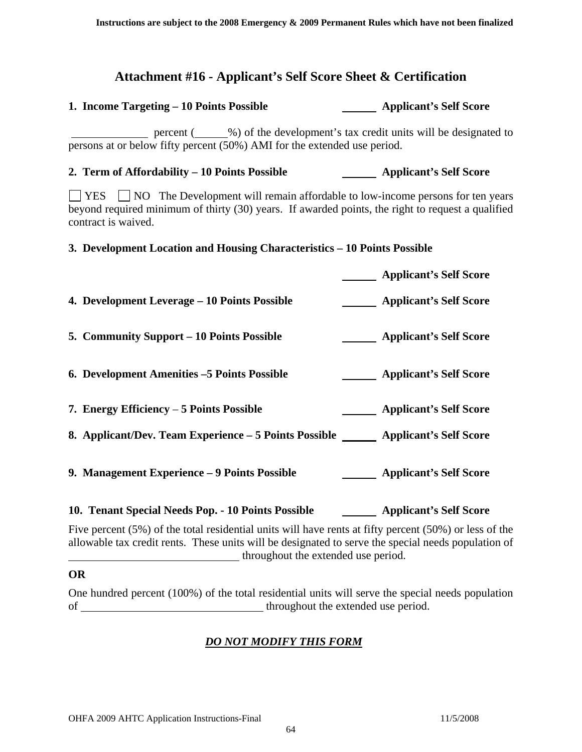## Attachment #16 - Applicant's Self Score Sheet & Certification

**1. Income Targeting – 10 Points Possible** ______ **Applicant's Self Score**

______________ percent (______%) of the development's tax credit units will be designated to persons at or below fifty percent (50%) AMI for the extended use period.

**2. Term of Affordability – 10 Points Possible** ______ **Applicant's Self Score**

☐ YES ☐ NO The Development will remain affordable to low-income persons for ten years beyond required minimum of thirty (30) years. If awarded points, the right to request a qualified contract is waived.

**3. Development Location and Housing Characteristics – 10 Points Possible**

______ **Applicant's Self Score**

**4. Development Leverage – 10 Points Possible** ______ **Applicant's Self Score**

**5. Community Support – 10 Points Possible** ______ **Applicant's Self Score**

**6. Development Amenities –5 Points Possible** ______ **Applicant's Self Score**

**7. Energy Efficiency – 5 Points Possible** ______ **Applicant's Self Score**

**8. Applicant/Dev. Team Experience – 5 Points Possible** ______ **Applicant's Self Score**

**9. Management Experience – 9 Points Possible** ______ **Applicant's Self Score**

**10. Tenant Special Needs Pop. - 10 Points Possible** ______ **Applicant's Self Score**

Five percent (5%) of the total residential units will have rents at fifty percent (50%) or less of the allowable tax credit rents. These units will be designated to serve the special needs population of ______________________________ throughout the extended use period.

**OR**

One hundred percent (100%) of the total residential units will serve the special needs population of ________________________________ throughout the extended use period.

***DO NOT MODIFY THIS FORM***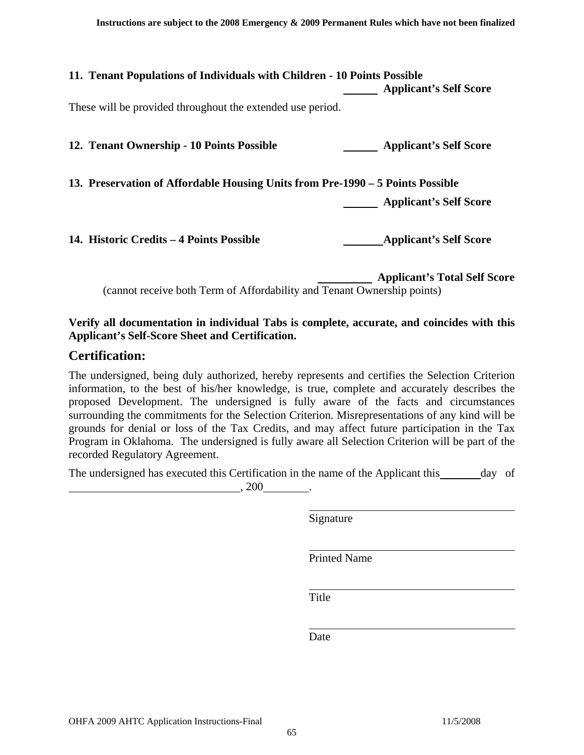**11. Tenant Populations of Individuals with Children - 10 Points Possible**

______ **Applicant's Self Score**

These will be provided throughout the extended use period.

**12. Tenant Ownership - 10 Points Possible** ______ **Applicant's Self Score**

**13. Preservation of Affordable Housing Units from Pre-1990 – 5 Points Possible**

______ **Applicant's Self Score**

**14. Historic Credits – 4 Points Possible** ______ **Applicant's Self Score**

__________ **Applicant's Total Self Score**

(cannot receive both Term of Affordability and Tenant Ownership points)

**Verify all documentation in individual Tabs is complete, accurate, and coincides with this Applicant's Self-Score Sheet and Certification.**

## Certification:

The undersigned, being duly authorized, hereby represents and certifies the Selection Criterion information, to the best of his/her knowledge, is true, complete and accurately describes the proposed Development. The undersigned is fully aware of the facts and circumstances surrounding the commitments for the Selection Criterion. Misrepresentations of any kind will be grounds for denial or loss of the Tax Credits, and may affect future participation in the Tax Program in Oklahoma. The undersigned is fully aware all Selection Criterion will be part of the recorded Regulatory Agreement.

The undersigned has executed this Certification in the name of the Applicant this ________ day of ______________________________, 200________.

______________________________
Signature

______________________________
Printed Name

______________________________
Title

______________________________
Date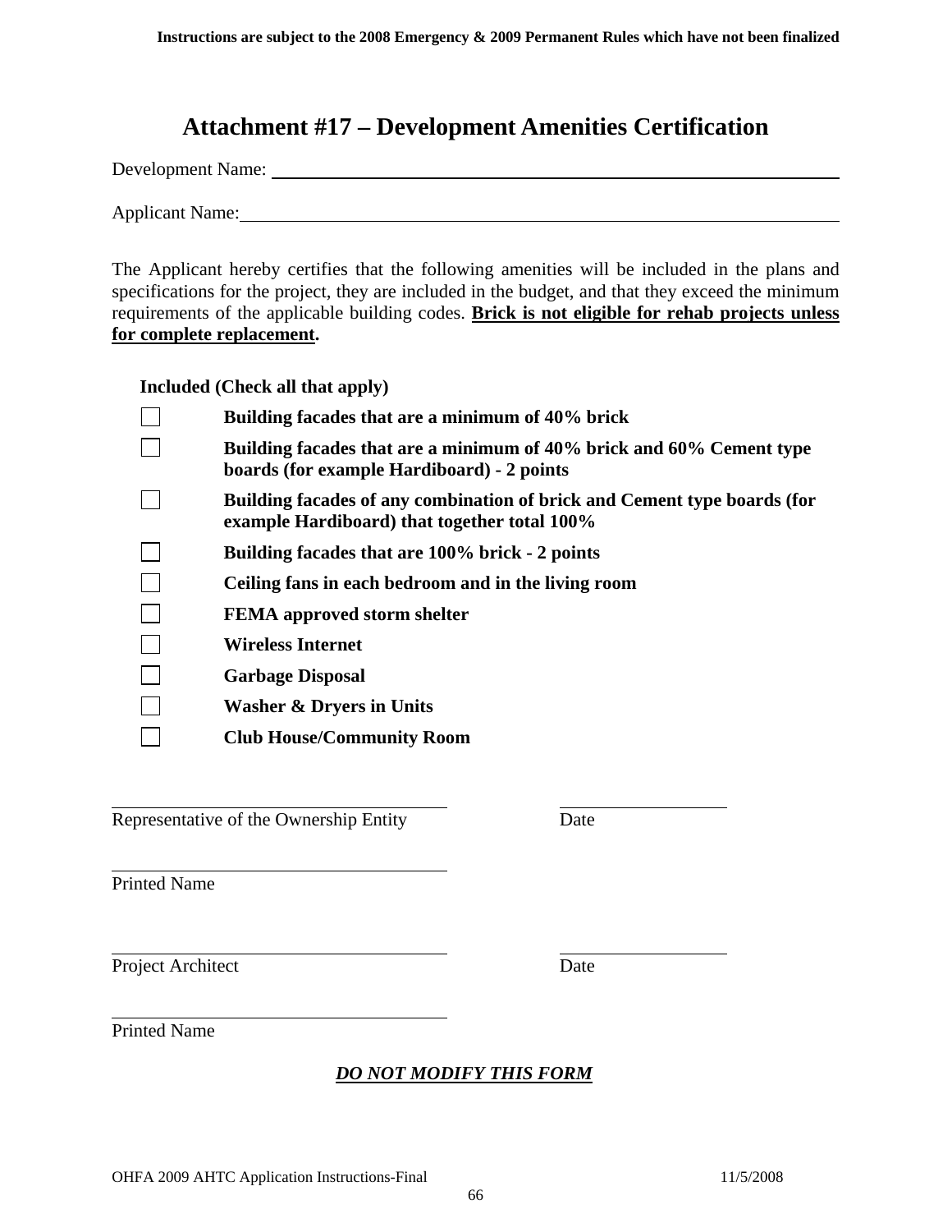# Attachment #17 – Development Amenities Certification

Development Name: ___________________________________________

Applicant Name: ___________________________________________

The Applicant hereby certifies that the following amenities will be included in the plans and specifications for the project, they are included in the budget, and that they exceed the minimum requirements of the applicable building codes. **Brick is not eligible for rehab projects unless for complete replacement.**

**Included (Check all that apply)**

- ☐ **Building facades that are a minimum of 40% brick**
- ☐ **Building facades that are a minimum of 40% brick and 60% Cement type boards (for example Hardiboard) - 2 points**
- ☐ **Building facades of any combination of brick and Cement type boards (for example Hardiboard) that together total 100%**
- ☐ **Building facades that are 100% brick - 2 points**
- ☐ **Ceiling fans in each bedroom and in the living room**
- ☐ **FEMA approved storm shelter**
- ☐ **Wireless Internet**
- ☐ **Garbage Disposal**
- ☐ **Washer & Dryers in Units**
- ☐ **Club House/Community Room**

___________________________________ ________________

Representative of the Ownership Entity Date

___________________________________

Printed Name

___________________________________ ________________

Project Architect Date

___________________________________

Printed Name

***DO NOT MODIFY THIS FORM***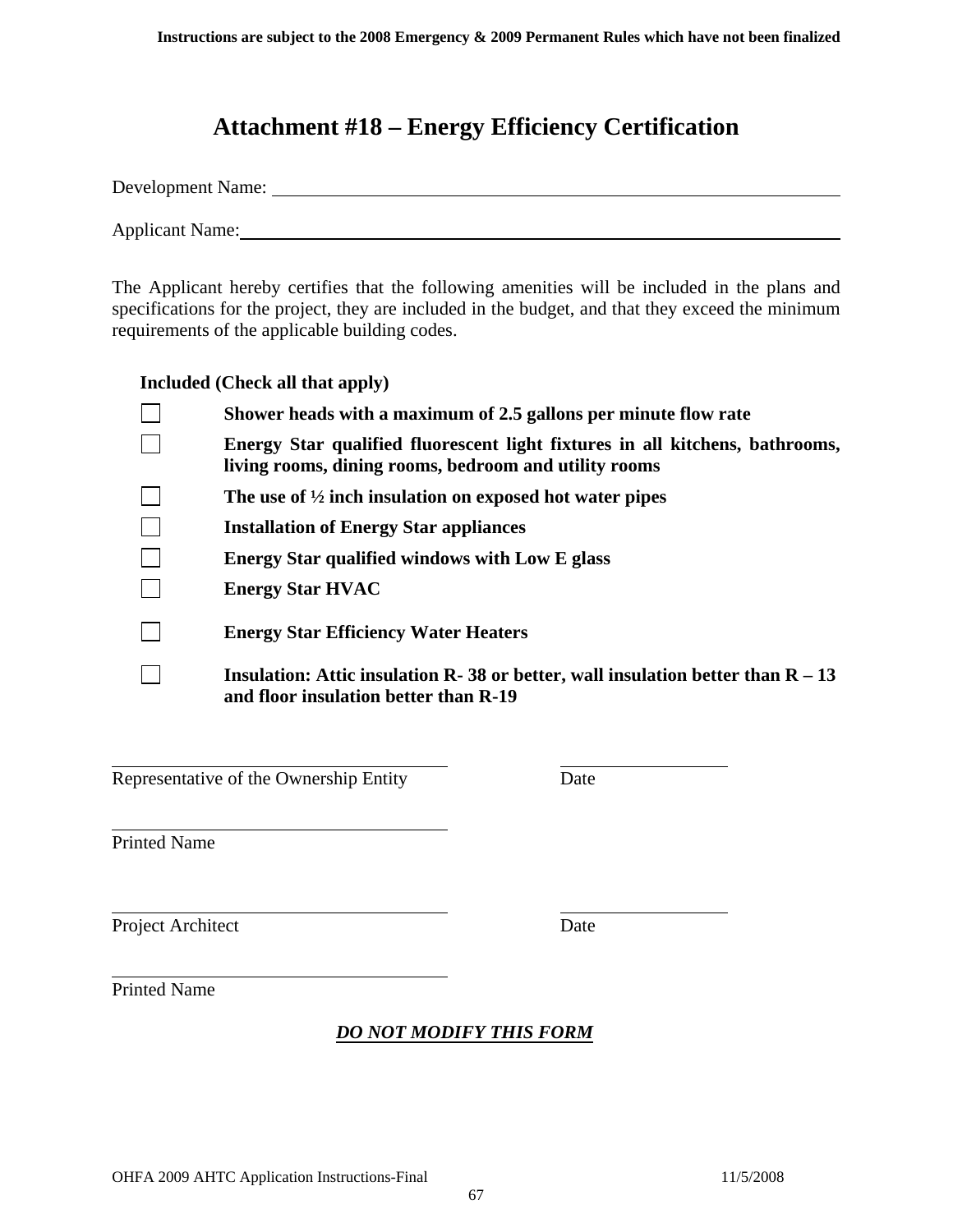Instructions are subject to the 2008 Emergency & 2009 Permanent Rules which have not been finalized

# Attachment #18 – Energy Efficiency Certification

Development Name: ______________________________________________

Applicant Name: ______________________________________________

The Applicant hereby certifies that the following amenities will be included in the plans and specifications for the project, they are included in the budget, and that they exceed the minimum requirements of the applicable building codes.

**Included (Check all that apply)**

- ☐ **Shower heads with a maximum of 2.5 gallons per minute flow rate**
- ☐ **Energy Star qualified fluorescent light fixtures in all kitchens, bathrooms, living rooms, dining rooms, bedroom and utility rooms**
- ☐ **The use of ½ inch insulation on exposed hot water pipes**
- ☐ **Installation of Energy Star appliances**
- ☐ **Energy Star qualified windows with Low E glass**
- ☐ **Energy Star HVAC**
- ☐ **Energy Star Efficiency Water Heaters**
- ☐ **Insulation: Attic insulation R- 38 or better, wall insulation better than R – 13 and floor insulation better than R-19**

______________________________ ______________
Representative of the Ownership Entity Date

______________________________
Printed Name

______________________________ ______________
Project Architect Date

______________________________
Printed Name

***DO NOT MODIFY THIS FORM***

OHFA 2009 AHTC Application Instructions-Final 11/5/2008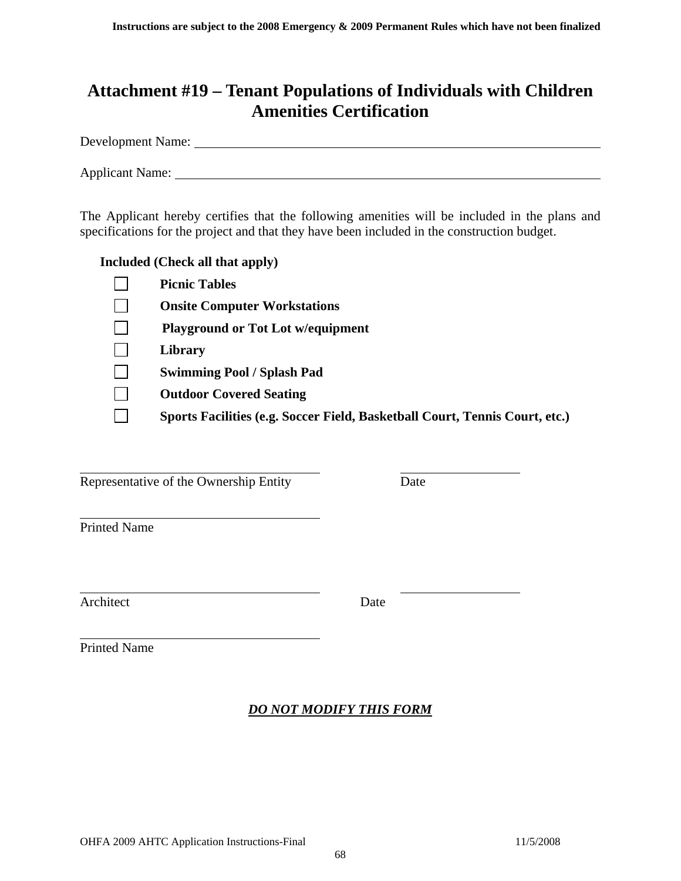# Attachment #19 – Tenant Populations of Individuals with Children Amenities Certification

Development Name: \_\_\_\_\_\_\_\_\_\_\_\_\_\_\_\_\_\_\_\_\_\_\_\_\_\_\_\_\_\_\_\_\_\_\_\_\_\_\_\_

Applicant Name: \_\_\_\_\_\_\_\_\_\_\_\_\_\_\_\_\_\_\_\_\_\_\_\_\_\_\_\_\_\_\_\_\_\_\_\_\_\_\_\_

The Applicant hereby certifies that the following amenities will be included in the plans and specifications for the project and that they have been included in the construction budget.

**Included (Check all that apply)**

- ☐ **Picnic Tables**
- ☐ **Onsite Computer Workstations**
- ☐ **Playground or Tot Lot w/equipment**
- ☐ **Library**
- ☐ **Swimming Pool / Splash Pad**
- ☐ **Outdoor Covered Seating**
- ☐ **Sports Facilities (e.g. Soccer Field, Basketball Court, Tennis Court, etc.)**

\_\_\_\_\_\_\_\_\_\_\_\_\_\_\_\_\_\_\_\_\_\_\_\_\_\_\_\_\_\_ \_\_\_\_\_\_\_\_\_\_\_\_\_\_\_
Representative of the Ownership Entity Date

\_\_\_\_\_\_\_\_\_\_\_\_\_\_\_\_\_\_\_\_\_\_\_\_\_\_\_\_\_\_
Printed Name

\_\_\_\_\_\_\_\_\_\_\_\_\_\_\_\_\_\_\_\_\_\_\_\_\_\_\_\_\_\_ \_\_\_\_\_\_\_\_\_\_\_\_\_\_\_
Architect Date

\_\_\_\_\_\_\_\_\_\_\_\_\_\_\_\_\_\_\_\_\_\_\_\_\_\_\_\_\_\_
Printed Name

***DO NOT MODIFY THIS FORM***